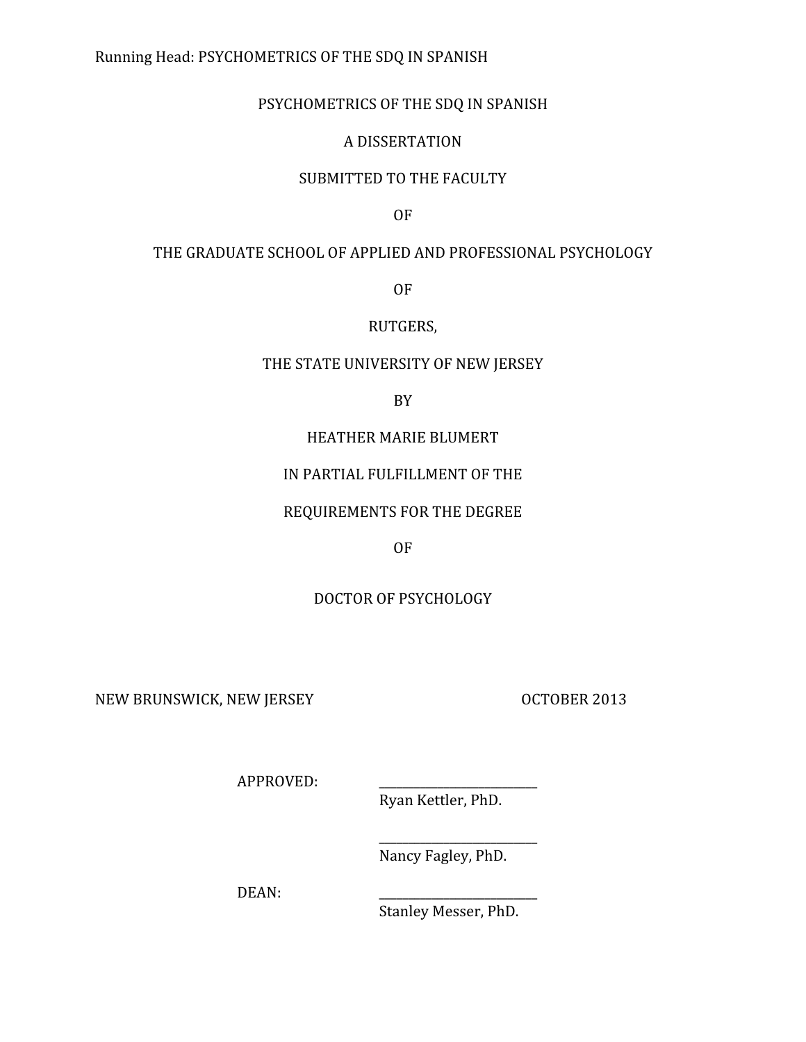PSYCHOMETRICS OF THE SDQ IN SPANISH

A DISSERTATION

SUBMITTED TO THE FACULTY

OF

THE GRADUATE SCHOOL OF APPLIED AND PROFESSIONAL PSYCHOLOGY

OF

RUTGERS,

THE STATE UNIVERSITY OF NEW JERSEY

BY

HEATHER MARIE BLUMERT

IN PARTIAL FULFILLMENT OF THE

REQUIREMENTS FOR THE DEGREE

OF

DOCTOR OF PSYCHOLOGY

NEW BRUNSWICK, NEW JERSEY OCTOBER 2013

APPROVED: ___________________________
Ryan Kettler, PhD.

___________________________
Nancy Fagley, PhD.

DEAN: ___________________________
Stanley Messer, PhD.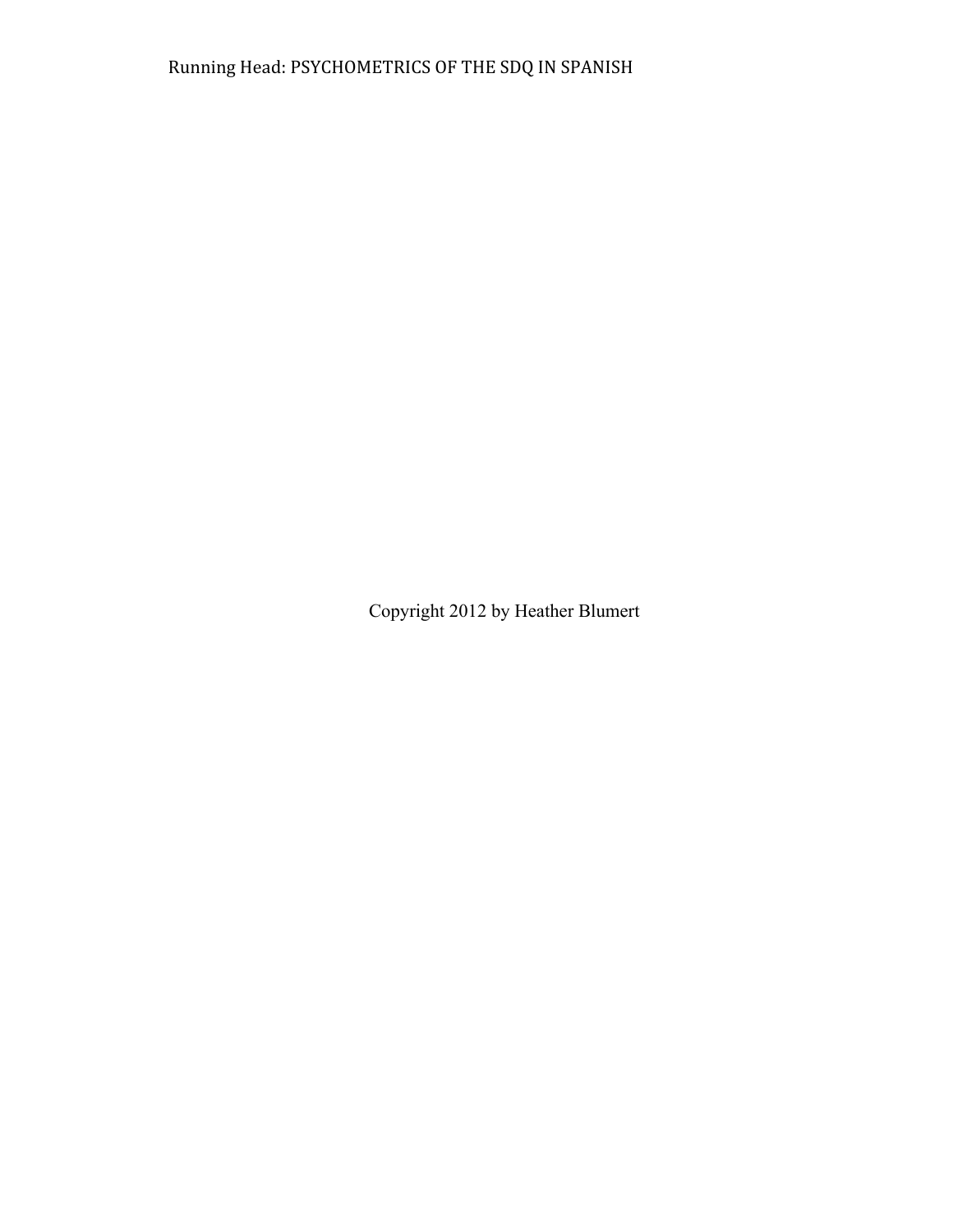Copyright 2012 by Heather Blumert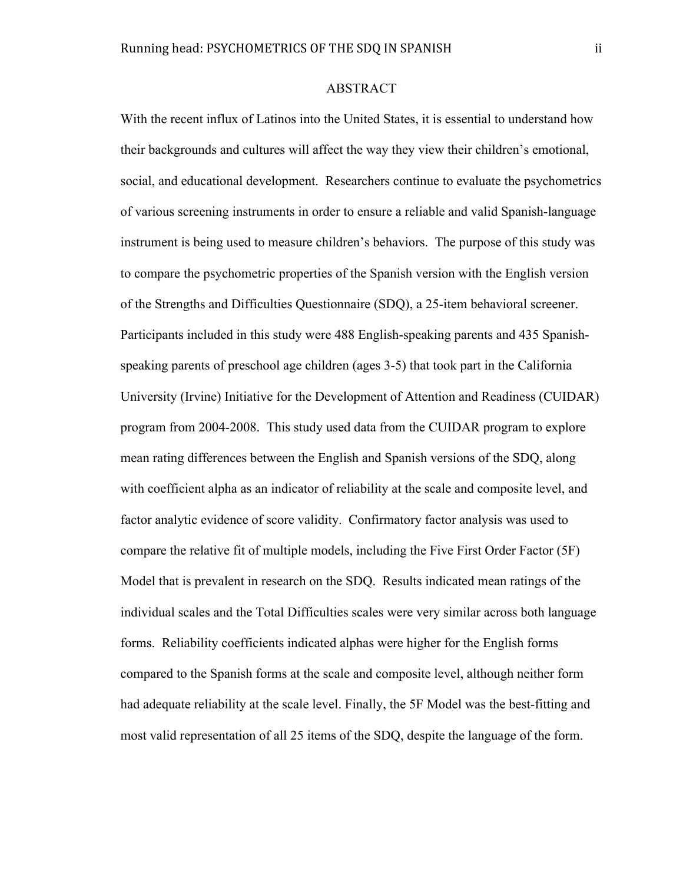# ABSTRACT

With the recent influx of Latinos into the United States, it is essential to understand how their backgrounds and cultures will affect the way they view their children's emotional, social, and educational development. Researchers continue to evaluate the psychometrics of various screening instruments in order to ensure a reliable and valid Spanish-language instrument is being used to measure children's behaviors. The purpose of this study was to compare the psychometric properties of the Spanish version with the English version of the Strengths and Difficulties Questionnaire (SDQ), a 25-item behavioral screener. Participants included in this study were 488 English-speaking parents and 435 Spanish-speaking parents of preschool age children (ages 3-5) that took part in the California University (Irvine) Initiative for the Development of Attention and Readiness (CUIDAR) program from 2004-2008. This study used data from the CUIDAR program to explore mean rating differences between the English and Spanish versions of the SDQ, along with coefficient alpha as an indicator of reliability at the scale and composite level, and factor analytic evidence of score validity. Confirmatory factor analysis was used to compare the relative fit of multiple models, including the Five First Order Factor (5F) Model that is prevalent in research on the SDQ. Results indicated mean ratings of the individual scales and the Total Difficulties scales were very similar across both language forms. Reliability coefficients indicated alphas were higher for the English forms compared to the Spanish forms at the scale and composite level, although neither form had adequate reliability at the scale level. Finally, the 5F Model was the best-fitting and most valid representation of all 25 items of the SDQ, despite the language of the form.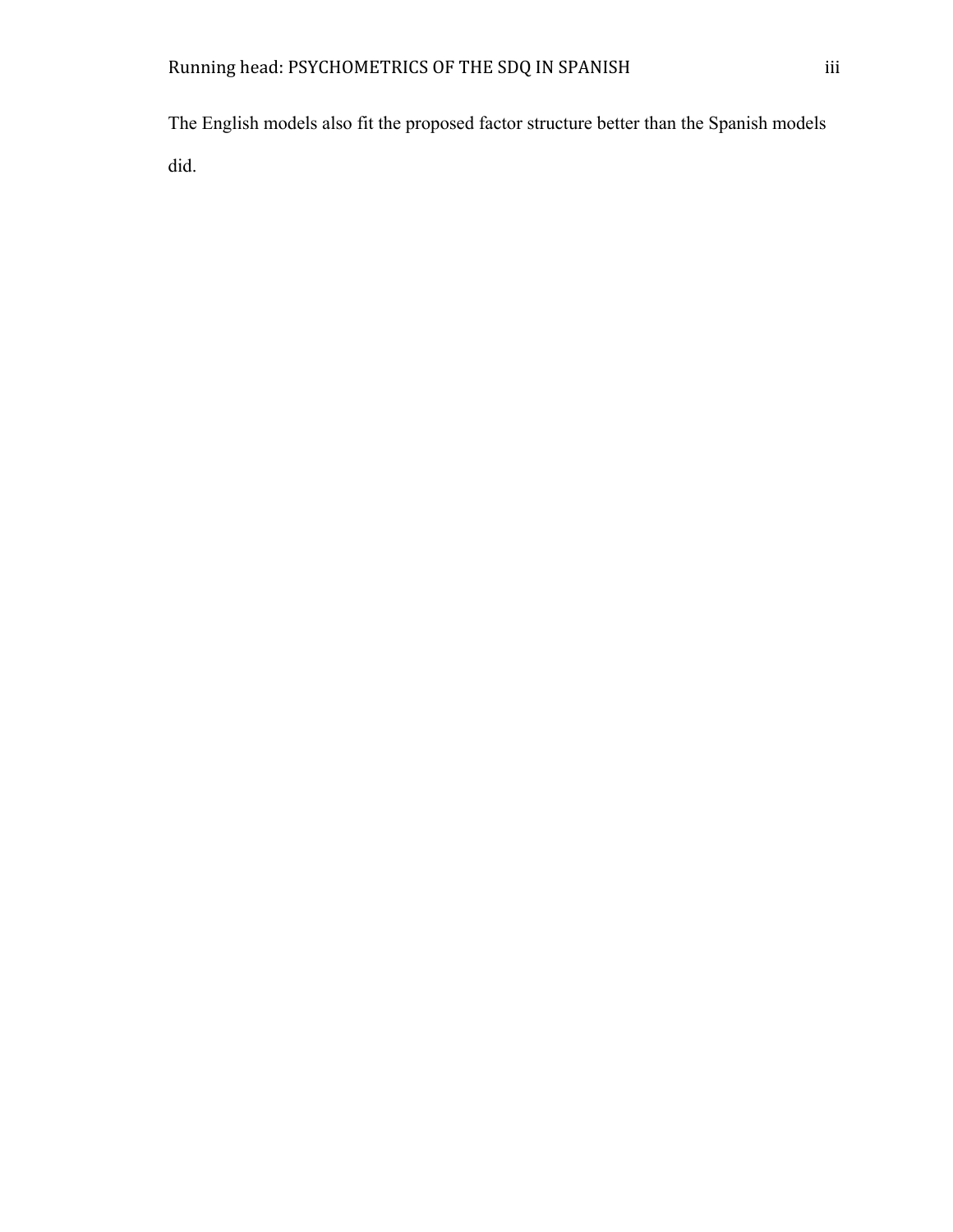The English models also fit the proposed factor structure better than the Spanish models did.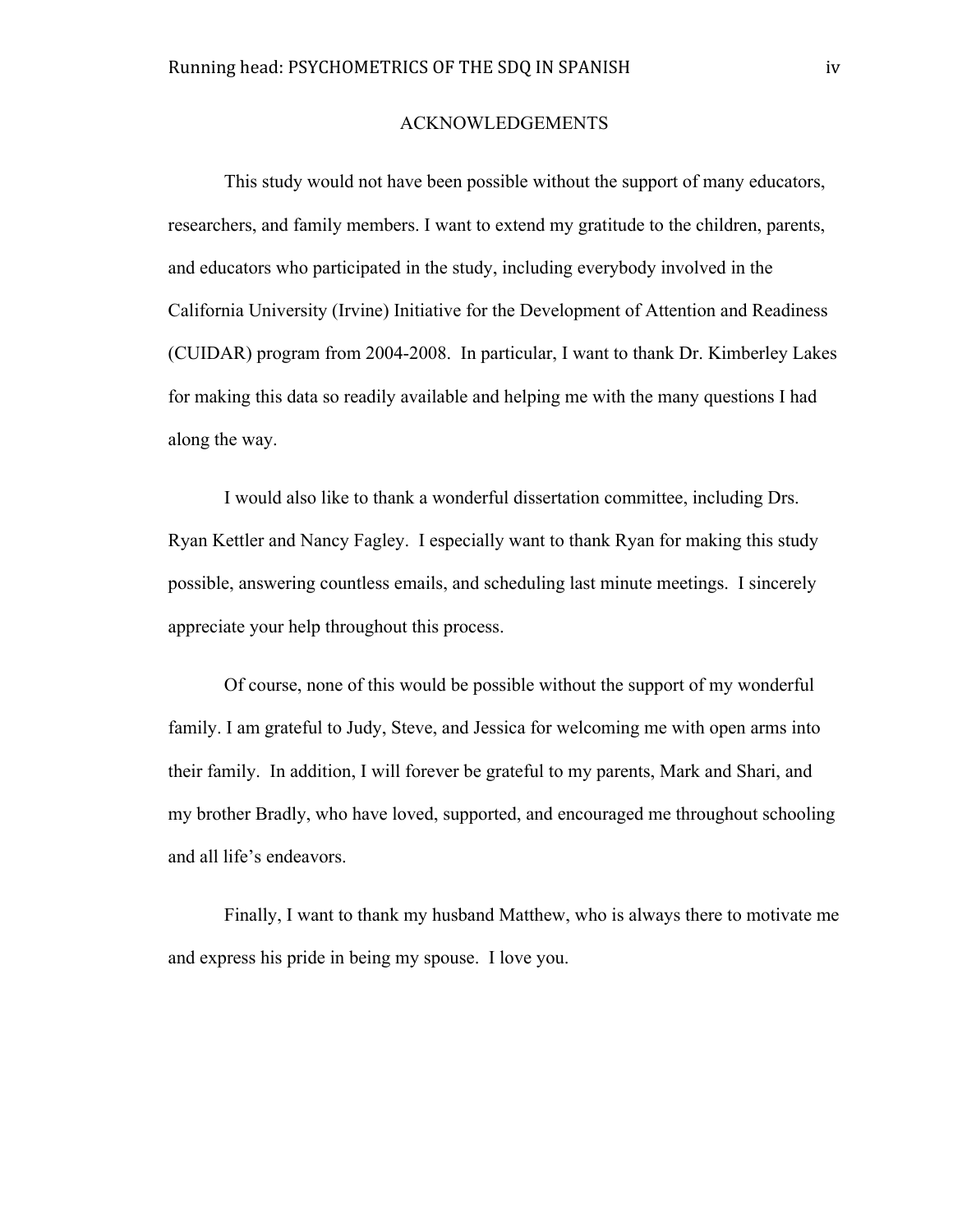# ACKNOWLEDGEMENTS

This study would not have been possible without the support of many educators, researchers, and family members. I want to extend my gratitude to the children, parents, and educators who participated in the study, including everybody involved in the California University (Irvine) Initiative for the Development of Attention and Readiness (CUIDAR) program from 2004-2008. In particular, I want to thank Dr. Kimberley Lakes for making this data so readily available and helping me with the many questions I had along the way.

I would also like to thank a wonderful dissertation committee, including Drs. Ryan Kettler and Nancy Fagley. I especially want to thank Ryan for making this study possible, answering countless emails, and scheduling last minute meetings. I sincerely appreciate your help throughout this process.

Of course, none of this would be possible without the support of my wonderful family. I am grateful to Judy, Steve, and Jessica for welcoming me with open arms into their family. In addition, I will forever be grateful to my parents, Mark and Shari, and my brother Bradly, who have loved, supported, and encouraged me throughout schooling and all life's endeavors.

Finally, I want to thank my husband Matthew, who is always there to motivate me and express his pride in being my spouse. I love you.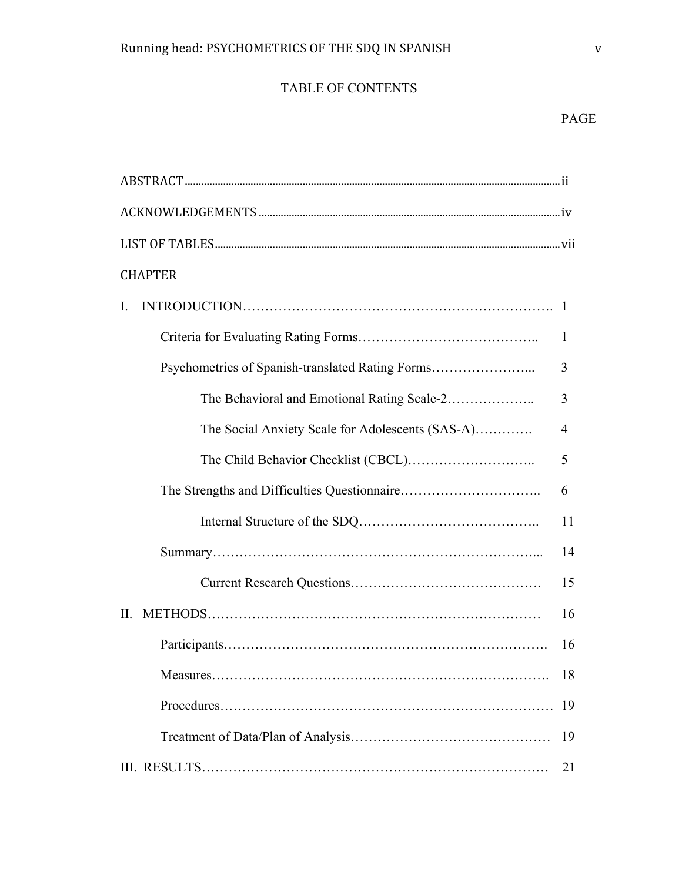# TABLE OF CONTENTS

| | PAGE |
|---|---|
| ABSTRACT | ii |
| ACKNOWLEDGEMENTS | iv |
| LIST OF TABLES | vii |
| CHAPTER | |
| I. INTRODUCTION | 1 |
| Criteria for Evaluating Rating Forms | 1 |
| Psychometrics of Spanish-translated Rating Forms | 3 |
| The Behavioral and Emotional Rating Scale-2 | 3 |
| The Social Anxiety Scale for Adolescents (SAS-A) | 4 |
| The Child Behavior Checklist (CBCL) | 5 |
| The Strengths and Difficulties Questionnaire | 6 |
| Internal Structure of the SDQ | 11 |
| Summary | 14 |
| Current Research Questions | 15 |
| II. METHODS | 16 |
| Participants | 16 |
| Measures | 18 |
| Procedures | 19 |
| Treatment of Data/Plan of Analysis | 19 |
| III. RESULTS | 21 |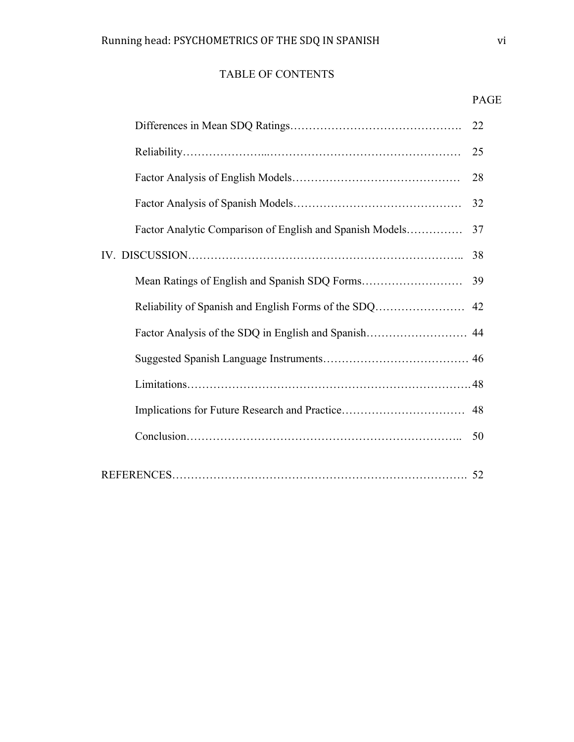TABLE OF CONTENTS

| | PAGE |
|---|---|
| Differences in Mean SDQ Ratings | 22 |
| Reliability | 25 |
| Factor Analysis of English Models | 28 |
| Factor Analysis of Spanish Models | 32 |
| Factor Analytic Comparison of English and Spanish Models | 37 |
| IV. DISCUSSION | 38 |
| Mean Ratings of English and Spanish SDQ Forms | 39 |
| Reliability of Spanish and English Forms of the SDQ | 42 |
| Factor Analysis of the SDQ in English and Spanish | 44 |
| Suggested Spanish Language Instruments | 46 |
| Limitations | 48 |
| Implications for Future Research and Practice | 48 |
| Conclusion | 50 |
| REFERENCES | 52 |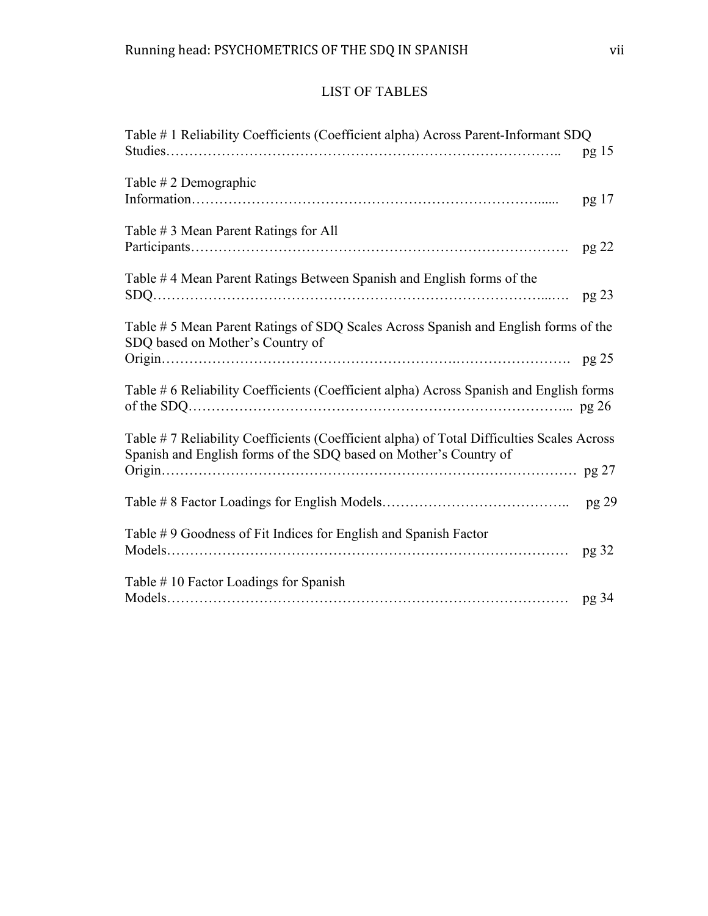# LIST OF TABLES

Table # 1 Reliability Coefficients (Coefficient alpha) Across Parent-Informant SDQ Studies………………………………………………………………………….. pg 15

Table # 2 Demographic Information…………………………………………………………………...... pg 17

Table # 3 Mean Parent Ratings for All Participants……………………………………………………………………. pg 22

Table # 4 Mean Parent Ratings Between Spanish and English forms of the SDQ……………………………………………………………………...…. pg 23

Table # 5 Mean Parent Ratings of SDQ Scales Across Spanish and English forms of the SDQ based on Mother's Country of Origin……………………………………………………….……………………. pg 25

Table # 6 Reliability Coefficients (Coefficient alpha) Across Spanish and English forms of the SDQ…………………………………………………………………….... pg 26

Table # 7 Reliability Coefficients (Coefficient alpha) of Total Difficulties Scales Across Spanish and English forms of the SDQ based on Mother's Country of Origin………………………………………………………………………… pg 27

Table # 8 Factor Loadings for English Models………………………………….. pg 29

Table # 9 Goodness of Fit Indices for English and Spanish Factor Models………………………………………………………………………… pg 32

Table # 10 Factor Loadings for Spanish Models………………………………………………………………………… pg 34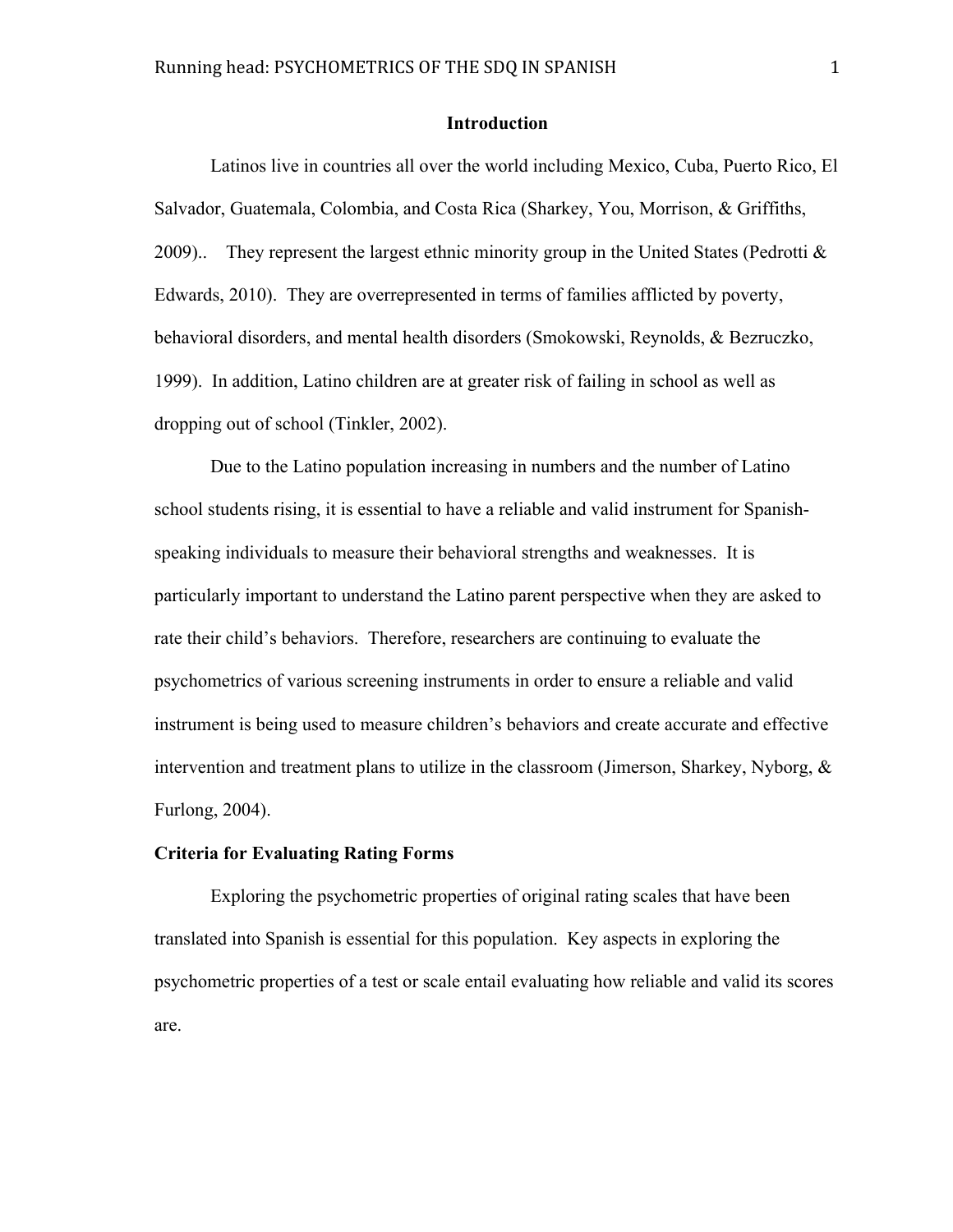## Introduction

Latinos live in countries all over the world including Mexico, Cuba, Puerto Rico, El Salvador, Guatemala, Colombia, and Costa Rica (Sharkey, You, Morrison, & Griffiths, 2009).. They represent the largest ethnic minority group in the United States (Pedrotti & Edwards, 2010). They are overrepresented in terms of families afflicted by poverty, behavioral disorders, and mental health disorders (Smokowski, Reynolds, & Bezruczko, 1999). In addition, Latino children are at greater risk of failing in school as well as dropping out of school (Tinkler, 2002).

Due to the Latino population increasing in numbers and the number of Latino school students rising, it is essential to have a reliable and valid instrument for Spanish-speaking individuals to measure their behavioral strengths and weaknesses. It is particularly important to understand the Latino parent perspective when they are asked to rate their child's behaviors. Therefore, researchers are continuing to evaluate the psychometrics of various screening instruments in order to ensure a reliable and valid instrument is being used to measure children's behaviors and create accurate and effective intervention and treatment plans to utilize in the classroom (Jimerson, Sharkey, Nyborg, & Furlong, 2004).

### Criteria for Evaluating Rating Forms

Exploring the psychometric properties of original rating scales that have been translated into Spanish is essential for this population. Key aspects in exploring the psychometric properties of a test or scale entail evaluating how reliable and valid its scores are.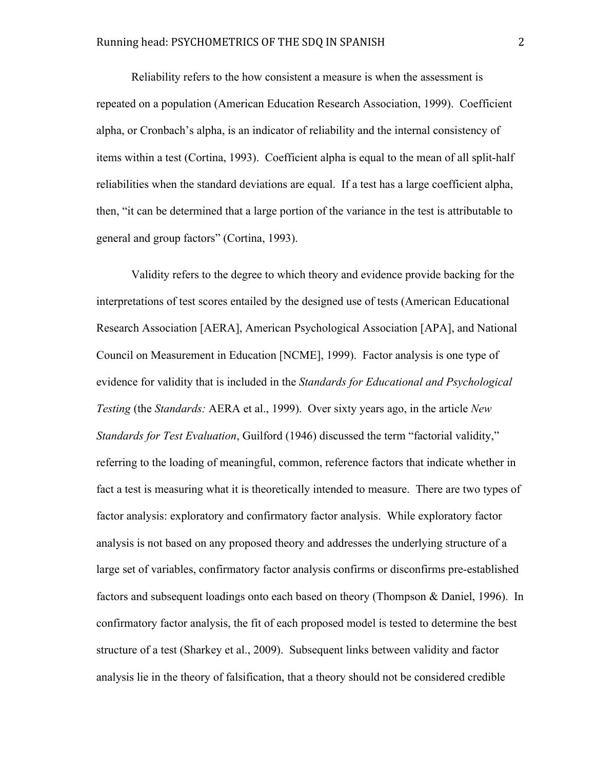Reliability refers to the how consistent a measure is when the assessment is repeated on a population (American Education Research Association, 1999). Coefficient alpha, or Cronbach's alpha, is an indicator of reliability and the internal consistency of items within a test (Cortina, 1993). Coefficient alpha is equal to the mean of all split-half reliabilities when the standard deviations are equal. If a test has a large coefficient alpha, then, "it can be determined that a large portion of the variance in the test is attributable to general and group factors" (Cortina, 1993).

Validity refers to the degree to which theory and evidence provide backing for the interpretations of test scores entailed by the designed use of tests (American Educational Research Association [AERA], American Psychological Association [APA], and National Council on Measurement in Education [NCME], 1999). Factor analysis is one type of evidence for validity that is included in the *Standards for Educational and Psychological Testing* (the *Standards:* AERA et al., 1999). Over sixty years ago, in the article *New Standards for Test Evaluation*, Guilford (1946) discussed the term "factorial validity," referring to the loading of meaningful, common, reference factors that indicate whether in fact a test is measuring what it is theoretically intended to measure. There are two types of factor analysis: exploratory and confirmatory factor analysis. While exploratory factor analysis is not based on any proposed theory and addresses the underlying structure of a large set of variables, confirmatory factor analysis confirms or disconfirms pre-established factors and subsequent loadings onto each based on theory (Thompson & Daniel, 1996). In confirmatory factor analysis, the fit of each proposed model is tested to determine the best structure of a test (Sharkey et al., 2009). Subsequent links between validity and factor analysis lie in the theory of falsification, that a theory should not be considered credible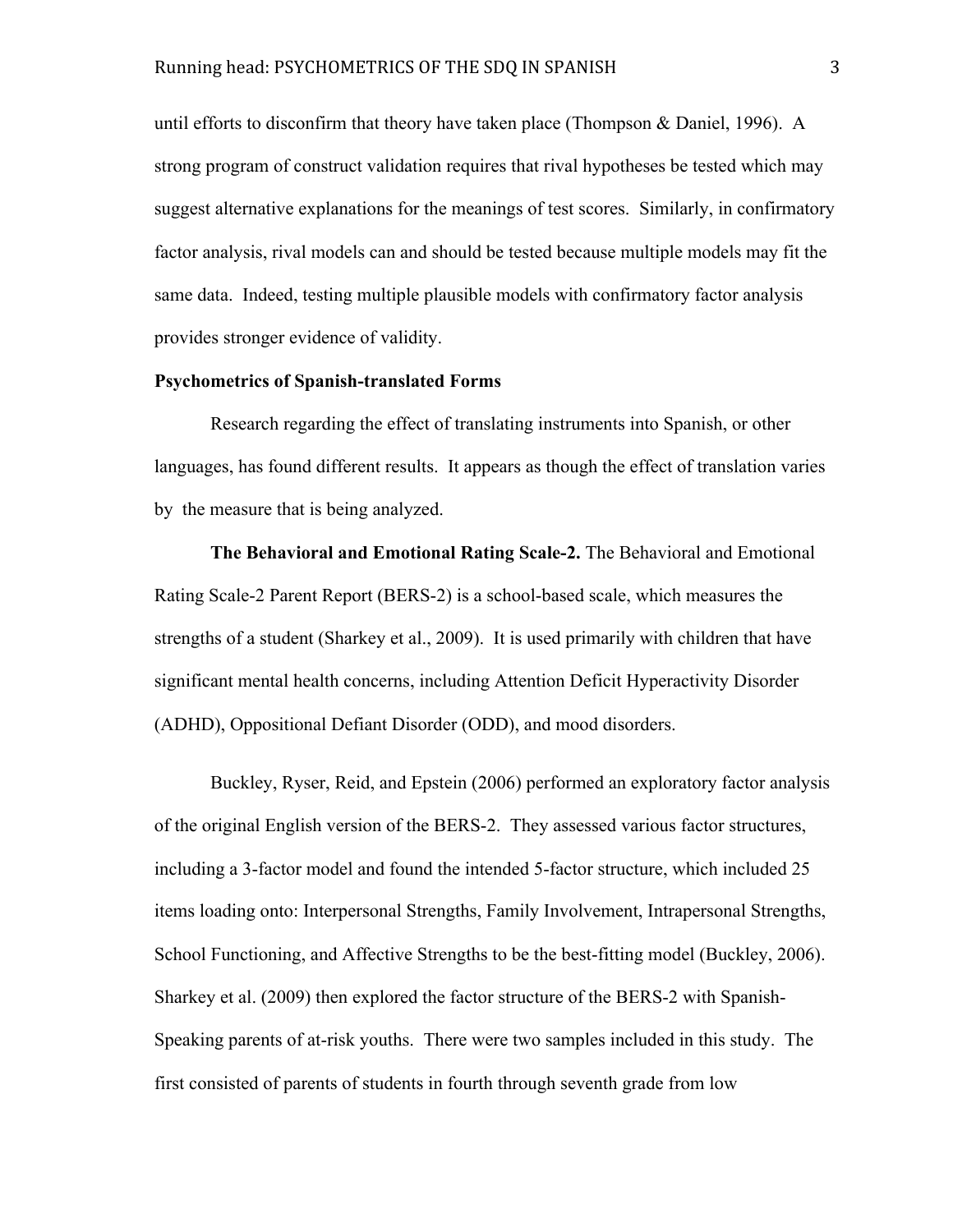until efforts to disconfirm that theory have taken place (Thompson & Daniel, 1996). A strong program of construct validation requires that rival hypotheses be tested which may suggest alternative explanations for the meanings of test scores. Similarly, in confirmatory factor analysis, rival models can and should be tested because multiple models may fit the same data. Indeed, testing multiple plausible models with confirmatory factor analysis provides stronger evidence of validity.

**Psychometrics of Spanish-translated Forms**

Research regarding the effect of translating instruments into Spanish, or other languages, has found different results. It appears as though the effect of translation varies by the measure that is being analyzed.

**The Behavioral and Emotional Rating Scale-2.** The Behavioral and Emotional Rating Scale-2 Parent Report (BERS-2) is a school-based scale, which measures the strengths of a student (Sharkey et al., 2009). It is used primarily with children that have significant mental health concerns, including Attention Deficit Hyperactivity Disorder (ADHD), Oppositional Defiant Disorder (ODD), and mood disorders.

Buckley, Ryser, Reid, and Epstein (2006) performed an exploratory factor analysis of the original English version of the BERS-2. They assessed various factor structures, including a 3-factor model and found the intended 5-factor structure, which included 25 items loading onto: Interpersonal Strengths, Family Involvement, Intrapersonal Strengths, School Functioning, and Affective Strengths to be the best-fitting model (Buckley, 2006). Sharkey et al. (2009) then explored the factor structure of the BERS-2 with Spanish-Speaking parents of at-risk youths. There were two samples included in this study. The first consisted of parents of students in fourth through seventh grade from low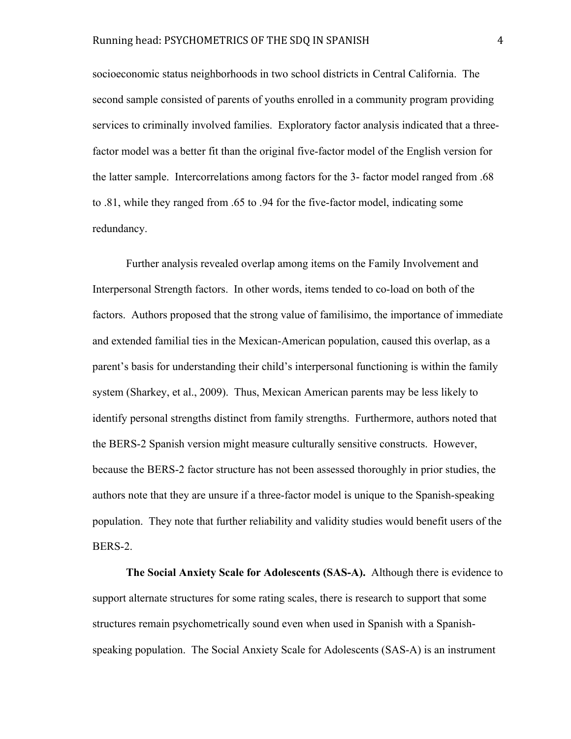socioeconomic status neighborhoods in two school districts in Central California. The second sample consisted of parents of youths enrolled in a community program providing services to criminally involved families. Exploratory factor analysis indicated that a three-factor model was a better fit than the original five-factor model of the English version for the latter sample. Intercorrelations among factors for the 3- factor model ranged from .68 to .81, while they ranged from .65 to .94 for the five-factor model, indicating some redundancy.

Further analysis revealed overlap among items on the Family Involvement and Interpersonal Strength factors. In other words, items tended to co-load on both of the factors. Authors proposed that the strong value of familisimo, the importance of immediate and extended familial ties in the Mexican-American population, caused this overlap, as a parent's basis for understanding their child's interpersonal functioning is within the family system (Sharkey, et al., 2009). Thus, Mexican American parents may be less likely to identify personal strengths distinct from family strengths. Furthermore, authors noted that the BERS-2 Spanish version might measure culturally sensitive constructs. However, because the BERS-2 factor structure has not been assessed thoroughly in prior studies, the authors note that they are unsure if a three-factor model is unique to the Spanish-speaking population. They note that further reliability and validity studies would benefit users of the BERS-2.

**The Social Anxiety Scale for Adolescents (SAS-A).** Although there is evidence to support alternate structures for some rating scales, there is research to support that some structures remain psychometrically sound even when used in Spanish with a Spanish-speaking population. The Social Anxiety Scale for Adolescents (SAS-A) is an instrument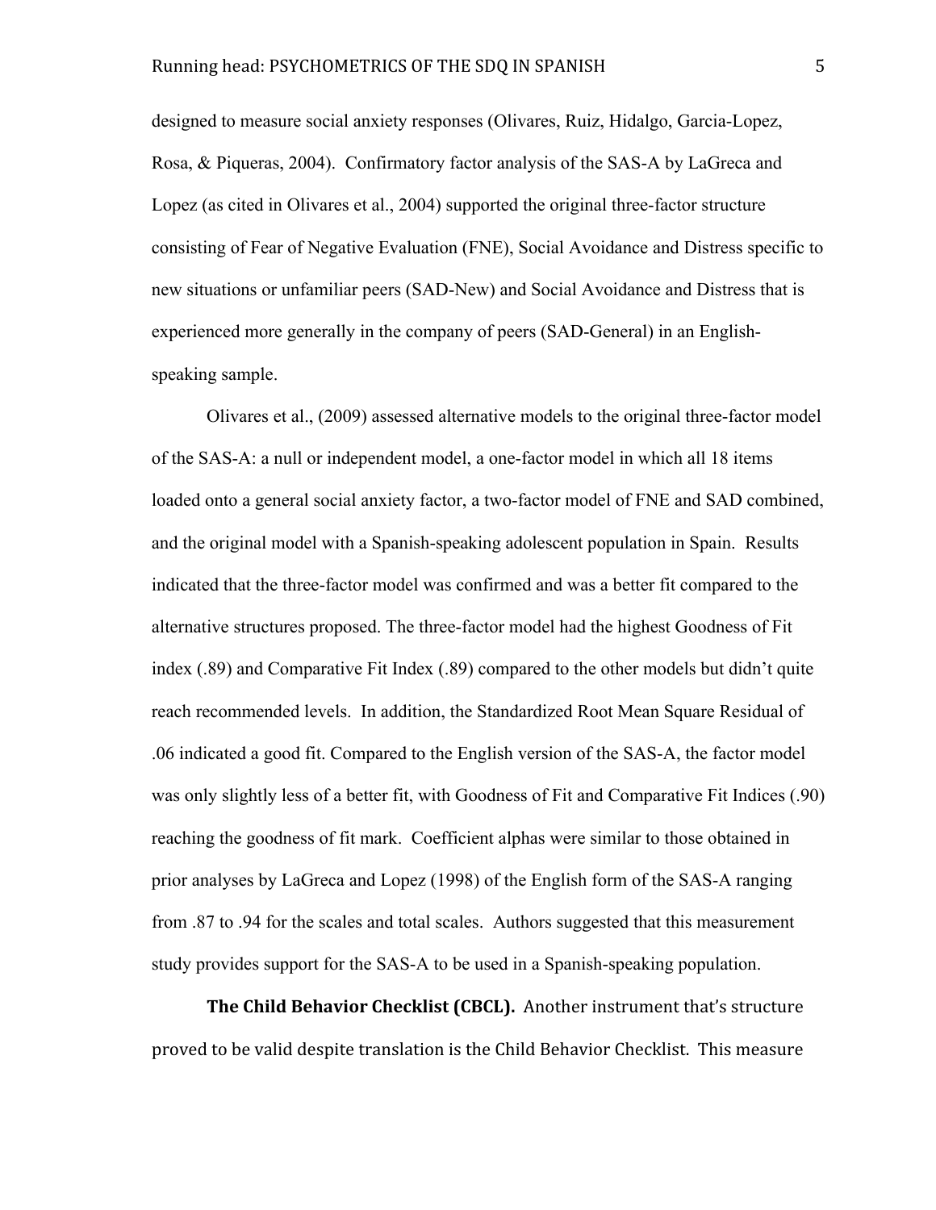designed to measure social anxiety responses (Olivares, Ruiz, Hidalgo, Garcia-Lopez, Rosa, & Piqueras, 2004). Confirmatory factor analysis of the SAS-A by LaGreca and Lopez (as cited in Olivares et al., 2004) supported the original three-factor structure consisting of Fear of Negative Evaluation (FNE), Social Avoidance and Distress specific to new situations or unfamiliar peers (SAD-New) and Social Avoidance and Distress that is experienced more generally in the company of peers (SAD-General) in an English-speaking sample.

Olivares et al., (2009) assessed alternative models to the original three-factor model of the SAS-A: a null or independent model, a one-factor model in which all 18 items loaded onto a general social anxiety factor, a two-factor model of FNE and SAD combined, and the original model with a Spanish-speaking adolescent population in Spain. Results indicated that the three-factor model was confirmed and was a better fit compared to the alternative structures proposed. The three-factor model had the highest Goodness of Fit index (.89) and Comparative Fit Index (.89) compared to the other models but didn't quite reach recommended levels. In addition, the Standardized Root Mean Square Residual of .06 indicated a good fit. Compared to the English version of the SAS-A, the factor model was only slightly less of a better fit, with Goodness of Fit and Comparative Fit Indices (.90) reaching the goodness of fit mark. Coefficient alphas were similar to those obtained in prior analyses by LaGreca and Lopez (1998) of the English form of the SAS-A ranging from .87 to .94 for the scales and total scales. Authors suggested that this measurement study provides support for the SAS-A to be used in a Spanish-speaking population.

**The Child Behavior Checklist (CBCL).** Another instrument that's structure proved to be valid despite translation is the Child Behavior Checklist. This measure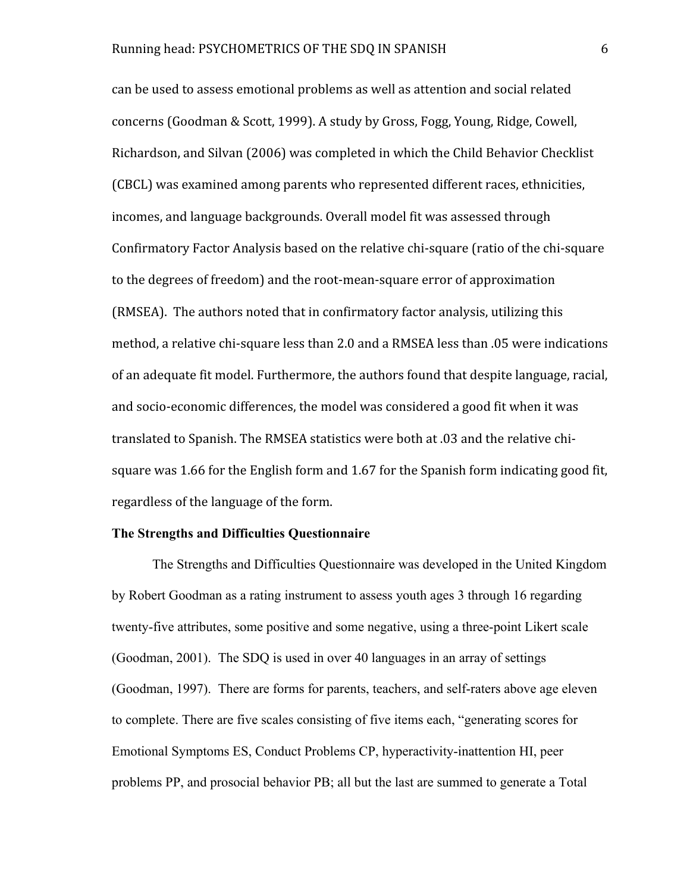can be used to assess emotional problems as well as attention and social related concerns (Goodman & Scott, 1999). A study by Gross, Fogg, Young, Ridge, Cowell, Richardson, and Silvan (2006) was completed in which the Child Behavior Checklist (CBCL) was examined among parents who represented different races, ethnicities, incomes, and language backgrounds. Overall model fit was assessed through Confirmatory Factor Analysis based on the relative chi-square (ratio of the chi-square to the degrees of freedom) and the root-mean-square error of approximation (RMSEA). The authors noted that in confirmatory factor analysis, utilizing this method, a relative chi-square less than 2.0 and a RMSEA less than .05 were indications of an adequate fit model. Furthermore, the authors found that despite language, racial, and socio-economic differences, the model was considered a good fit when it was translated to Spanish. The RMSEA statistics were both at .03 and the relative chi-square was 1.66 for the English form and 1.67 for the Spanish form indicating good fit, regardless of the language of the form.

**The Strengths and Difficulties Questionnaire**

The Strengths and Difficulties Questionnaire was developed in the United Kingdom by Robert Goodman as a rating instrument to assess youth ages 3 through 16 regarding twenty-five attributes, some positive and some negative, using a three-point Likert scale (Goodman, 2001). The SDQ is used in over 40 languages in an array of settings (Goodman, 1997). There are forms for parents, teachers, and self-raters above age eleven to complete. There are five scales consisting of five items each, "generating scores for Emotional Symptoms ES, Conduct Problems CP, hyperactivity-inattention HI, peer problems PP, and prosocial behavior PB; all but the last are summed to generate a Total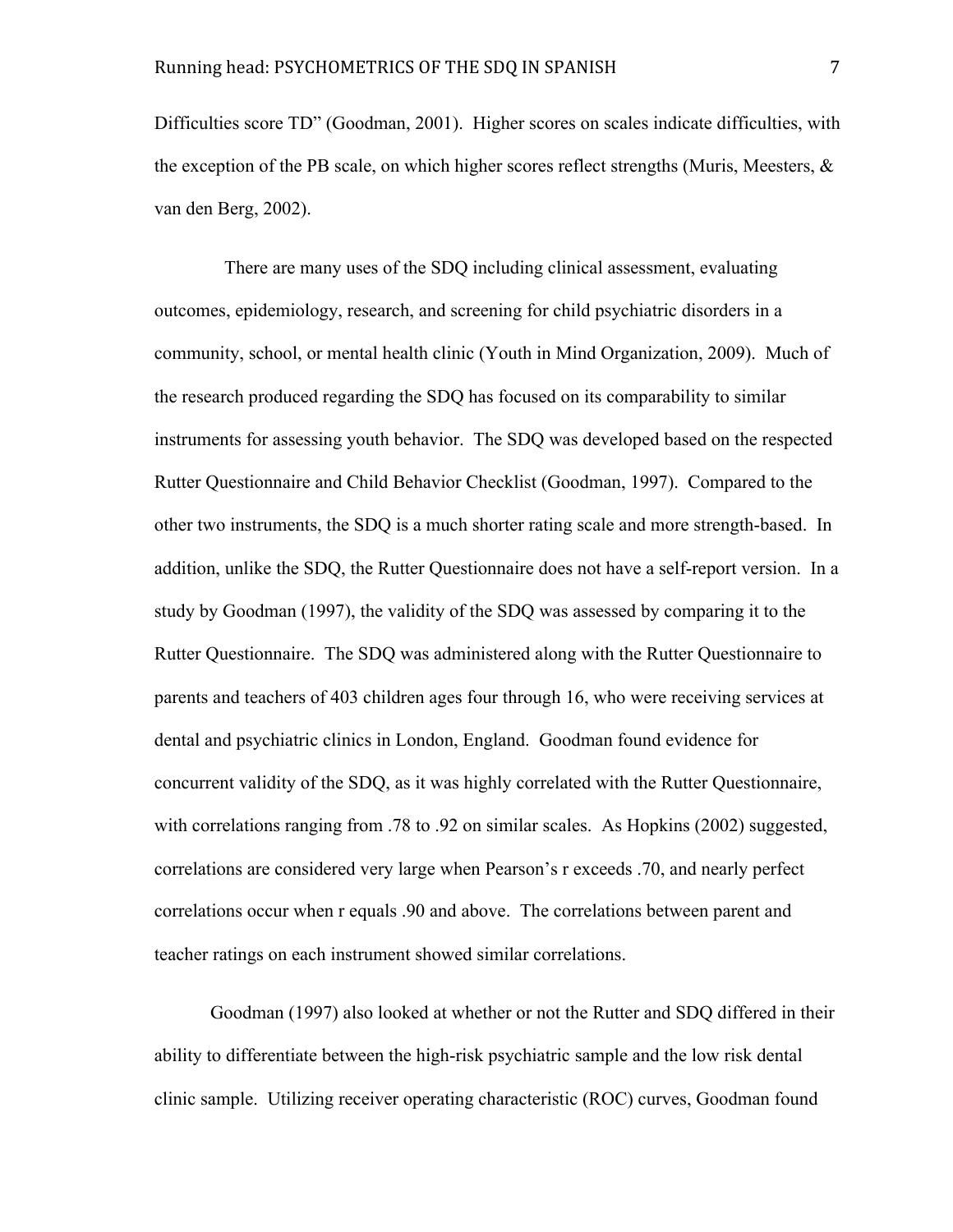Difficulties score TD" (Goodman, 2001). Higher scores on scales indicate difficulties, with the exception of the PB scale, on which higher scores reflect strengths (Muris, Meesters, & van den Berg, 2002).

There are many uses of the SDQ including clinical assessment, evaluating outcomes, epidemiology, research, and screening for child psychiatric disorders in a community, school, or mental health clinic (Youth in Mind Organization, 2009). Much of the research produced regarding the SDQ has focused on its comparability to similar instruments for assessing youth behavior. The SDQ was developed based on the respected Rutter Questionnaire and Child Behavior Checklist (Goodman, 1997). Compared to the other two instruments, the SDQ is a much shorter rating scale and more strength-based. In addition, unlike the SDQ, the Rutter Questionnaire does not have a self-report version. In a study by Goodman (1997), the validity of the SDQ was assessed by comparing it to the Rutter Questionnaire. The SDQ was administered along with the Rutter Questionnaire to parents and teachers of 403 children ages four through 16, who were receiving services at dental and psychiatric clinics in London, England. Goodman found evidence for concurrent validity of the SDQ, as it was highly correlated with the Rutter Questionnaire, with correlations ranging from .78 to .92 on similar scales. As Hopkins (2002) suggested, correlations are considered very large when Pearson's r exceeds .70, and nearly perfect correlations occur when r equals .90 and above. The correlations between parent and teacher ratings on each instrument showed similar correlations.

Goodman (1997) also looked at whether or not the Rutter and SDQ differed in their ability to differentiate between the high-risk psychiatric sample and the low risk dental clinic sample. Utilizing receiver operating characteristic (ROC) curves, Goodman found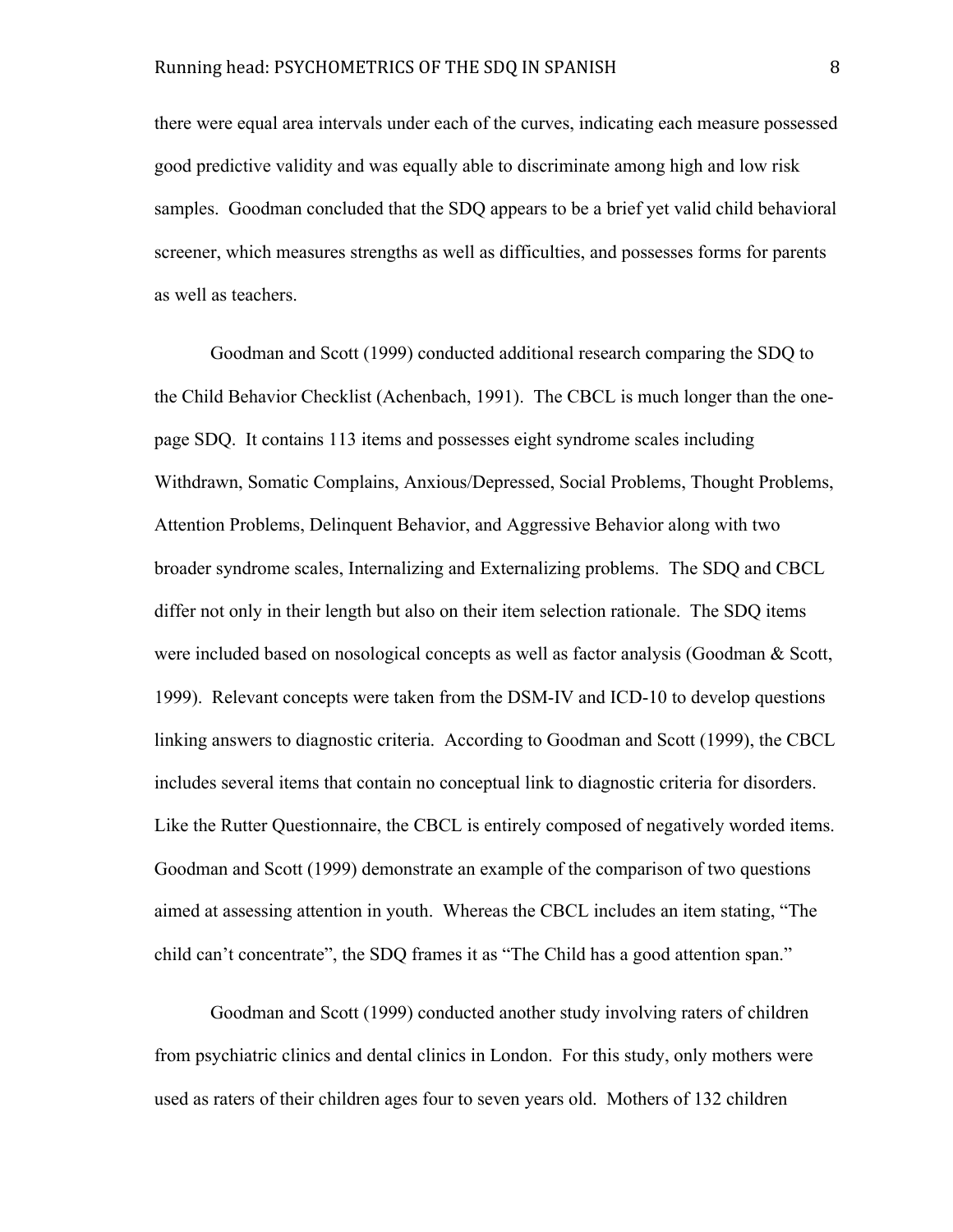there were equal area intervals under each of the curves, indicating each measure possessed good predictive validity and was equally able to discriminate among high and low risk samples. Goodman concluded that the SDQ appears to be a brief yet valid child behavioral screener, which measures strengths as well as difficulties, and possesses forms for parents as well as teachers.

Goodman and Scott (1999) conducted additional research comparing the SDQ to the Child Behavior Checklist (Achenbach, 1991). The CBCL is much longer than the one-page SDQ. It contains 113 items and possesses eight syndrome scales including Withdrawn, Somatic Complains, Anxious/Depressed, Social Problems, Thought Problems, Attention Problems, Delinquent Behavior, and Aggressive Behavior along with two broader syndrome scales, Internalizing and Externalizing problems. The SDQ and CBCL differ not only in their length but also on their item selection rationale. The SDQ items were included based on nosological concepts as well as factor analysis (Goodman & Scott, 1999). Relevant concepts were taken from the DSM-IV and ICD-10 to develop questions linking answers to diagnostic criteria. According to Goodman and Scott (1999), the CBCL includes several items that contain no conceptual link to diagnostic criteria for disorders. Like the Rutter Questionnaire, the CBCL is entirely composed of negatively worded items. Goodman and Scott (1999) demonstrate an example of the comparison of two questions aimed at assessing attention in youth. Whereas the CBCL includes an item stating, "The child can't concentrate", the SDQ frames it as "The Child has a good attention span."

Goodman and Scott (1999) conducted another study involving raters of children from psychiatric clinics and dental clinics in London. For this study, only mothers were used as raters of their children ages four to seven years old. Mothers of 132 children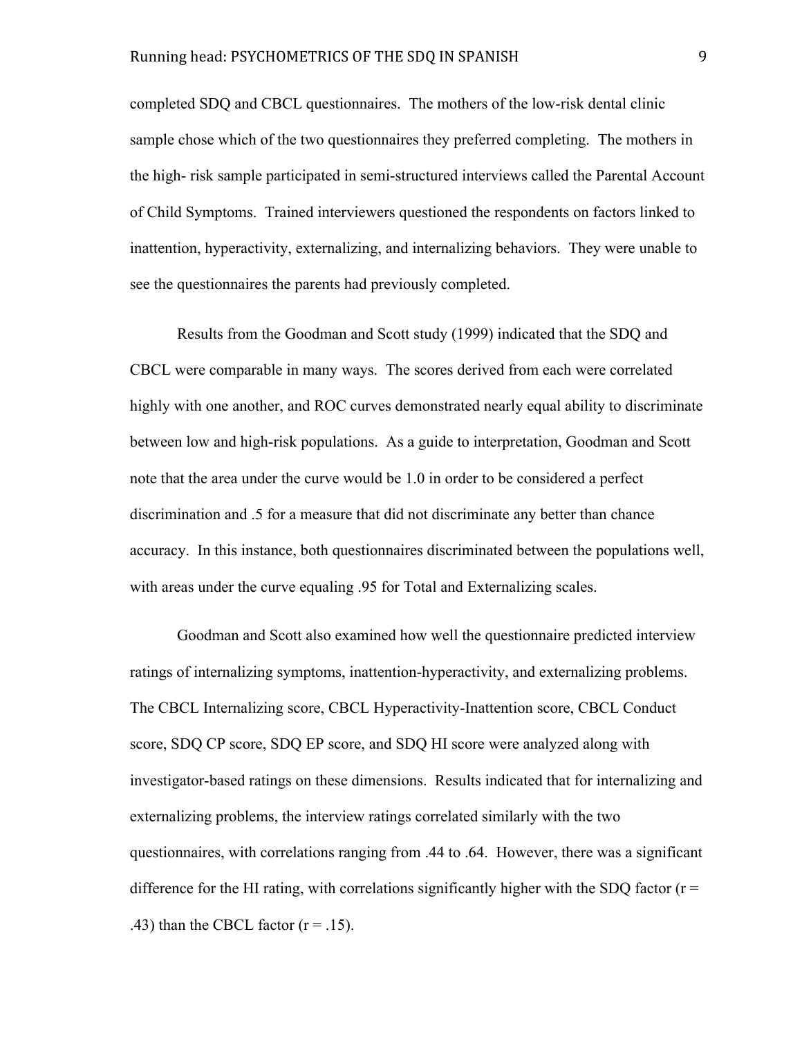completed SDQ and CBCL questionnaires. The mothers of the low-risk dental clinic sample chose which of the two questionnaires they preferred completing. The mothers in the high- risk sample participated in semi-structured interviews called the Parental Account of Child Symptoms. Trained interviewers questioned the respondents on factors linked to inattention, hyperactivity, externalizing, and internalizing behaviors. They were unable to see the questionnaires the parents had previously completed.

Results from the Goodman and Scott study (1999) indicated that the SDQ and CBCL were comparable in many ways. The scores derived from each were correlated highly with one another, and ROC curves demonstrated nearly equal ability to discriminate between low and high-risk populations. As a guide to interpretation, Goodman and Scott note that the area under the curve would be 1.0 in order to be considered a perfect discrimination and .5 for a measure that did not discriminate any better than chance accuracy. In this instance, both questionnaires discriminated between the populations well, with areas under the curve equaling .95 for Total and Externalizing scales.

Goodman and Scott also examined how well the questionnaire predicted interview ratings of internalizing symptoms, inattention-hyperactivity, and externalizing problems. The CBCL Internalizing score, CBCL Hyperactivity-Inattention score, CBCL Conduct score, SDQ CP score, SDQ EP score, and SDQ HI score were analyzed along with investigator-based ratings on these dimensions. Results indicated that for internalizing and externalizing problems, the interview ratings correlated similarly with the two questionnaires, with correlations ranging from .44 to .64. However, there was a significant difference for the HI rating, with correlations significantly higher with the SDQ factor ($r = .43$) than the CBCL factor ($r = .15$).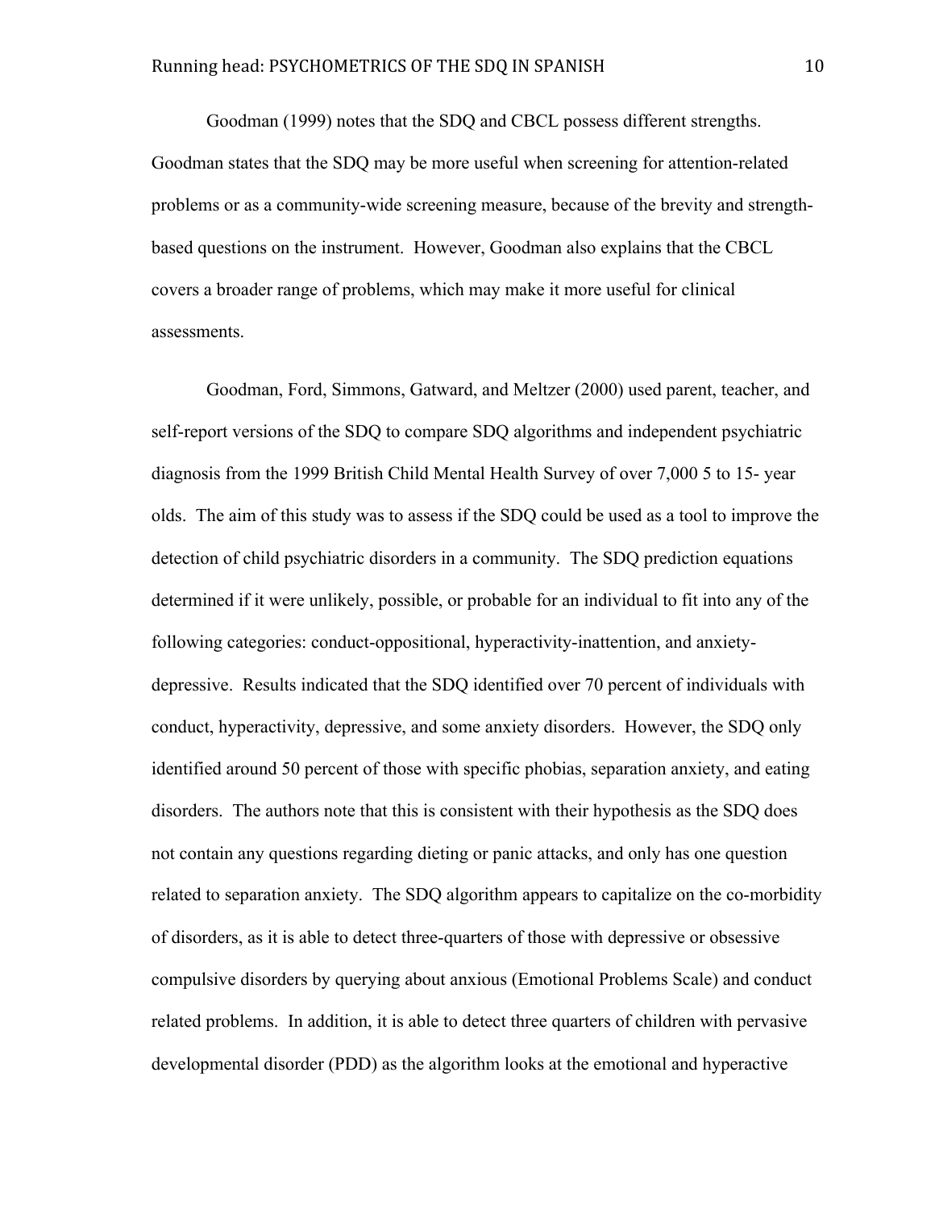Goodman (1999) notes that the SDQ and CBCL possess different strengths. Goodman states that the SDQ may be more useful when screening for attention-related problems or as a community-wide screening measure, because of the brevity and strength-based questions on the instrument. However, Goodman also explains that the CBCL covers a broader range of problems, which may make it more useful for clinical assessments.

Goodman, Ford, Simmons, Gatward, and Meltzer (2000) used parent, teacher, and self-report versions of the SDQ to compare SDQ algorithms and independent psychiatric diagnosis from the 1999 British Child Mental Health Survey of over 7,000 5 to 15- year olds. The aim of this study was to assess if the SDQ could be used as a tool to improve the detection of child psychiatric disorders in a community. The SDQ prediction equations determined if it were unlikely, possible, or probable for an individual to fit into any of the following categories: conduct-oppositional, hyperactivity-inattention, and anxiety-depressive. Results indicated that the SDQ identified over 70 percent of individuals with conduct, hyperactivity, depressive, and some anxiety disorders. However, the SDQ only identified around 50 percent of those with specific phobias, separation anxiety, and eating disorders. The authors note that this is consistent with their hypothesis as the SDQ does not contain any questions regarding dieting or panic attacks, and only has one question related to separation anxiety. The SDQ algorithm appears to capitalize on the co-morbidity of disorders, as it is able to detect three-quarters of those with depressive or obsessive compulsive disorders by querying about anxious (Emotional Problems Scale) and conduct related problems. In addition, it is able to detect three quarters of children with pervasive developmental disorder (PDD) as the algorithm looks at the emotional and hyperactive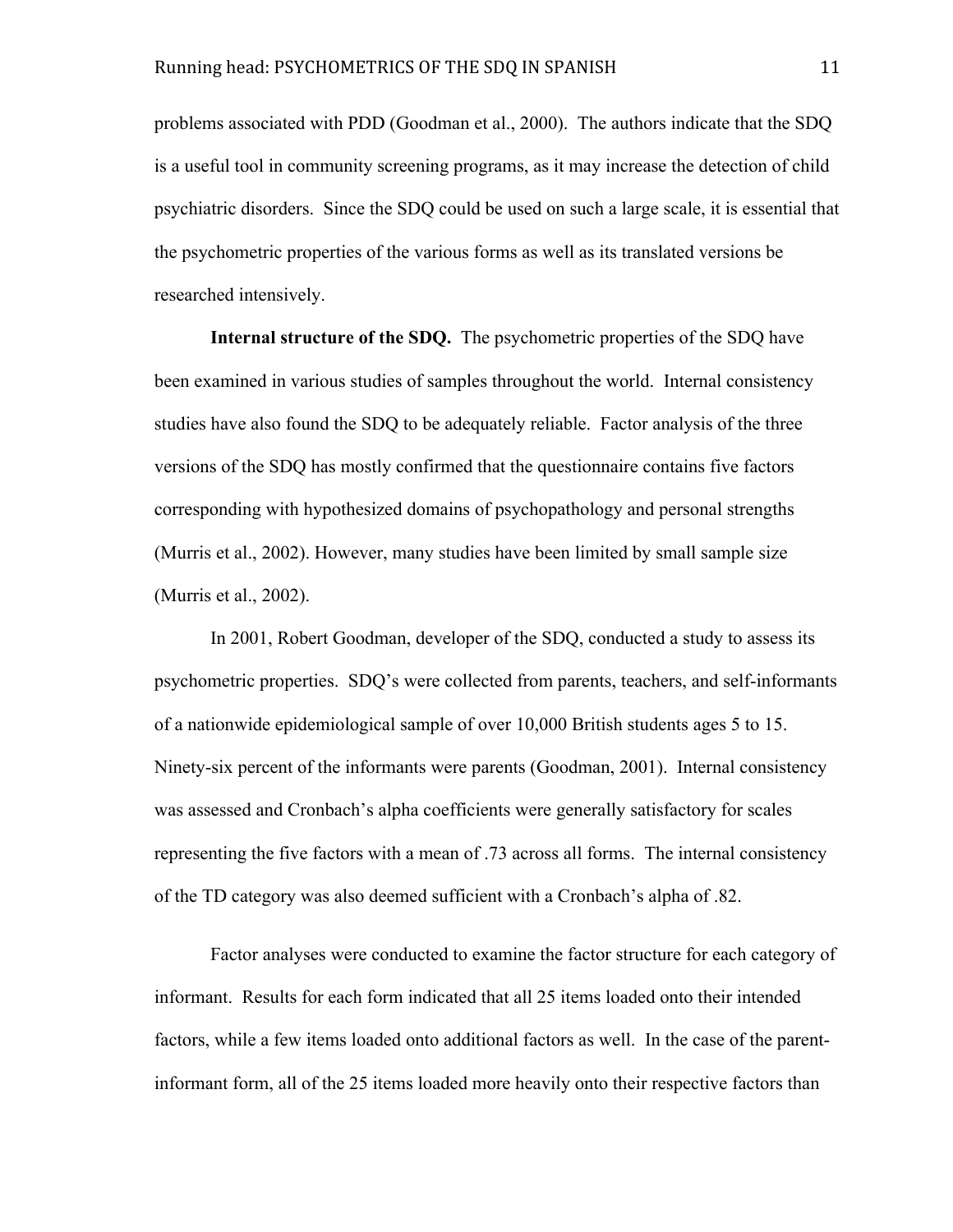problems associated with PDD (Goodman et al., 2000). The authors indicate that the SDQ is a useful tool in community screening programs, as it may increase the detection of child psychiatric disorders. Since the SDQ could be used on such a large scale, it is essential that the psychometric properties of the various forms as well as its translated versions be researched intensively.

**Internal structure of the SDQ.** The psychometric properties of the SDQ have been examined in various studies of samples throughout the world. Internal consistency studies have also found the SDQ to be adequately reliable. Factor analysis of the three versions of the SDQ has mostly confirmed that the questionnaire contains five factors corresponding with hypothesized domains of psychopathology and personal strengths (Murris et al., 2002). However, many studies have been limited by small sample size (Murris et al., 2002).

In 2001, Robert Goodman, developer of the SDQ, conducted a study to assess its psychometric properties. SDQ's were collected from parents, teachers, and self-informants of a nationwide epidemiological sample of over 10,000 British students ages 5 to 15. Ninety-six percent of the informants were parents (Goodman, 2001). Internal consistency was assessed and Cronbach's alpha coefficients were generally satisfactory for scales representing the five factors with a mean of .73 across all forms. The internal consistency of the TD category was also deemed sufficient with a Cronbach's alpha of .82.

Factor analyses were conducted to examine the factor structure for each category of informant. Results for each form indicated that all 25 items loaded onto their intended factors, while a few items loaded onto additional factors as well. In the case of the parent-informant form, all of the 25 items loaded more heavily onto their respective factors than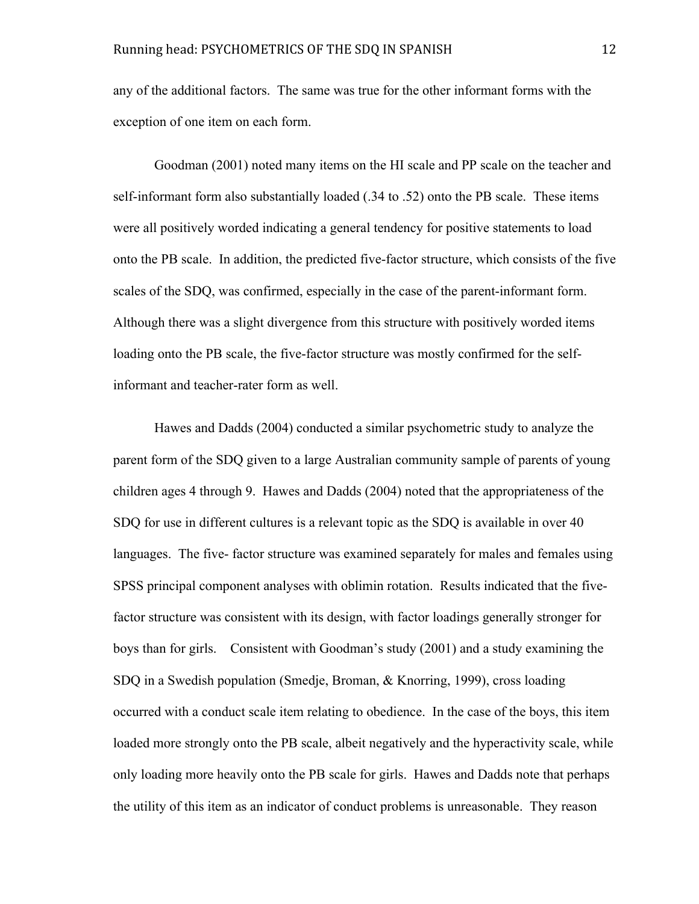any of the additional factors. The same was true for the other informant forms with the exception of one item on each form.

Goodman (2001) noted many items on the HI scale and PP scale on the teacher and self-informant form also substantially loaded (.34 to .52) onto the PB scale. These items were all positively worded indicating a general tendency for positive statements to load onto the PB scale. In addition, the predicted five-factor structure, which consists of the five scales of the SDQ, was confirmed, especially in the case of the parent-informant form. Although there was a slight divergence from this structure with positively worded items loading onto the PB scale, the five-factor structure was mostly confirmed for the self-informant and teacher-rater form as well.

Hawes and Dadds (2004) conducted a similar psychometric study to analyze the parent form of the SDQ given to a large Australian community sample of parents of young children ages 4 through 9. Hawes and Dadds (2004) noted that the appropriateness of the SDQ for use in different cultures is a relevant topic as the SDQ is available in over 40 languages. The five- factor structure was examined separately for males and females using SPSS principal component analyses with oblimin rotation. Results indicated that the five-factor structure was consistent with its design, with factor loadings generally stronger for boys than for girls. Consistent with Goodman's study (2001) and a study examining the SDQ in a Swedish population (Smedje, Broman, & Knorring, 1999), cross loading occurred with a conduct scale item relating to obedience. In the case of the boys, this item loaded more strongly onto the PB scale, albeit negatively and the hyperactivity scale, while only loading more heavily onto the PB scale for girls. Hawes and Dadds note that perhaps the utility of this item as an indicator of conduct problems is unreasonable. They reason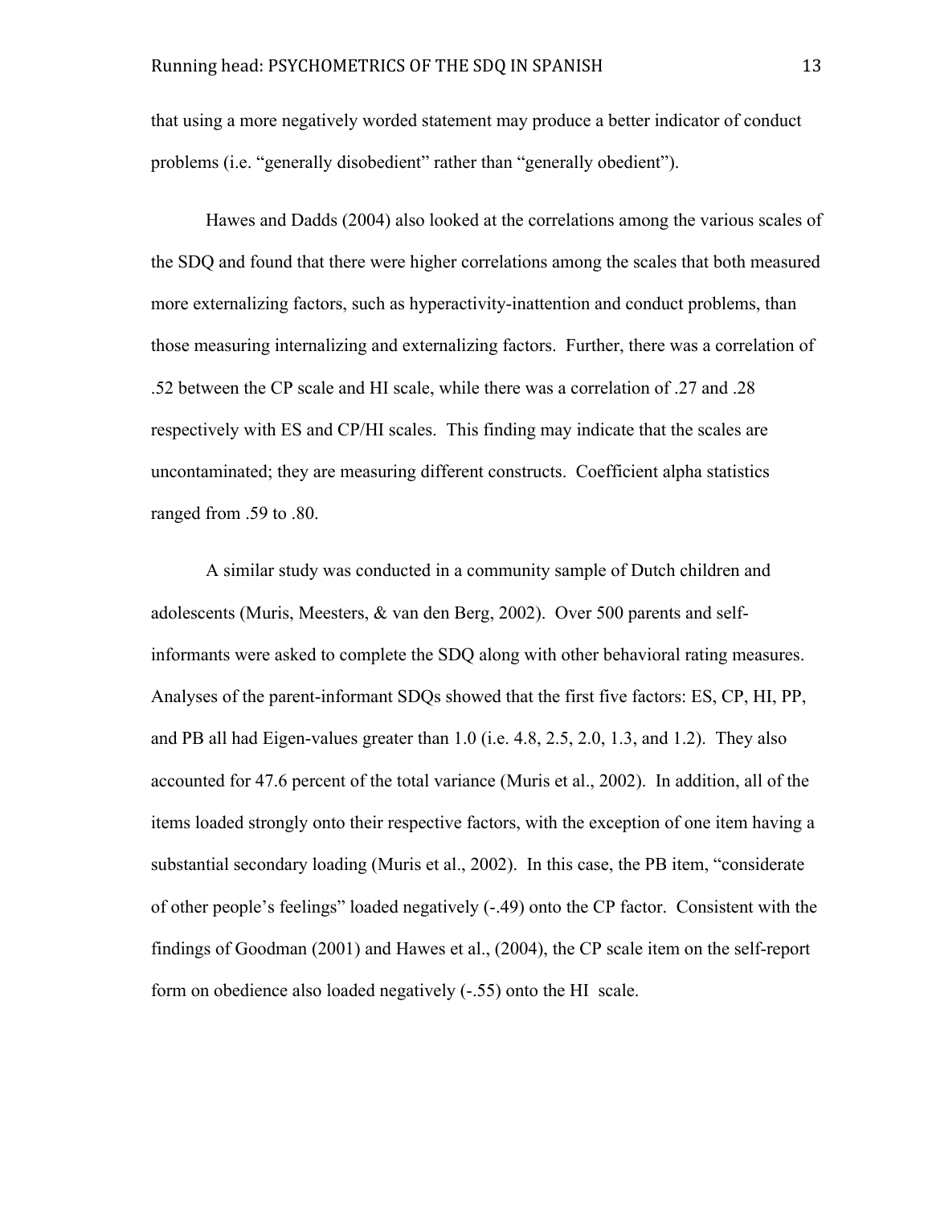that using a more negatively worded statement may produce a better indicator of conduct problems (i.e. "generally disobedient" rather than "generally obedient").

Hawes and Dadds (2004) also looked at the correlations among the various scales of the SDQ and found that there were higher correlations among the scales that both measured more externalizing factors, such as hyperactivity-inattention and conduct problems, than those measuring internalizing and externalizing factors. Further, there was a correlation of .52 between the CP scale and HI scale, while there was a correlation of .27 and .28 respectively with ES and CP/HI scales. This finding may indicate that the scales are uncontaminated; they are measuring different constructs. Coefficient alpha statistics ranged from .59 to .80.

A similar study was conducted in a community sample of Dutch children and adolescents (Muris, Meesters, & van den Berg, 2002). Over 500 parents and self-informants were asked to complete the SDQ along with other behavioral rating measures. Analyses of the parent-informant SDQs showed that the first five factors: ES, CP, HI, PP, and PB all had Eigen-values greater than 1.0 (i.e. 4.8, 2.5, 2.0, 1.3, and 1.2). They also accounted for 47.6 percent of the total variance (Muris et al., 2002). In addition, all of the items loaded strongly onto their respective factors, with the exception of one item having a substantial secondary loading (Muris et al., 2002). In this case, the PB item, "considerate of other people's feelings" loaded negatively (-.49) onto the CP factor. Consistent with the findings of Goodman (2001) and Hawes et al., (2004), the CP scale item on the self-report form on obedience also loaded negatively (-.55) onto the HI scale.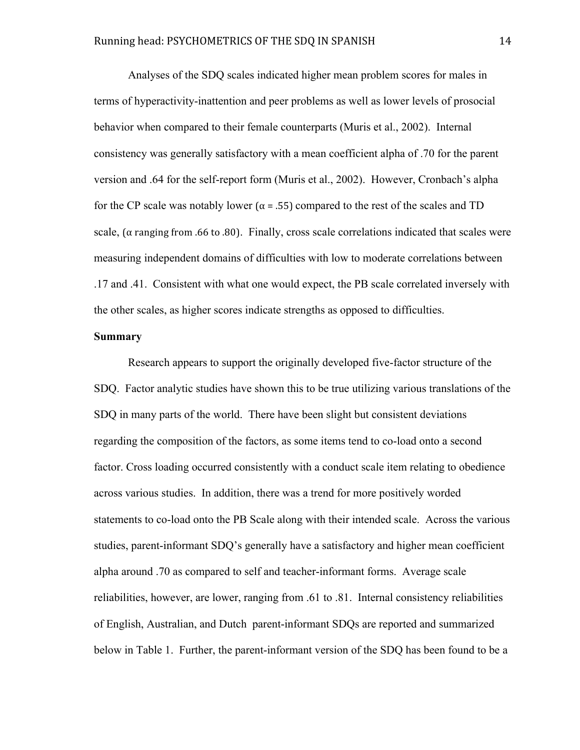Analyses of the SDQ scales indicated higher mean problem scores for males in terms of hyperactivity-inattention and peer problems as well as lower levels of prosocial behavior when compared to their female counterparts (Muris et al., 2002). Internal consistency was generally satisfactory with a mean coefficient alpha of .70 for the parent version and .64 for the self-report form (Muris et al., 2002). However, Cronbach's alpha for the CP scale was notably lower ($\alpha$ = .55) compared to the rest of the scales and TD scale, ($\alpha$ ranging from .66 to .80). Finally, cross scale correlations indicated that scales were measuring independent domains of difficulties with low to moderate correlations between .17 and .41. Consistent with what one would expect, the PB scale correlated inversely with the other scales, as higher scores indicate strengths as opposed to difficulties.

**Summary**

Research appears to support the originally developed five-factor structure of the SDQ. Factor analytic studies have shown this to be true utilizing various translations of the SDQ in many parts of the world. There have been slight but consistent deviations regarding the composition of the factors, as some items tend to co-load onto a second factor. Cross loading occurred consistently with a conduct scale item relating to obedience across various studies. In addition, there was a trend for more positively worded statements to co-load onto the PB Scale along with their intended scale. Across the various studies, parent-informant SDQ's generally have a satisfactory and higher mean coefficient alpha around .70 as compared to self and teacher-informant forms. Average scale reliabilities, however, are lower, ranging from .61 to .81. Internal consistency reliabilities of English, Australian, and Dutch parent-informant SDQs are reported and summarized below in Table 1. Further, the parent-informant version of the SDQ has been found to be a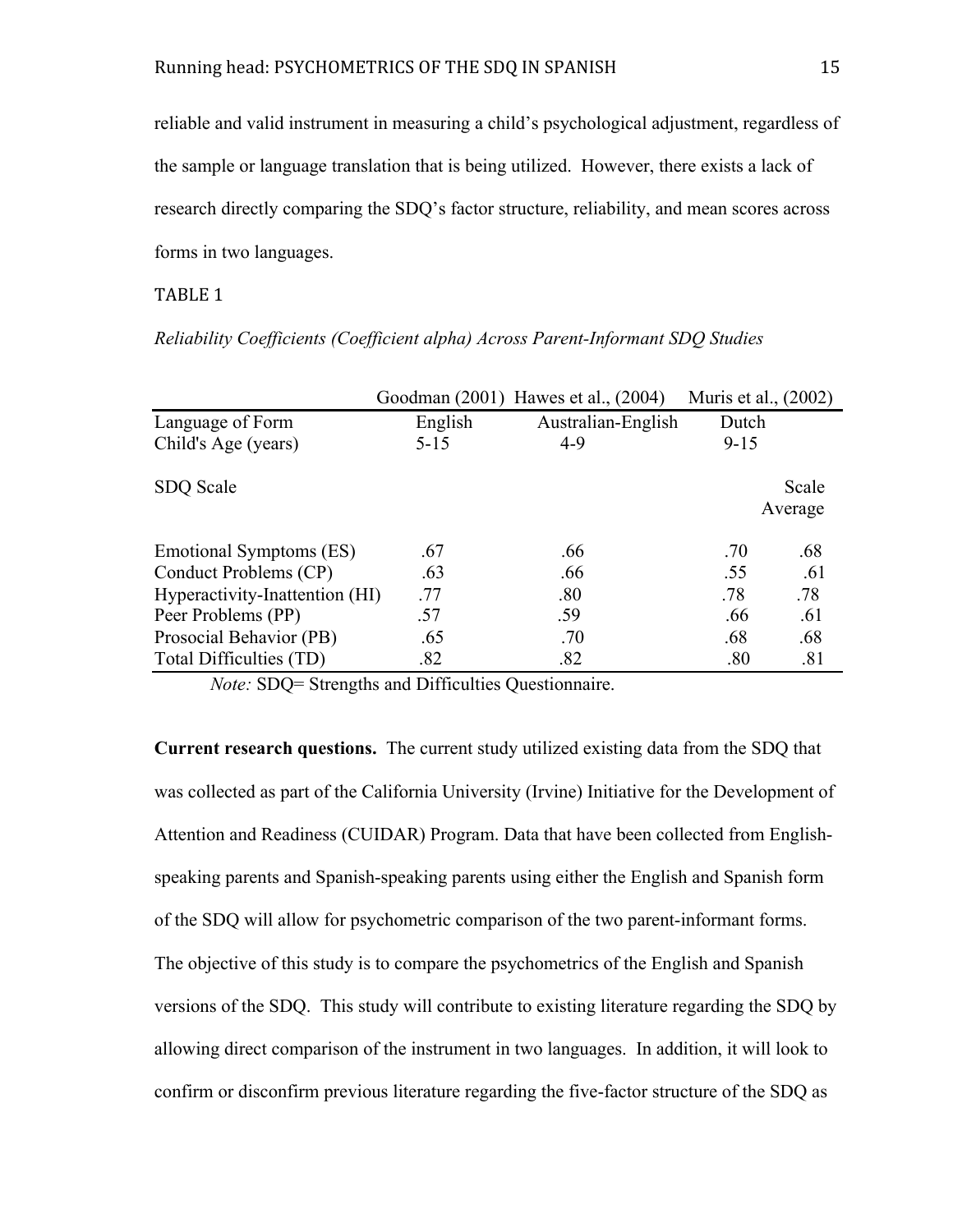reliable and valid instrument in measuring a child's psychological adjustment, regardless of the sample or language translation that is being utilized. However, there exists a lack of research directly comparing the SDQ's factor structure, reliability, and mean scores across forms in two languages.

TABLE 1

*Reliability Coefficients (Coefficient alpha) Across Parent-Informant SDQ Studies*

| | Goodman (2001) | Hawes et al., (2004) | Muris et al., (2002) | |
|---|---|---|---|---|
| Language of Form | English | Australian-English | Dutch | |
| Child's Age (years) | 5-15 | 4-9 | 9-15 | |
| SDQ Scale | | | | Scale Average |
| Emotional Symptoms (ES) | .67 | .66 | .70 | .68 |
| Conduct Problems (CP) | .63 | .66 | .55 | .61 |
| Hyperactivity-Inattention (HI) | .77 | .80 | .78 | .78 |
| Peer Problems (PP) | .57 | .59 | .66 | .61 |
| Prosocial Behavior (PB) | .65 | .70 | .68 | .68 |
| Total Difficulties (TD) | .82 | .82 | .80 | .81 |

*Note:* SDQ= Strengths and Difficulties Questionnaire.

**Current research questions.** The current study utilized existing data from the SDQ that was collected as part of the California University (Irvine) Initiative for the Development of Attention and Readiness (CUIDAR) Program. Data that have been collected from English-speaking parents and Spanish-speaking parents using either the English and Spanish form of the SDQ will allow for psychometric comparison of the two parent-informant forms. The objective of this study is to compare the psychometrics of the English and Spanish versions of the SDQ. This study will contribute to existing literature regarding the SDQ by allowing direct comparison of the instrument in two languages. In addition, it will look to confirm or disconfirm previous literature regarding the five-factor structure of the SDQ as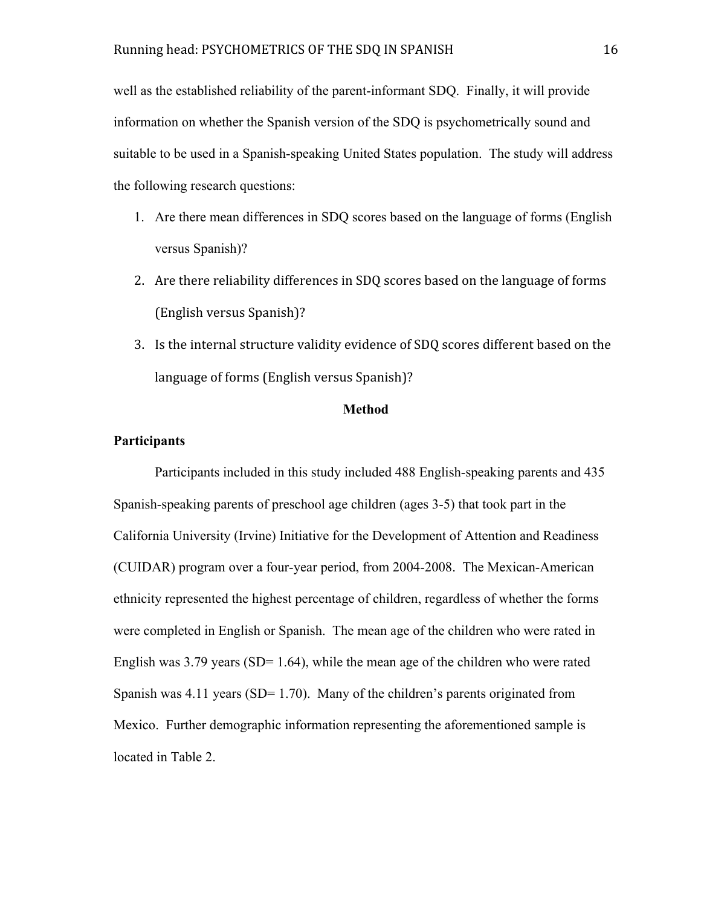well as the established reliability of the parent-informant SDQ. Finally, it will provide information on whether the Spanish version of the SDQ is psychometrically sound and suitable to be used in a Spanish-speaking United States population. The study will address the following research questions:

1. Are there mean differences in SDQ scores based on the language of forms (English versus Spanish)?
2. Are there reliability differences in SDQ scores based on the language of forms (English versus Spanish)?
3. Is the internal structure validity evidence of SDQ scores different based on the language of forms (English versus Spanish)?

## Method

### Participants

Participants included in this study included 488 English-speaking parents and 435 Spanish-speaking parents of preschool age children (ages 3-5) that took part in the California University (Irvine) Initiative for the Development of Attention and Readiness (CUIDAR) program over a four-year period, from 2004-2008. The Mexican-American ethnicity represented the highest percentage of children, regardless of whether the forms were completed in English or Spanish. The mean age of the children who were rated in English was 3.79 years (SD= 1.64), while the mean age of the children who were rated Spanish was 4.11 years (SD= 1.70). Many of the children's parents originated from Mexico. Further demographic information representing the aforementioned sample is located in Table 2.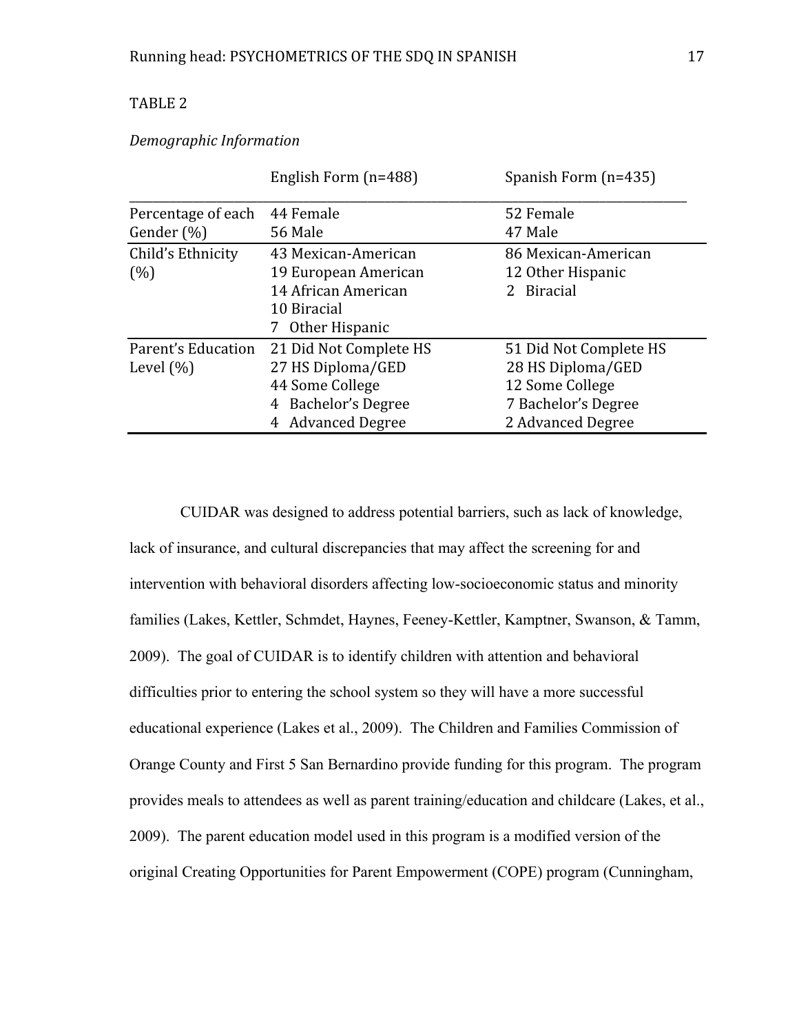TABLE 2

*Demographic Information*

| | English Form (n=488) | Spanish Form (n=435) |
|---|---|---|
| Percentage of each Gender (%) | 44 Female<br>56 Male | 52 Female<br>47 Male |
| Child's Ethnicity (%) | 43 Mexican-American<br>19 European American<br>14 African American<br>10 Biracial<br>7 Other Hispanic | 86 Mexican-American<br>12 Other Hispanic<br>2 Biracial |
| Parent's Education Level (%) | 21 Did Not Complete HS<br>27 HS Diploma/GED<br>44 Some College<br>4 Bachelor's Degree<br>4 Advanced Degree | 51 Did Not Complete HS<br>28 HS Diploma/GED<br>12 Some College<br>7 Bachelor's Degree<br>2 Advanced Degree |

CUIDAR was designed to address potential barriers, such as lack of knowledge, lack of insurance, and cultural discrepancies that may affect the screening for and intervention with behavioral disorders affecting low-socioeconomic status and minority families (Lakes, Kettler, Schmdet, Haynes, Feeney-Kettler, Kamptner, Swanson, & Tamm, 2009). The goal of CUIDAR is to identify children with attention and behavioral difficulties prior to entering the school system so they will have a more successful educational experience (Lakes et al., 2009). The Children and Families Commission of Orange County and First 5 San Bernardino provide funding for this program. The program provides meals to attendees as well as parent training/education and childcare (Lakes, et al., 2009). The parent education model used in this program is a modified version of the original Creating Opportunities for Parent Empowerment (COPE) program (Cunningham,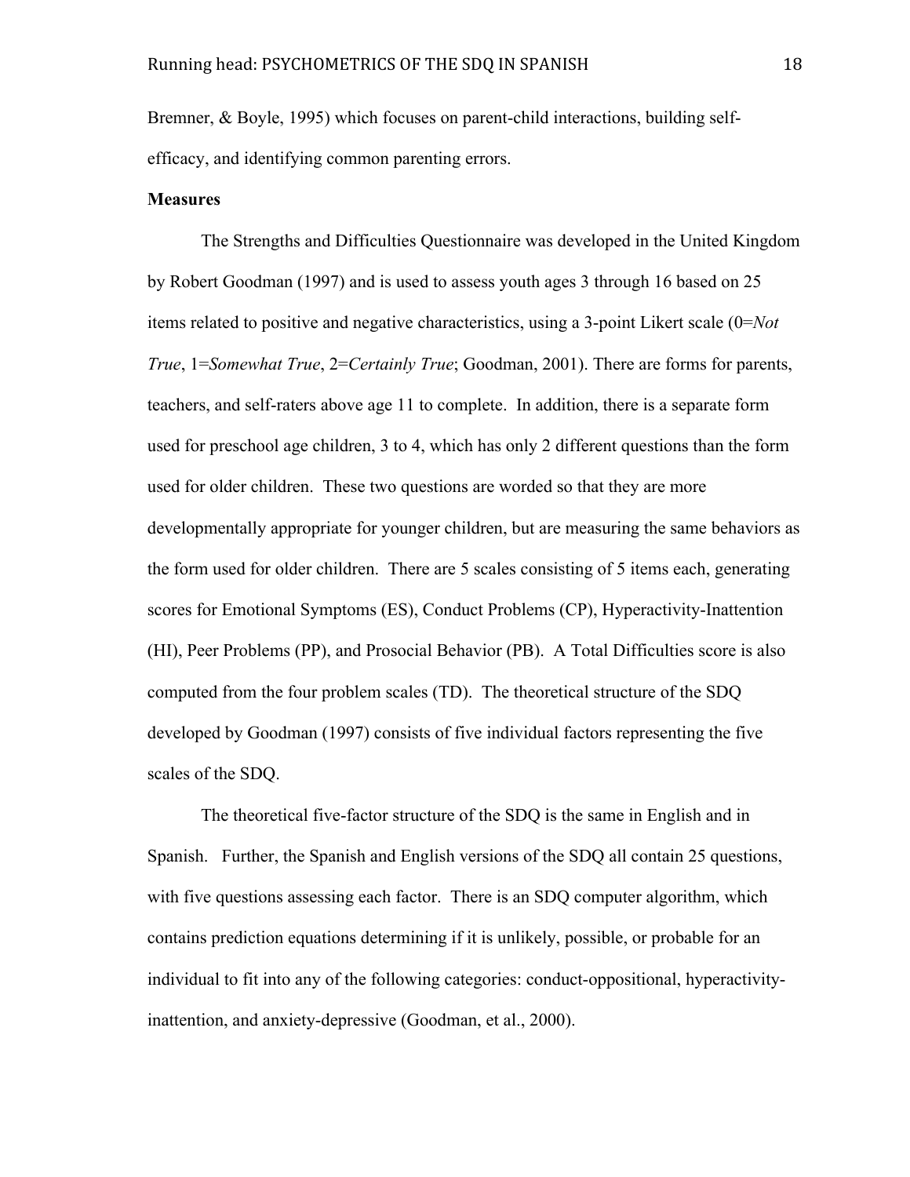Bremner, & Boyle, 1995) which focuses on parent-child interactions, building self-efficacy, and identifying common parenting errors.

**Measures**

The Strengths and Difficulties Questionnaire was developed in the United Kingdom by Robert Goodman (1997) and is used to assess youth ages 3 through 16 based on 25 items related to positive and negative characteristics, using a 3-point Likert scale (0=*Not True*, 1=*Somewhat True*, 2=*Certainly True*; Goodman, 2001). There are forms for parents, teachers, and self-raters above age 11 to complete. In addition, there is a separate form used for preschool age children, 3 to 4, which has only 2 different questions than the form used for older children. These two questions are worded so that they are more developmentally appropriate for younger children, but are measuring the same behaviors as the form used for older children. There are 5 scales consisting of 5 items each, generating scores for Emotional Symptoms (ES), Conduct Problems (CP), Hyperactivity-Inattention (HI), Peer Problems (PP), and Prosocial Behavior (PB). A Total Difficulties score is also computed from the four problem scales (TD). The theoretical structure of the SDQ developed by Goodman (1997) consists of five individual factors representing the five scales of the SDQ.

The theoretical five-factor structure of the SDQ is the same in English and in Spanish. Further, the Spanish and English versions of the SDQ all contain 25 questions, with five questions assessing each factor. There is an SDQ computer algorithm, which contains prediction equations determining if it is unlikely, possible, or probable for an individual to fit into any of the following categories: conduct-oppositional, hyperactivity-inattention, and anxiety-depressive (Goodman, et al., 2000).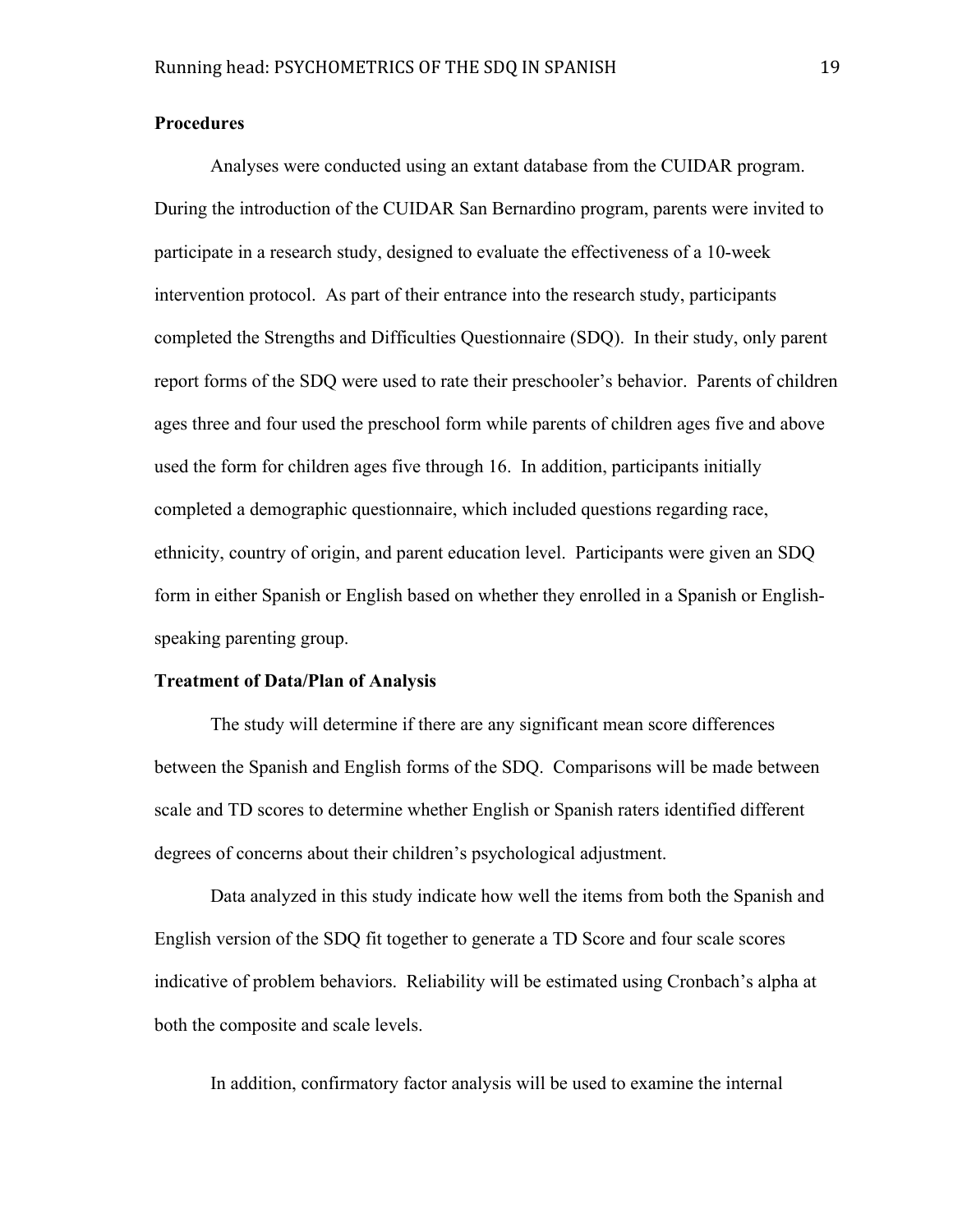**Procedures**

Analyses were conducted using an extant database from the CUIDAR program. During the introduction of the CUIDAR San Bernardino program, parents were invited to participate in a research study, designed to evaluate the effectiveness of a 10-week intervention protocol. As part of their entrance into the research study, participants completed the Strengths and Difficulties Questionnaire (SDQ). In their study, only parent report forms of the SDQ were used to rate their preschooler's behavior. Parents of children ages three and four used the preschool form while parents of children ages five and above used the form for children ages five through 16. In addition, participants initially completed a demographic questionnaire, which included questions regarding race, ethnicity, country of origin, and parent education level. Participants were given an SDQ form in either Spanish or English based on whether they enrolled in a Spanish or English-speaking parenting group.

**Treatment of Data/Plan of Analysis**

The study will determine if there are any significant mean score differences between the Spanish and English forms of the SDQ. Comparisons will be made between scale and TD scores to determine whether English or Spanish raters identified different degrees of concerns about their children's psychological adjustment.

Data analyzed in this study indicate how well the items from both the Spanish and English version of the SDQ fit together to generate a TD Score and four scale scores indicative of problem behaviors. Reliability will be estimated using Cronbach's alpha at both the composite and scale levels.

In addition, confirmatory factor analysis will be used to examine the internal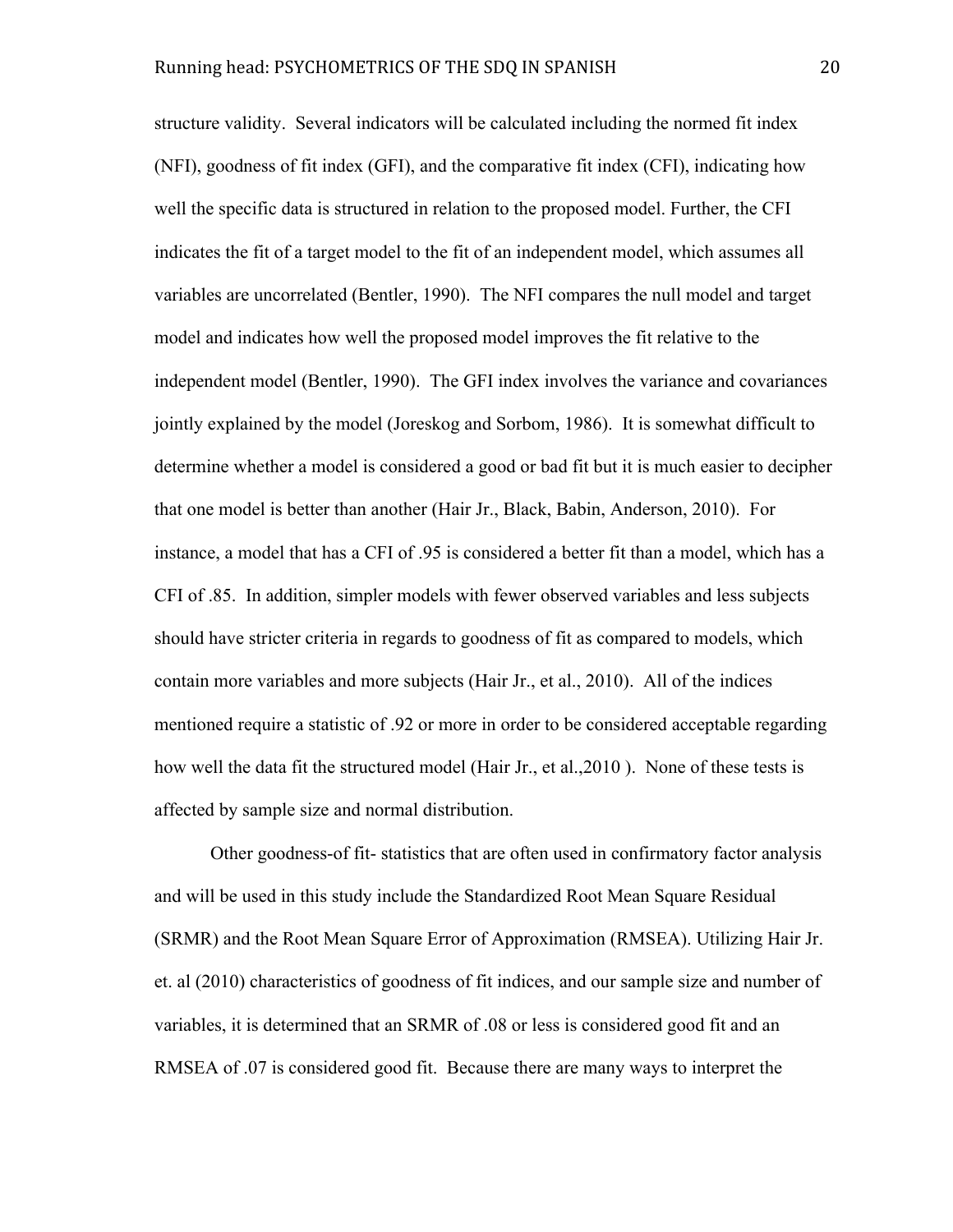structure validity. Several indicators will be calculated including the normed fit index (NFI), goodness of fit index (GFI), and the comparative fit index (CFI), indicating how well the specific data is structured in relation to the proposed model. Further, the CFI indicates the fit of a target model to the fit of an independent model, which assumes all variables are uncorrelated (Bentler, 1990). The NFI compares the null model and target model and indicates how well the proposed model improves the fit relative to the independent model (Bentler, 1990). The GFI index involves the variance and covariances jointly explained by the model (Joreskog and Sorbom, 1986). It is somewhat difficult to determine whether a model is considered a good or bad fit but it is much easier to decipher that one model is better than another (Hair Jr., Black, Babin, Anderson, 2010). For instance, a model that has a CFI of .95 is considered a better fit than a model, which has a CFI of .85. In addition, simpler models with fewer observed variables and less subjects should have stricter criteria in regards to goodness of fit as compared to models, which contain more variables and more subjects (Hair Jr., et al., 2010). All of the indices mentioned require a statistic of .92 or more in order to be considered acceptable regarding how well the data fit the structured model (Hair Jr., et al.,2010 ). None of these tests is affected by sample size and normal distribution.

Other goodness-of fit- statistics that are often used in confirmatory factor analysis and will be used in this study include the Standardized Root Mean Square Residual (SRMR) and the Root Mean Square Error of Approximation (RMSEA). Utilizing Hair Jr. et. al (2010) characteristics of goodness of fit indices, and our sample size and number of variables, it is determined that an SRMR of .08 or less is considered good fit and an RMSEA of .07 is considered good fit. Because there are many ways to interpret the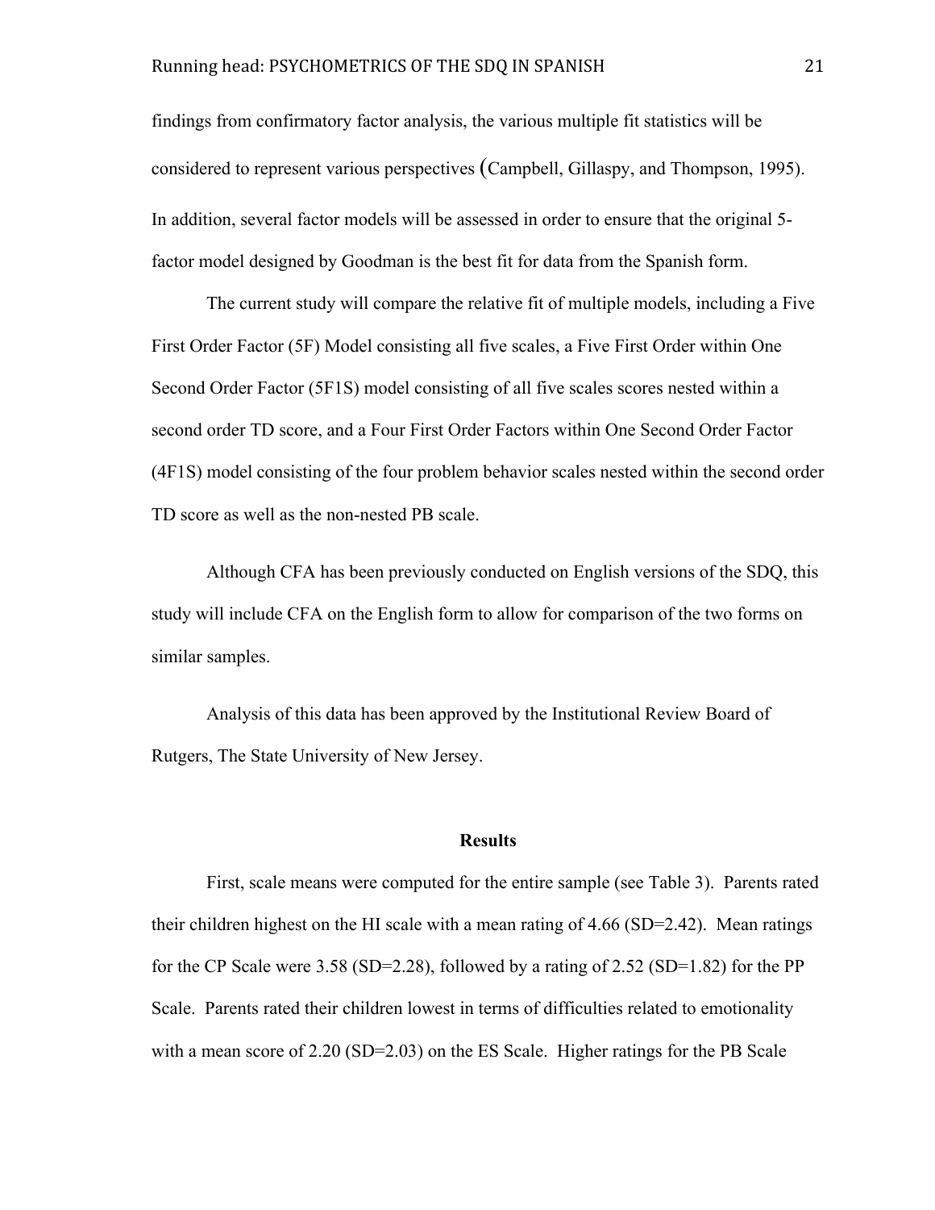findings from confirmatory factor analysis, the various multiple fit statistics will be considered to represent various perspectives (Campbell, Gillaspy, and Thompson, 1995). In addition, several factor models will be assessed in order to ensure that the original 5-factor model designed by Goodman is the best fit for data from the Spanish form.

The current study will compare the relative fit of multiple models, including a Five First Order Factor (5F) Model consisting all five scales, a Five First Order within One Second Order Factor (5F1S) model consisting of all five scales scores nested within a second order TD score, and a Four First Order Factors within One Second Order Factor (4F1S) model consisting of the four problem behavior scales nested within the second order TD score as well as the non-nested PB scale.

Although CFA has been previously conducted on English versions of the SDQ, this study will include CFA on the English form to allow for comparison of the two forms on similar samples.

Analysis of this data has been approved by the Institutional Review Board of Rutgers, The State University of New Jersey.

## Results

First, scale means were computed for the entire sample (see Table 3). Parents rated their children highest on the HI scale with a mean rating of 4.66 (SD=2.42). Mean ratings for the CP Scale were 3.58 (SD=2.28), followed by a rating of 2.52 (SD=1.82) for the PP Scale. Parents rated their children lowest in terms of difficulties related to emotionality with a mean score of 2.20 (SD=2.03) on the ES Scale. Higher ratings for the PB Scale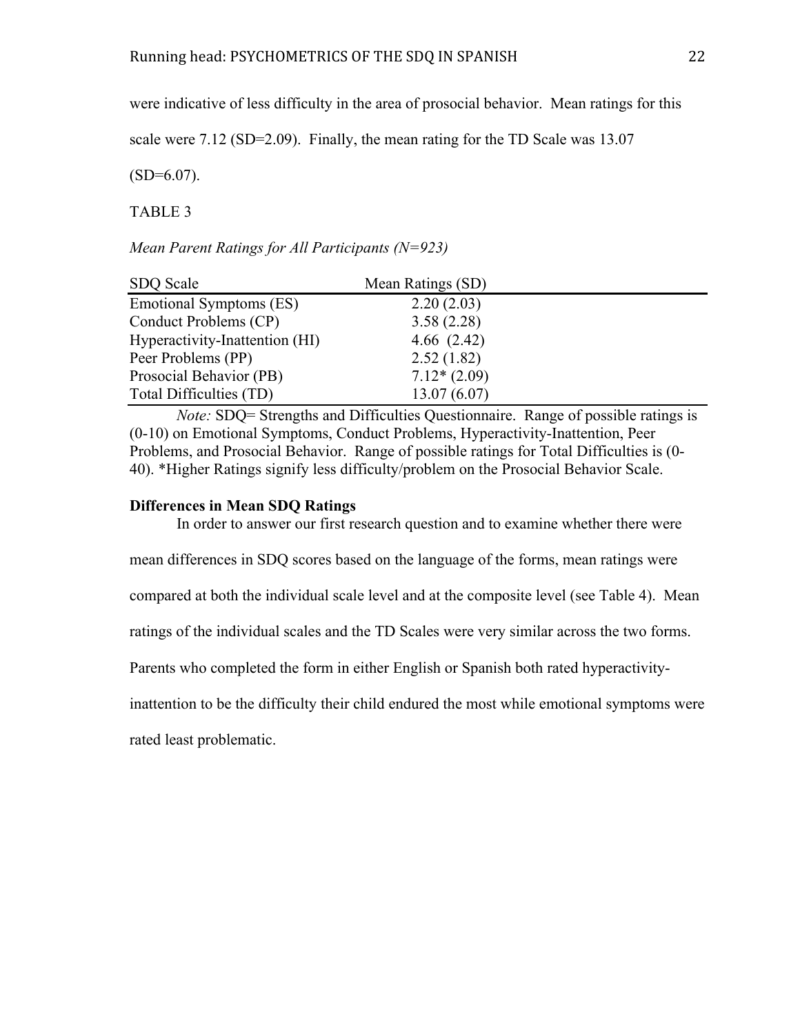were indicative of less difficulty in the area of prosocial behavior. Mean ratings for this scale were 7.12 (SD=2.09). Finally, the mean rating for the TD Scale was 13.07 (SD=6.07).

TABLE 3

*Mean Parent Ratings for All Participants (N=923)*

| SDQ Scale | Mean Ratings (SD) |
|---|---|
| Emotional Symptoms (ES) | 2.20 (2.03) |
| Conduct Problems (CP) | 3.58 (2.28) |
| Hyperactivity-Inattention (HI) | 4.66 (2.42) |
| Peer Problems (PP) | 2.52 (1.82) |
| Prosocial Behavior (PB) | 7.12* (2.09) |
| Total Difficulties (TD) | 13.07 (6.07) |

*Note:* SDQ= Strengths and Difficulties Questionnaire. Range of possible ratings is (0-10) on Emotional Symptoms, Conduct Problems, Hyperactivity-Inattention, Peer Problems, and Prosocial Behavior. Range of possible ratings for Total Difficulties is (0-40). *Higher Ratings signify less difficulty/problem on the Prosocial Behavior Scale.

**Differences in Mean SDQ Ratings**

In order to answer our first research question and to examine whether there were mean differences in SDQ scores based on the language of the forms, mean ratings were compared at both the individual scale level and at the composite level (see Table 4). Mean ratings of the individual scales and the TD Scales were very similar across the two forms. Parents who completed the form in either English or Spanish both rated hyperactivity-inattention to be the difficulty their child endured the most while emotional symptoms were rated least problematic.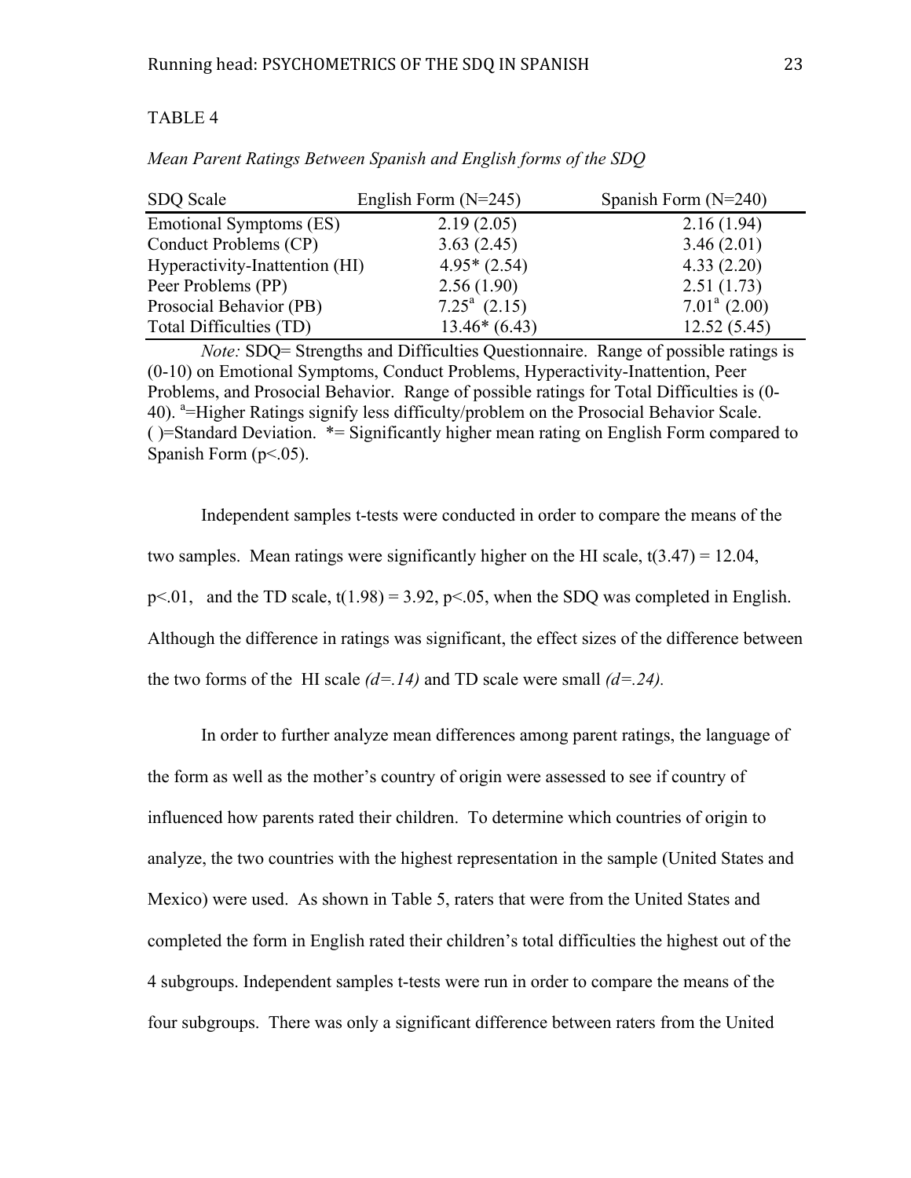TABLE 4

*Mean Parent Ratings Between Spanish and English forms of the SDQ*

| SDQ Scale | English Form (N=245) | Spanish Form (N=240) |
|---|---|---|
| Emotional Symptoms (ES) | 2.19 (2.05) | 2.16 (1.94) |
| Conduct Problems (CP) | 3.63 (2.45) | 3.46 (2.01) |
| Hyperactivity-Inattention (HI) | 4.95* (2.54) | 4.33 (2.20) |
| Peer Problems (PP) | 2.56 (1.90) | 2.51 (1.73) |
| Prosocial Behavior (PB) | 7.25[a] (2.15) | 7.01[a] (2.00) |
| Total Difficulties (TD) | 13.46* (6.43) | 12.52 (5.45) |

*Note:* SDQ= Strengths and Difficulties Questionnaire. Range of possible ratings is (0-10) on Emotional Symptoms, Conduct Problems, Hyperactivity-Inattention, Peer Problems, and Prosocial Behavior. Range of possible ratings for Total Difficulties is (0-40). [a]=Higher Ratings signify less difficulty/problem on the Prosocial Behavior Scale. ( )=Standard Deviation. *= Significantly higher mean rating on English Form compared to Spanish Form ($p<.05$).

Independent samples t-tests were conducted in order to compare the means of the two samples. Mean ratings were significantly higher on the HI scale, $t(3.47) = 12.04$, $p<.01$, and the TD scale, $t(1.98) = 3.92$, $p<.05$, when the SDQ was completed in English. Although the difference in ratings was significant, the effect sizes of the difference between the two forms of the HI scale *(d=.14)* and TD scale were small *(d=.24)*.

In order to further analyze mean differences among parent ratings, the language of the form as well as the mother's country of origin were assessed to see if country of influenced how parents rated their children. To determine which countries of origin to analyze, the two countries with the highest representation in the sample (United States and Mexico) were used. As shown in Table 5, raters that were from the United States and completed the form in English rated their children's total difficulties the highest out of the 4 subgroups. Independent samples t-tests were run in order to compare the means of the four subgroups. There was only a significant difference between raters from the United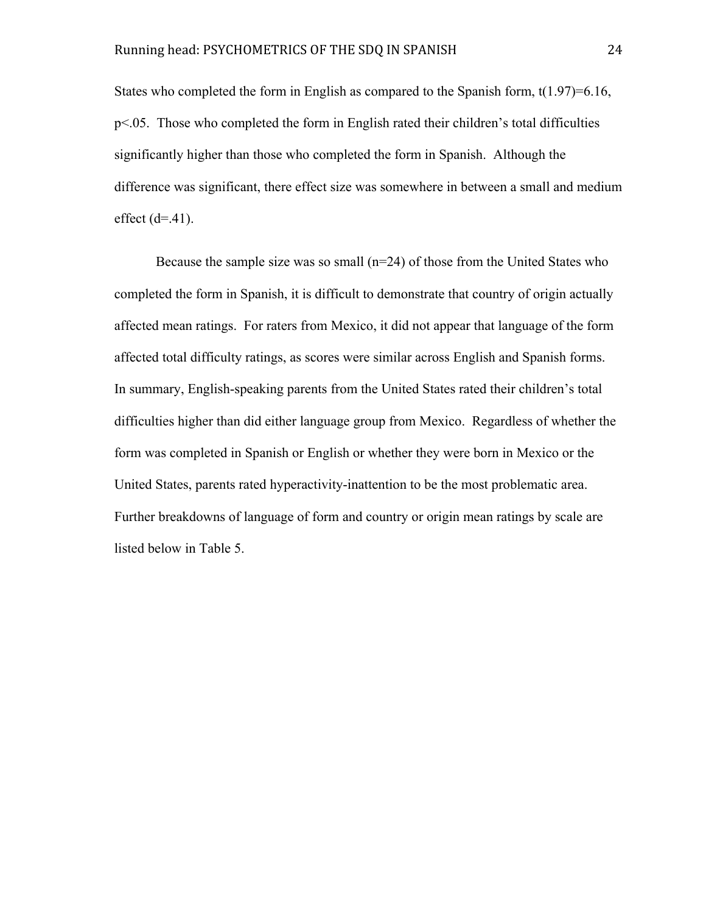States who completed the form in English as compared to the Spanish form, $t(1.97)=6.16$, $p<.05$. Those who completed the form in English rated their children's total difficulties significantly higher than those who completed the form in Spanish. Although the difference was significant, there effect size was somewhere in between a small and medium effect ($d=.41$).

Because the sample size was so small ($n=24$) of those from the United States who completed the form in Spanish, it is difficult to demonstrate that country of origin actually affected mean ratings. For raters from Mexico, it did not appear that language of the form affected total difficulty ratings, as scores were similar across English and Spanish forms. In summary, English-speaking parents from the United States rated their children's total difficulties higher than did either language group from Mexico. Regardless of whether the form was completed in Spanish or English or whether they were born in Mexico or the United States, parents rated hyperactivity-inattention to be the most problematic area. Further breakdowns of language of form and country or origin mean ratings by scale are listed below in Table 5.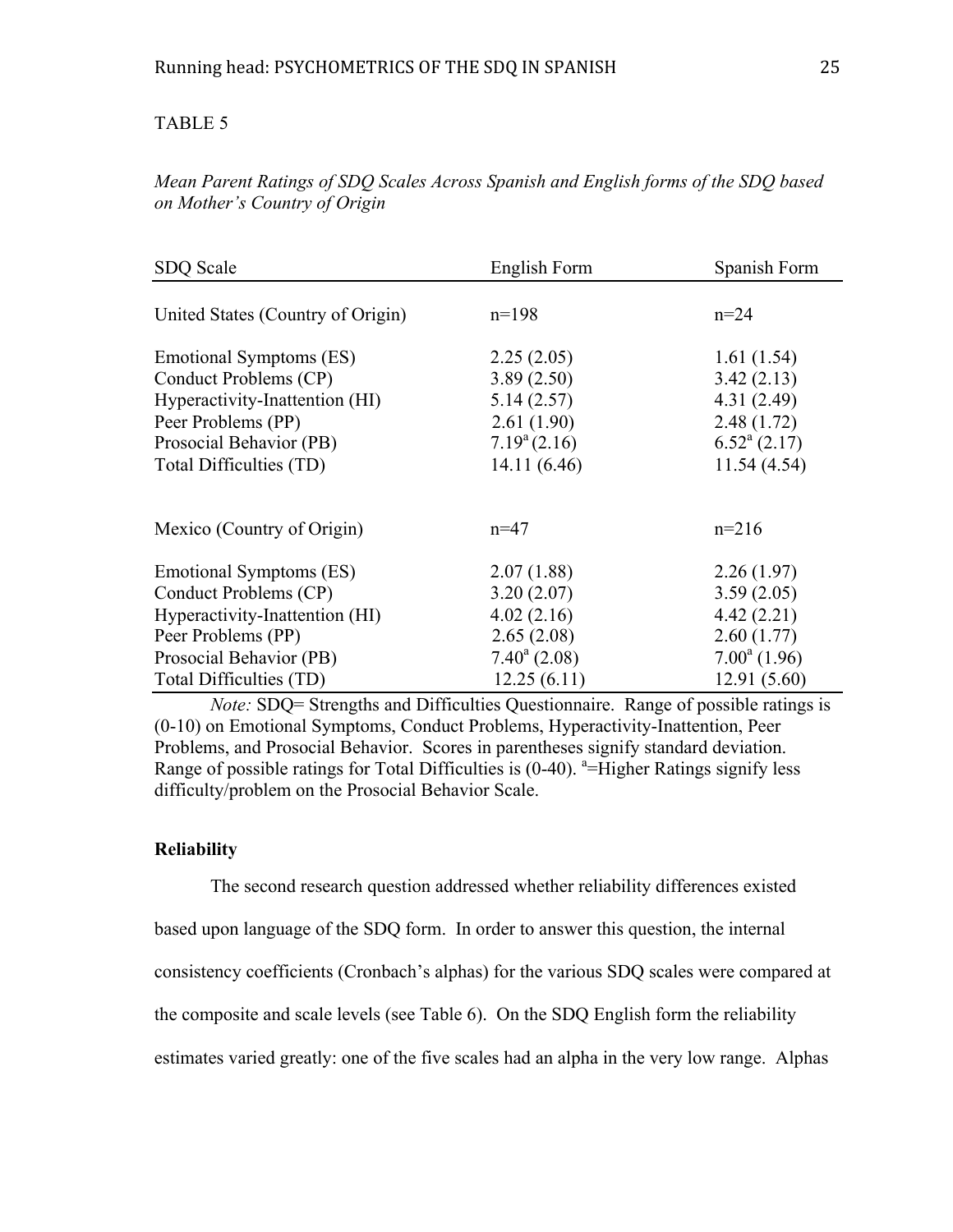TABLE 5

*Mean Parent Ratings of SDQ Scales Across Spanish and English forms of the SDQ based on Mother's Country of Origin*

| SDQ Scale | English Form | Spanish Form |
|---|---|---|
| United States (Country of Origin) | n=198 | n=24 |
| Emotional Symptoms (ES) | 2.25 (2.05) | 1.61 (1.54) |
| Conduct Problems (CP) | 3.89 (2.50) | 3.42 (2.13) |
| Hyperactivity-Inattention (HI) | 5.14 (2.57) | 4.31 (2.49) |
| Peer Problems (PP) | 2.61 (1.90) | 2.48 (1.72) |
| Prosocial Behavior (PB) | 7.19[a] (2.16) | 6.52[a] (2.17) |
| Total Difficulties (TD) | 14.11 (6.46) | 11.54 (4.54) |
| Mexico (Country of Origin) | n=47 | n=216 |
| Emotional Symptoms (ES) | 2.07 (1.88) | 2.26 (1.97) |
| Conduct Problems (CP) | 3.20 (2.07) | 3.59 (2.05) |
| Hyperactivity-Inattention (HI) | 4.02 (2.16) | 4.42 (2.21) |
| Peer Problems (PP) | 2.65 (2.08) | 2.60 (1.77) |
| Prosocial Behavior (PB) | 7.40[a] (2.08) | 7.00[a] (1.96) |
| Total Difficulties (TD) | 12.25 (6.11) | 12.91 (5.60) |

*Note:* SDQ= Strengths and Difficulties Questionnaire. Range of possible ratings is (0-10) on Emotional Symptoms, Conduct Problems, Hyperactivity-Inattention, Peer Problems, and Prosocial Behavior. Scores in parentheses signify standard deviation. Range of possible ratings for Total Difficulties is (0-40). [a]=Higher Ratings signify less difficulty/problem on the Prosocial Behavior Scale.

**Reliability**

The second research question addressed whether reliability differences existed based upon language of the SDQ form. In order to answer this question, the internal consistency coefficients (Cronbach's alphas) for the various SDQ scales were compared at the composite and scale levels (see Table 6). On the SDQ English form the reliability estimates varied greatly: one of the five scales had an alpha in the very low range. Alphas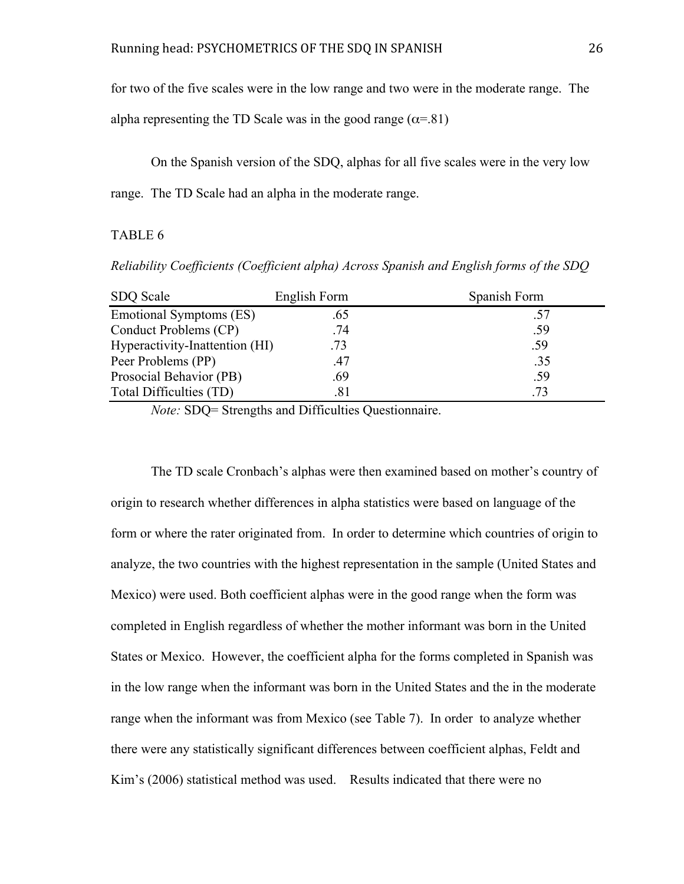for two of the five scales were in the low range and two were in the moderate range. The alpha representing the TD Scale was in the good range ($\alpha$=.81)

On the Spanish version of the SDQ, alphas for all five scales were in the very low range. The TD Scale had an alpha in the moderate range.

TABLE 6

*Reliability Coefficients (Coefficient alpha) Across Spanish and English forms of the SDQ*

| SDQ Scale | English Form | Spanish Form |
|---|---|---|
| Emotional Symptoms (ES) | .65 | .57 |
| Conduct Problems (CP) | .74 | .59 |
| Hyperactivity-Inattention (HI) | .73 | .59 |
| Peer Problems (PP) | .47 | .35 |
| Prosocial Behavior (PB) | .69 | .59 |
| Total Difficulties (TD) | .81 | .73 |

*Note:* SDQ= Strengths and Difficulties Questionnaire.

The TD scale Cronbach's alphas were then examined based on mother's country of origin to research whether differences in alpha statistics were based on language of the form or where the rater originated from. In order to determine which countries of origin to analyze, the two countries with the highest representation in the sample (United States and Mexico) were used. Both coefficient alphas were in the good range when the form was completed in English regardless of whether the mother informant was born in the United States or Mexico. However, the coefficient alpha for the forms completed in Spanish was in the low range when the informant was born in the United States and the in the moderate range when the informant was from Mexico (see Table 7). In order to analyze whether there were any statistically significant differences between coefficient alphas, Feldt and Kim's (2006) statistical method was used. Results indicated that there were no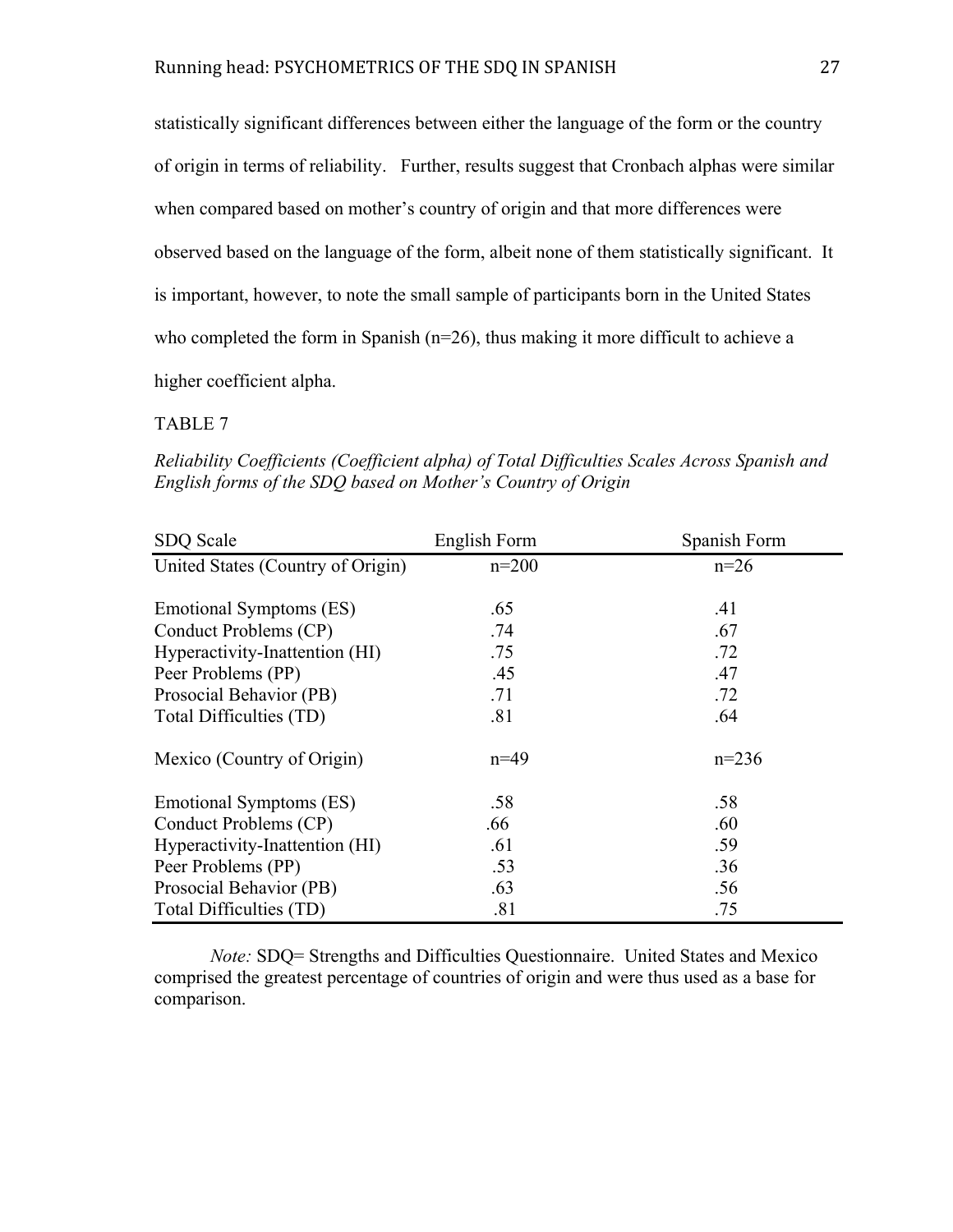statistically significant differences between either the language of the form or the country of origin in terms of reliability. Further, results suggest that Cronbach alphas were similar when compared based on mother's country of origin and that more differences were observed based on the language of the form, albeit none of them statistically significant. It is important, however, to note the small sample of participants born in the United States who completed the form in Spanish (n=26), thus making it more difficult to achieve a higher coefficient alpha.

TABLE 7

*Reliability Coefficients (Coefficient alpha) of Total Difficulties Scales Across Spanish and English forms of the SDQ based on Mother's Country of Origin*

| SDQ Scale | English Form | Spanish Form |
|---|---|---|
| United States (Country of Origin) | n=200 | n=26 |
| Emotional Symptoms (ES) | .65 | .41 |
| Conduct Problems (CP) | .74 | .67 |
| Hyperactivity-Inattention (HI) | .75 | .72 |
| Peer Problems (PP) | .45 | .47 |
| Prosocial Behavior (PB) | .71 | .72 |
| Total Difficulties (TD) | .81 | .64 |
| Mexico (Country of Origin) | n=49 | n=236 |
| Emotional Symptoms (ES) | .58 | .58 |
| Conduct Problems (CP) | .66 | .60 |
| Hyperactivity-Inattention (HI) | .61 | .59 |
| Peer Problems (PP) | .53 | .36 |
| Prosocial Behavior (PB) | .63 | .56 |
| Total Difficulties (TD) | .81 | .75 |

*Note:* SDQ= Strengths and Difficulties Questionnaire. United States and Mexico comprised the greatest percentage of countries of origin and were thus used as a base for comparison.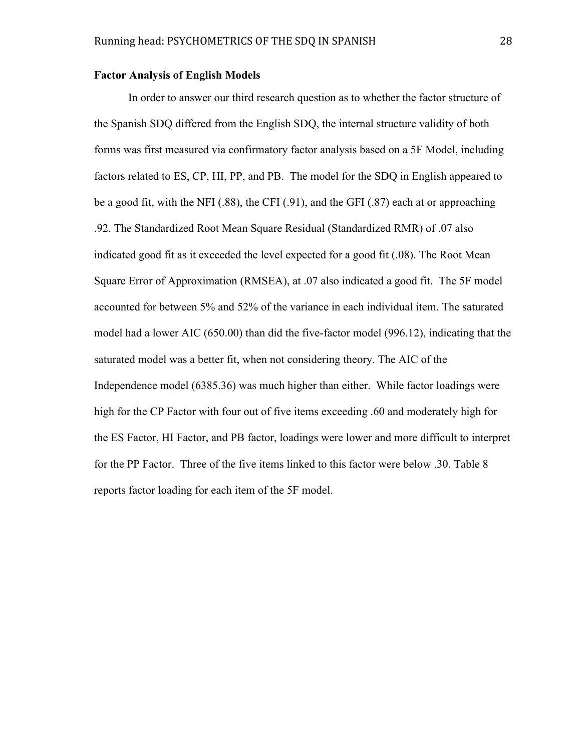**Factor Analysis of English Models**

In order to answer our third research question as to whether the factor structure of the Spanish SDQ differed from the English SDQ, the internal structure validity of both forms was first measured via confirmatory factor analysis based on a 5F Model, including factors related to ES, CP, HI, PP, and PB. The model for the SDQ in English appeared to be a good fit, with the NFI (.88), the CFI (.91), and the GFI (.87) each at or approaching .92. The Standardized Root Mean Square Residual (Standardized RMR) of .07 also indicated good fit as it exceeded the level expected for a good fit (.08). The Root Mean Square Error of Approximation (RMSEA), at .07 also indicated a good fit. The 5F model accounted for between 5% and 52% of the variance in each individual item. The saturated model had a lower AIC (650.00) than did the five-factor model (996.12), indicating that the saturated model was a better fit, when not considering theory. The AIC of the Independence model (6385.36) was much higher than either. While factor loadings were high for the CP Factor with four out of five items exceeding .60 and moderately high for the ES Factor, HI Factor, and PB factor, loadings were lower and more difficult to interpret for the PP Factor. Three of the five items linked to this factor were below .30. Table 8 reports factor loading for each item of the 5F model.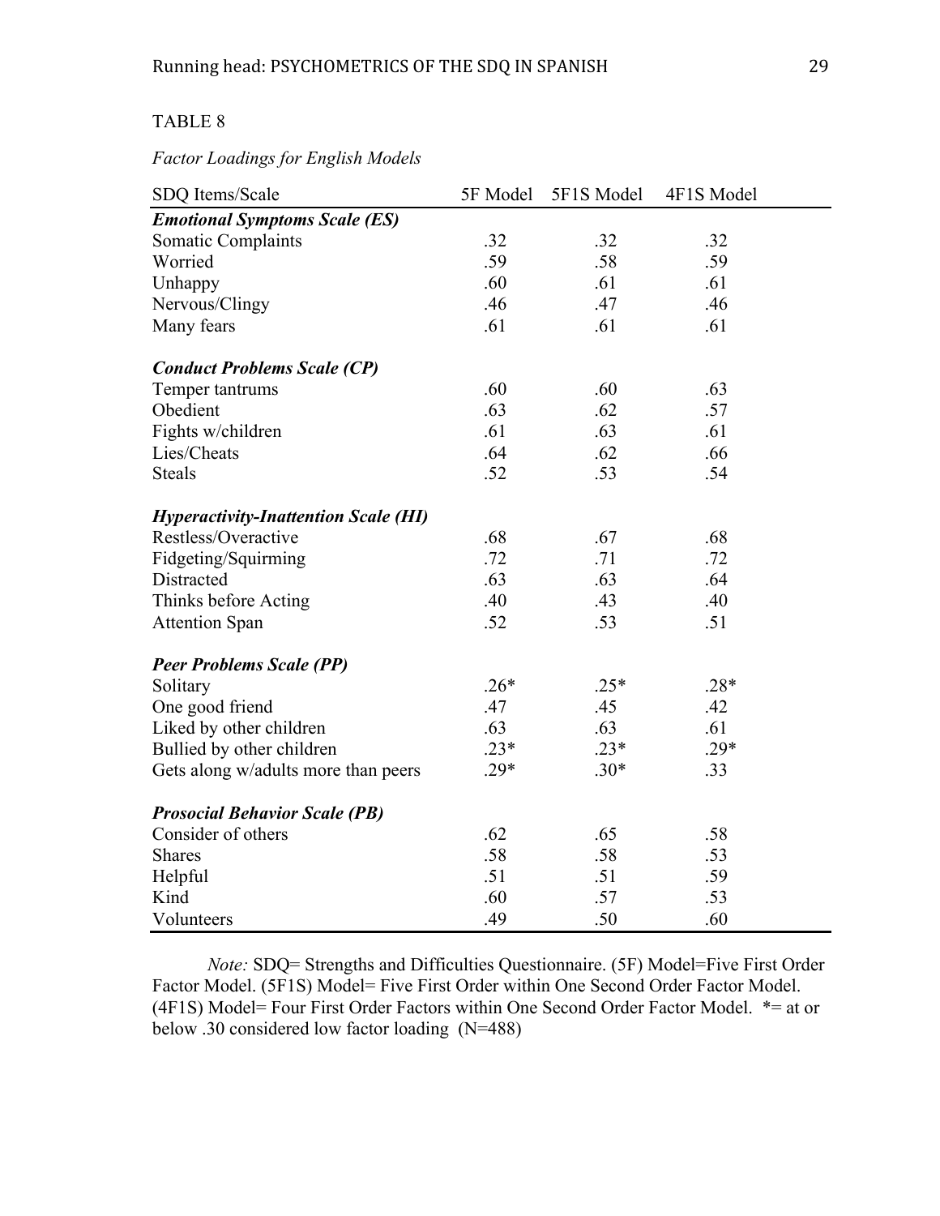TABLE 8

*Factor Loadings for English Models*

| SDQ Items/Scale | 5F Model | 5F1S Model | 4F1S Model |
|---|---|---|---|
| ***Emotional Symptoms Scale (ES)*** | | | |
| Somatic Complaints | .32 | .32 | .32 |
| Worried | .59 | .58 | .59 |
| Unhappy | .60 | .61 | .61 |
| Nervous/Clingy | .46 | .47 | .46 |
| Many fears | .61 | .61 | .61 |
| ***Conduct Problems Scale (CP)*** | | | |
| Temper tantrums | .60 | .60 | .63 |
| Obedient | .63 | .62 | .57 |
| Fights w/children | .61 | .63 | .61 |
| Lies/Cheats | .64 | .62 | .66 |
| Steals | .52 | .53 | .54 |
| ***Hyperactivity-Inattention Scale (HI)*** | | | |
| Restless/Overactive | .68 | .67 | .68 |
| Fidgeting/Squirming | .72 | .71 | .72 |
| Distracted | .63 | .63 | .64 |
| Thinks before Acting | .40 | .43 | .40 |
| Attention Span | .52 | .53 | .51 |
| ***Peer Problems Scale (PP)*** | | | |
| Solitary | .26* | .25* | .28* |
| One good friend | .47 | .45 | .42 |
| Liked by other children | .63 | .63 | .61 |
| Bullied by other children | .23* | .23* | .29* |
| Gets along w/adults more than peers | .29* | .30* | .33 |
| ***Prosocial Behavior Scale (PB)*** | | | |
| Consider of others | .62 | .65 | .58 |
| Shares | .58 | .58 | .53 |
| Helpful | .51 | .51 | .59 |
| Kind | .60 | .57 | .53 |
| Volunteers | .49 | .50 | .60 |

*Note:* SDQ= Strengths and Difficulties Questionnaire. (5F) Model=Five First Order Factor Model. (5F1S) Model= Five First Order within One Second Order Factor Model. (4F1S) Model= Four First Order Factors within One Second Order Factor Model. *= at or below .30 considered low factor loading (N=488)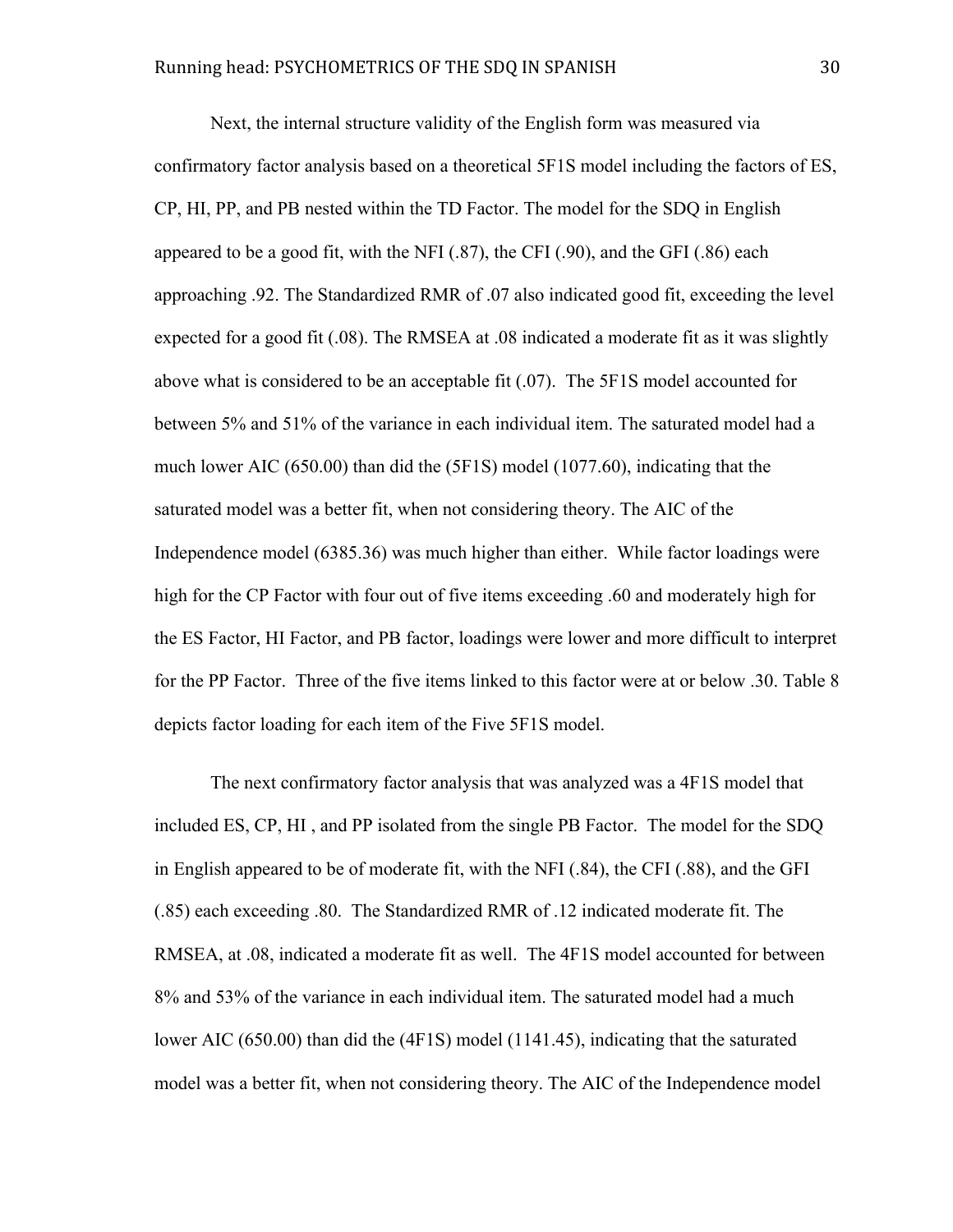Next, the internal structure validity of the English form was measured via confirmatory factor analysis based on a theoretical 5F1S model including the factors of ES, CP, HI, PP, and PB nested within the TD Factor. The model for the SDQ in English appeared to be a good fit, with the NFI (.87), the CFI (.90), and the GFI (.86) each approaching .92. The Standardized RMR of .07 also indicated good fit, exceeding the level expected for a good fit (.08). The RMSEA at .08 indicated a moderate fit as it was slightly above what is considered to be an acceptable fit (.07). The 5F1S model accounted for between 5% and 51% of the variance in each individual item. The saturated model had a much lower AIC (650.00) than did the (5F1S) model (1077.60), indicating that the saturated model was a better fit, when not considering theory. The AIC of the Independence model (6385.36) was much higher than either. While factor loadings were high for the CP Factor with four out of five items exceeding .60 and moderately high for the ES Factor, HI Factor, and PB factor, loadings were lower and more difficult to interpret for the PP Factor. Three of the five items linked to this factor were at or below .30. Table 8 depicts factor loading for each item of the Five 5F1S model.

The next confirmatory factor analysis that was analyzed was a 4F1S model that included ES, CP, HI , and PP isolated from the single PB Factor. The model for the SDQ in English appeared to be of moderate fit, with the NFI (.84), the CFI (.88), and the GFI (.85) each exceeding .80. The Standardized RMR of .12 indicated moderate fit. The RMSEA, at .08, indicated a moderate fit as well. The 4F1S model accounted for between 8% and 53% of the variance in each individual item. The saturated model had a much lower AIC (650.00) than did the (4F1S) model (1141.45), indicating that the saturated model was a better fit, when not considering theory. The AIC of the Independence model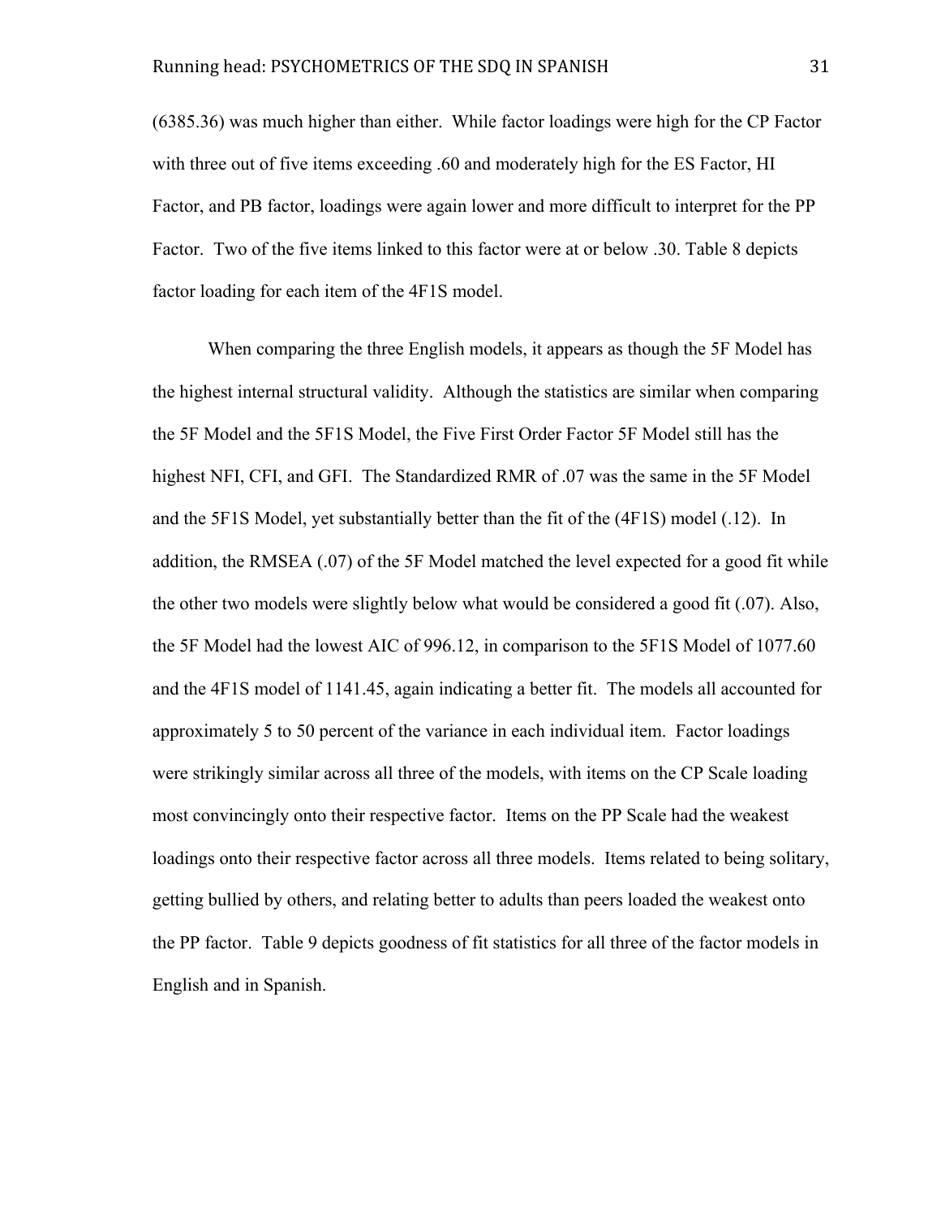(6385.36) was much higher than either. While factor loadings were high for the CP Factor with three out of five items exceeding .60 and moderately high for the ES Factor, HI Factor, and PB factor, loadings were again lower and more difficult to interpret for the PP Factor. Two of the five items linked to this factor were at or below .30. Table 8 depicts factor loading for each item of the 4F1S model.

When comparing the three English models, it appears as though the 5F Model has the highest internal structural validity. Although the statistics are similar when comparing the 5F Model and the 5F1S Model, the Five First Order Factor 5F Model still has the highest NFI, CFI, and GFI. The Standardized RMR of .07 was the same in the 5F Model and the 5F1S Model, yet substantially better than the fit of the (4F1S) model (.12). In addition, the RMSEA (.07) of the 5F Model matched the level expected for a good fit while the other two models were slightly below what would be considered a good fit (.07). Also, the 5F Model had the lowest AIC of 996.12, in comparison to the 5F1S Model of 1077.60 and the 4F1S model of 1141.45, again indicating a better fit. The models all accounted for approximately 5 to 50 percent of the variance in each individual item. Factor loadings were strikingly similar across all three of the models, with items on the CP Scale loading most convincingly onto their respective factor. Items on the PP Scale had the weakest loadings onto their respective factor across all three models. Items related to being solitary, getting bullied by others, and relating better to adults than peers loaded the weakest onto the PP factor. Table 9 depicts goodness of fit statistics for all three of the factor models in English and in Spanish.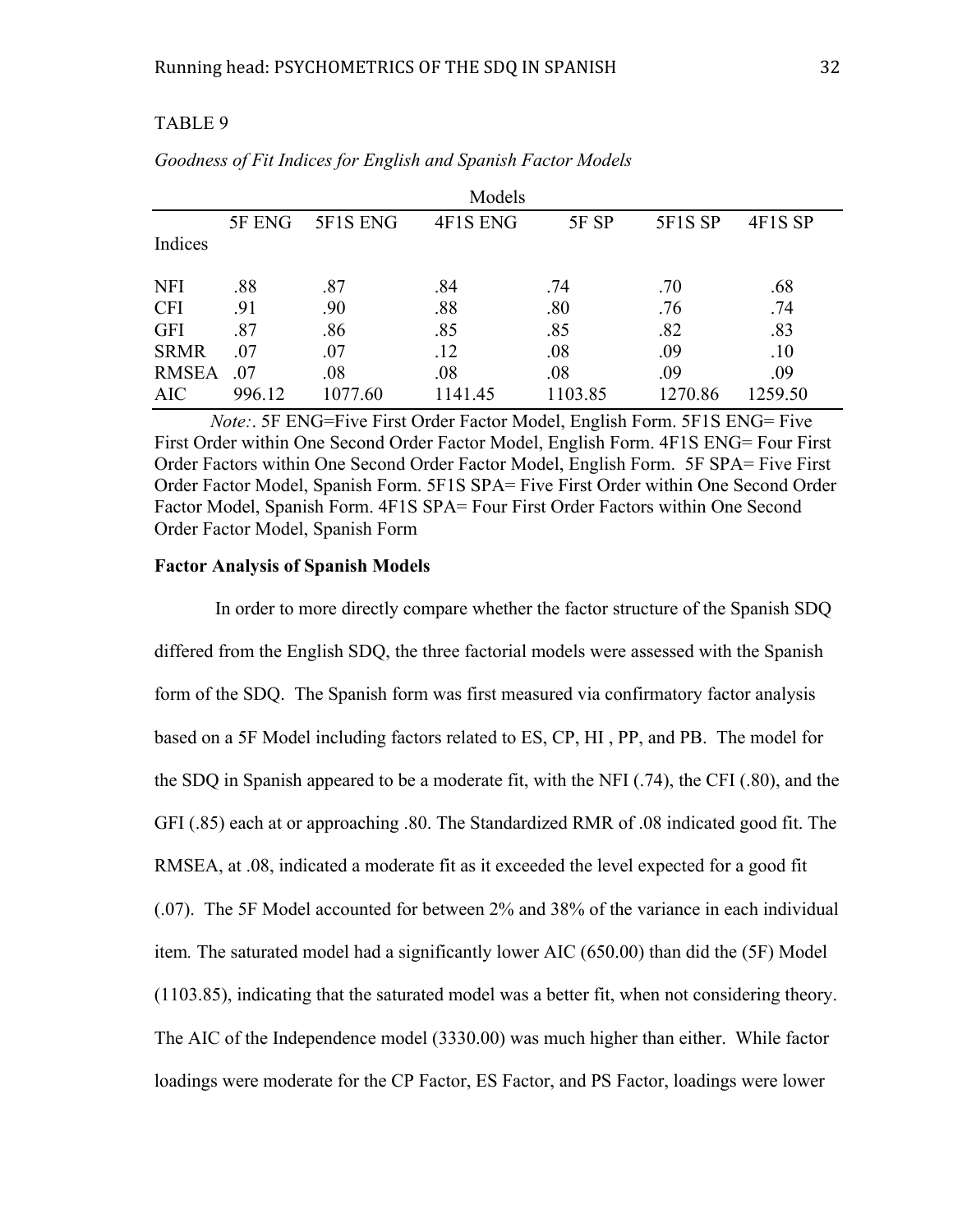TABLE 9

*Goodness of Fit Indices for English and Spanish Factor Models*

| | Models | | | | | |
|---|---|---|---|---|---|---|
| Indices | 5F ENG | 5F1S ENG | 4F1S ENG | 5F SP | 5F1S SP | 4F1S SP |
| NFI | .88 | .87 | .84 | .74 | .70 | .68 |
| CFI | .91 | .90 | .88 | .80 | .76 | .74 |
| GFI | .87 | .86 | .85 | .85 | .82 | .83 |
| SRMR | .07 | .07 | .12 | .08 | .09 | .10 |
| RMSEA | .07 | .08 | .08 | .08 | .09 | .09 |
| AIC | 996.12 | 1077.60 | 1141.45 | 1103.85 | 1270.86 | 1259.50 |

*Note:*. 5F ENG=Five First Order Factor Model, English Form. 5F1S ENG= Five First Order within One Second Order Factor Model, English Form. 4F1S ENG= Four First Order Factors within One Second Order Factor Model, English Form. 5F SPA= Five First Order Factor Model, Spanish Form. 5F1S SPA= Five First Order within One Second Order Factor Model, Spanish Form. 4F1S SPA= Four First Order Factors within One Second Order Factor Model, Spanish Form

**Factor Analysis of Spanish Models**

In order to more directly compare whether the factor structure of the Spanish SDQ differed from the English SDQ, the three factorial models were assessed with the Spanish form of the SDQ. The Spanish form was first measured via confirmatory factor analysis based on a 5F Model including factors related to ES, CP, HI , PP, and PB. The model for the SDQ in Spanish appeared to be a moderate fit, with the NFI (.74), the CFI (.80), and the GFI (.85) each at or approaching .80. The Standardized RMR of .08 indicated good fit. The RMSEA, at .08, indicated a moderate fit as it exceeded the level expected for a good fit (.07). The 5F Model accounted for between 2% and 38% of the variance in each individual item*.* The saturated model had a significantly lower AIC (650.00) than did the (5F) Model (1103.85), indicating that the saturated model was a better fit, when not considering theory. The AIC of the Independence model (3330.00) was much higher than either. While factor loadings were moderate for the CP Factor, ES Factor, and PS Factor, loadings were lower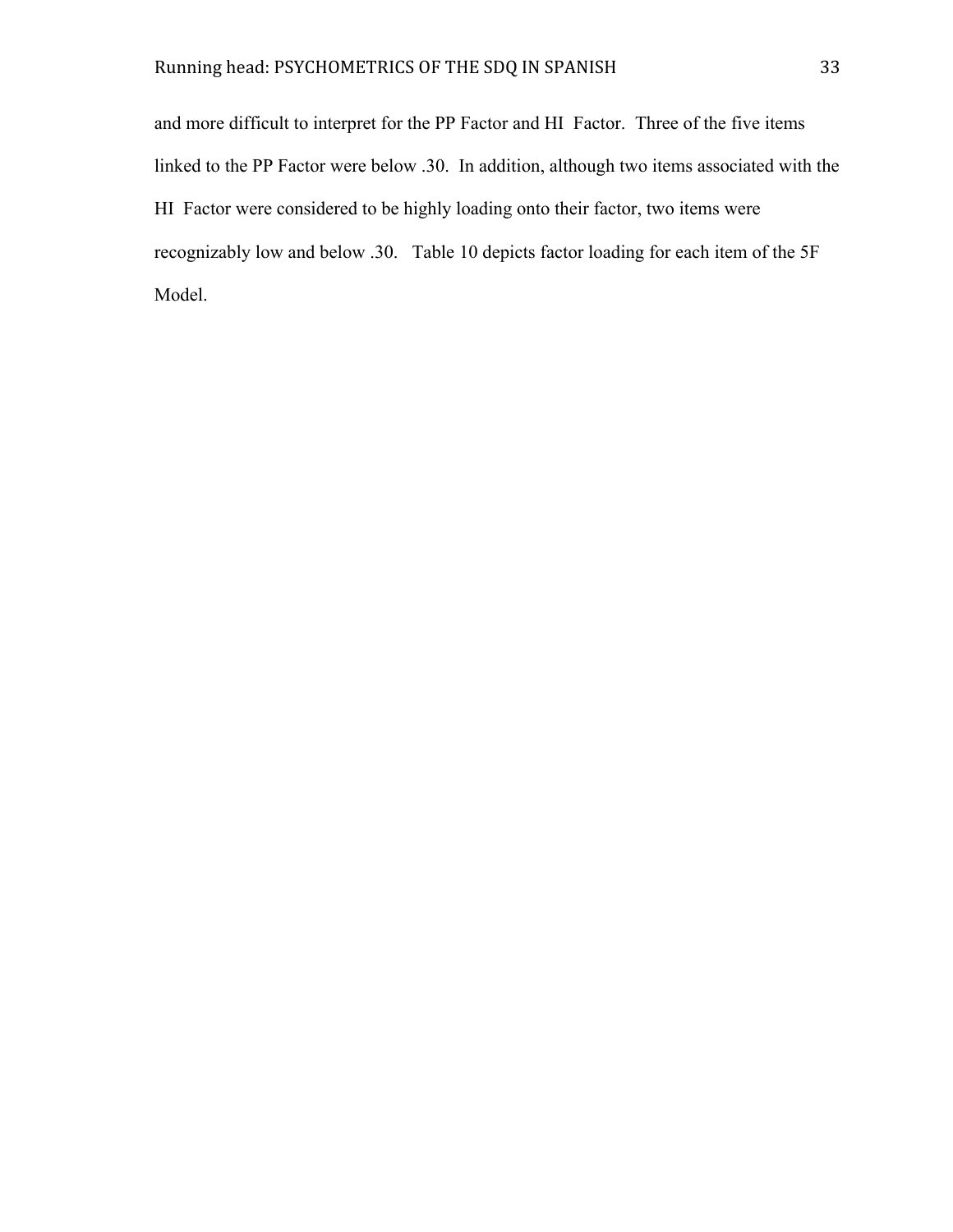and more difficult to interpret for the PP Factor and HI Factor. Three of the five items linked to the PP Factor were below .30. In addition, although two items associated with the HI Factor were considered to be highly loading onto their factor, two items were recognizably low and below .30. Table 10 depicts factor loading for each item of the 5F Model.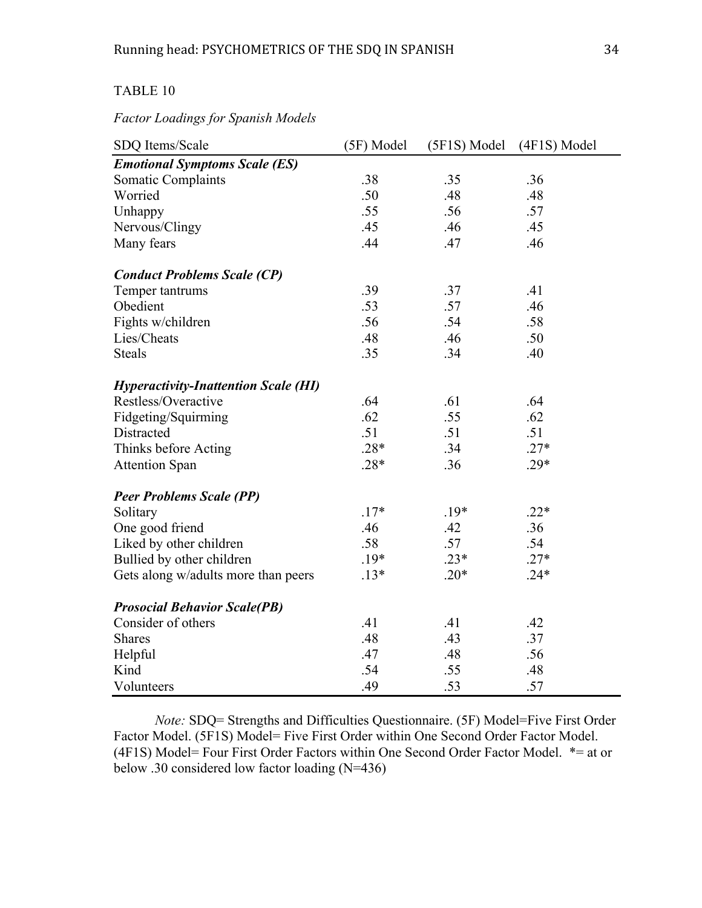TABLE 10

*Factor Loadings for Spanish Models*

| SDQ Items/Scale | (5F) Model | (5F1S) Model | (4F1S) Model |
|---|---|---|---|
| ***Emotional Symptoms Scale (ES)*** | | | |
| Somatic Complaints | .38 | .35 | .36 |
| Worried | .50 | .48 | .48 |
| Unhappy | .55 | .56 | .57 |
| Nervous/Clingy | .45 | .46 | .45 |
| Many fears | .44 | .47 | .46 |
| ***Conduct Problems Scale (CP)*** | | | |
| Temper tantrums | .39 | .37 | .41 |
| Obedient | .53 | .57 | .46 |
| Fights w/children | .56 | .54 | .58 |
| Lies/Cheats | .48 | .46 | .50 |
| Steals | .35 | .34 | .40 |
| ***Hyperactivity-Inattention Scale (HI)*** | | | |
| Restless/Overactive | .64 | .61 | .64 |
| Fidgeting/Squirming | .62 | .55 | .62 |
| Distracted | .51 | .51 | .51 |
| Thinks before Acting | .28* | .34 | .27* |
| Attention Span | .28* | .36 | .29* |
| ***Peer Problems Scale (PP)*** | | | |
| Solitary | .17* | .19* | .22* |
| One good friend | .46 | .42 | .36 |
| Liked by other children | .58 | .57 | .54 |
| Bullied by other children | .19* | .23* | .27* |
| Gets along w/adults more than peers | .13* | .20* | .24* |
| ***Prosocial Behavior Scale(PB)*** | | | |
| Consider of others | .41 | .41 | .42 |
| Shares | .48 | .43 | .37 |
| Helpful | .47 | .48 | .56 |
| Kind | .54 | .55 | .48 |
| Volunteers | .49 | .53 | .57 |

*Note:* SDQ= Strengths and Difficulties Questionnaire. (5F) Model=Five First Order Factor Model. (5F1S) Model= Five First Order within One Second Order Factor Model. (4F1S) Model= Four First Order Factors within One Second Order Factor Model. *= at or below .30 considered low factor loading (N=436)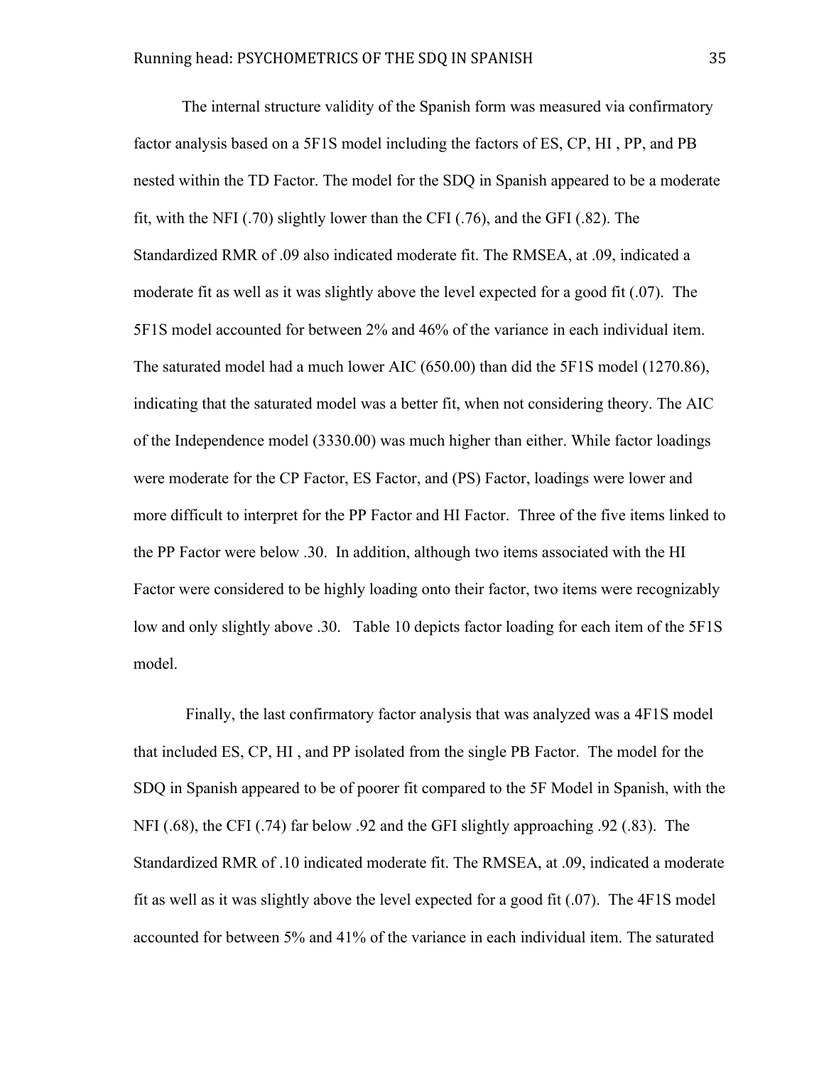The internal structure validity of the Spanish form was measured via confirmatory factor analysis based on a 5F1S model including the factors of ES, CP, HI , PP, and PB nested within the TD Factor. The model for the SDQ in Spanish appeared to be a moderate fit, with the NFI (.70) slightly lower than the CFI (.76), and the GFI (.82). The Standardized RMR of .09 also indicated moderate fit. The RMSEA, at .09, indicated a moderate fit as well as it was slightly above the level expected for a good fit (.07). The 5F1S model accounted for between 2% and 46% of the variance in each individual item. The saturated model had a much lower AIC (650.00) than did the 5F1S model (1270.86), indicating that the saturated model was a better fit, when not considering theory. The AIC of the Independence model (3330.00) was much higher than either. While factor loadings were moderate for the CP Factor, ES Factor, and (PS) Factor, loadings were lower and more difficult to interpret for the PP Factor and HI Factor. Three of the five items linked to the PP Factor were below .30. In addition, although two items associated with the HI Factor were considered to be highly loading onto their factor, two items were recognizably low and only slightly above .30. Table 10 depicts factor loading for each item of the 5F1S model.

Finally, the last confirmatory factor analysis that was analyzed was a 4F1S model that included ES, CP, HI , and PP isolated from the single PB Factor. The model for the SDQ in Spanish appeared to be of poorer fit compared to the 5F Model in Spanish, with the NFI (.68), the CFI (.74) far below .92 and the GFI slightly approaching .92 (.83). The Standardized RMR of .10 indicated moderate fit. The RMSEA, at .09, indicated a moderate fit as well as it was slightly above the level expected for a good fit (.07). The 4F1S model accounted for between 5% and 41% of the variance in each individual item. The saturated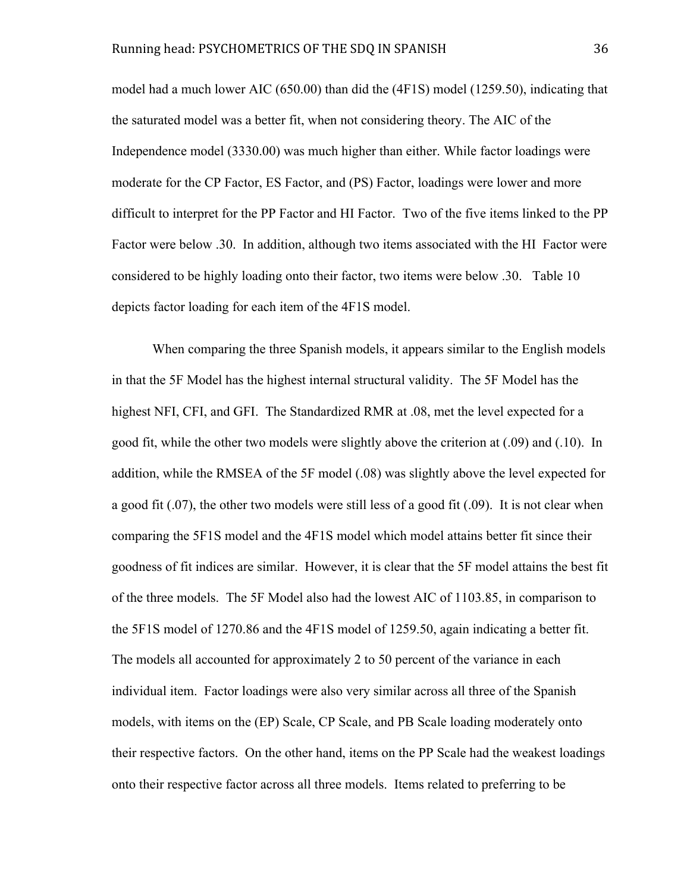model had a much lower AIC (650.00) than did the (4F1S) model (1259.50), indicating that the saturated model was a better fit, when not considering theory. The AIC of the Independence model (3330.00) was much higher than either. While factor loadings were moderate for the CP Factor, ES Factor, and (PS) Factor, loadings were lower and more difficult to interpret for the PP Factor and HI Factor. Two of the five items linked to the PP Factor were below .30. In addition, although two items associated with the HI Factor were considered to be highly loading onto their factor, two items were below .30. Table 10 depicts factor loading for each item of the 4F1S model.

When comparing the three Spanish models, it appears similar to the English models in that the 5F Model has the highest internal structural validity. The 5F Model has the highest NFI, CFI, and GFI. The Standardized RMR at .08, met the level expected for a good fit, while the other two models were slightly above the criterion at (.09) and (.10). In addition, while the RMSEA of the 5F model (.08) was slightly above the level expected for a good fit (.07), the other two models were still less of a good fit (.09). It is not clear when comparing the 5F1S model and the 4F1S model which model attains better fit since their goodness of fit indices are similar. However, it is clear that the 5F model attains the best fit of the three models. The 5F Model also had the lowest AIC of 1103.85, in comparison to the 5F1S model of 1270.86 and the 4F1S model of 1259.50, again indicating a better fit. The models all accounted for approximately 2 to 50 percent of the variance in each individual item. Factor loadings were also very similar across all three of the Spanish models, with items on the (EP) Scale, CP Scale, and PB Scale loading moderately onto their respective factors. On the other hand, items on the PP Scale had the weakest loadings onto their respective factor across all three models. Items related to preferring to be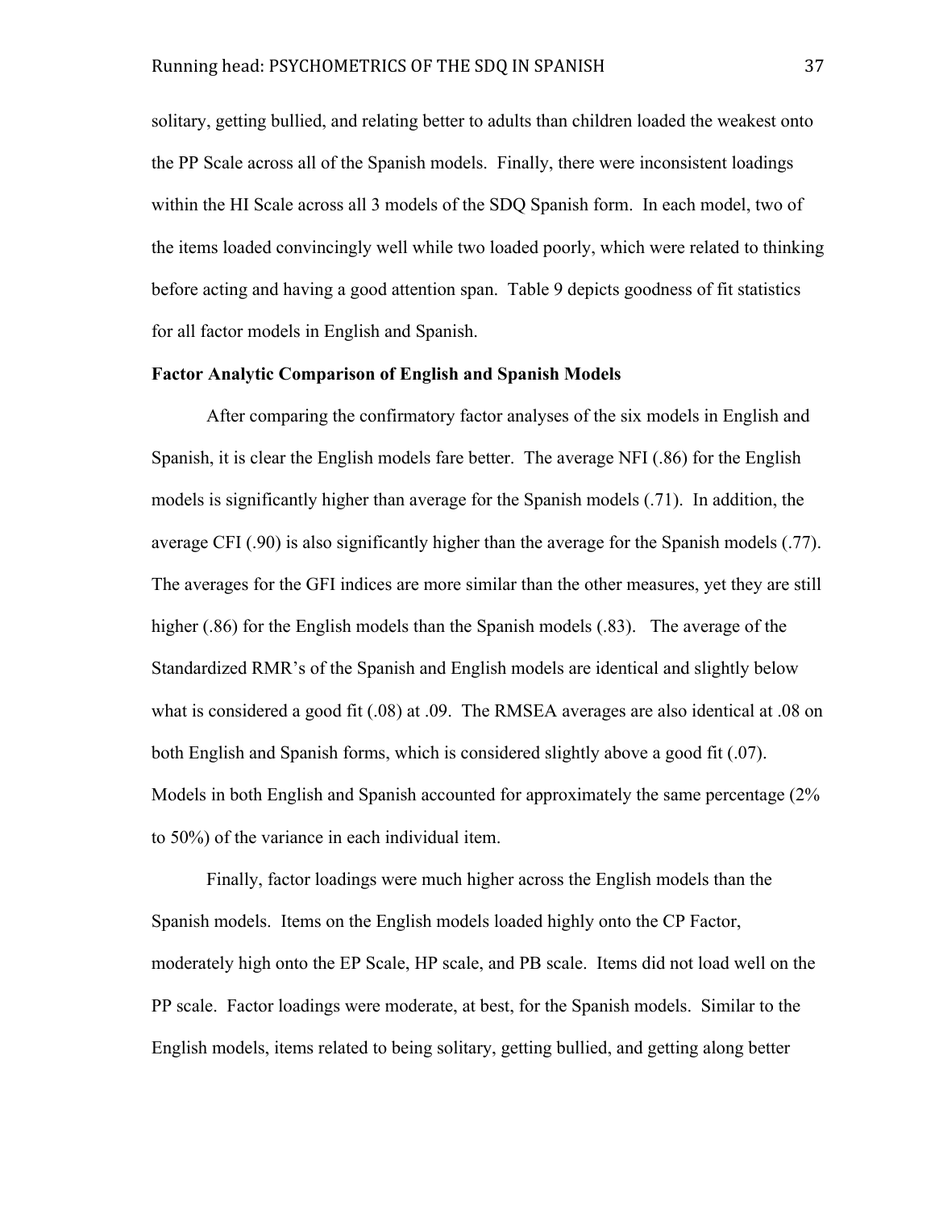solitary, getting bullied, and relating better to adults than children loaded the weakest onto the PP Scale across all of the Spanish models. Finally, there were inconsistent loadings within the HI Scale across all 3 models of the SDQ Spanish form. In each model, two of the items loaded convincingly well while two loaded poorly, which were related to thinking before acting and having a good attention span. Table 9 depicts goodness of fit statistics for all factor models in English and Spanish.

**Factor Analytic Comparison of English and Spanish Models**

After comparing the confirmatory factor analyses of the six models in English and Spanish, it is clear the English models fare better. The average NFI (.86) for the English models is significantly higher than average for the Spanish models (.71). In addition, the average CFI (.90) is also significantly higher than the average for the Spanish models (.77). The averages for the GFI indices are more similar than the other measures, yet they are still higher (.86) for the English models than the Spanish models (.83). The average of the Standardized RMR's of the Spanish and English models are identical and slightly below what is considered a good fit (.08) at .09. The RMSEA averages are also identical at .08 on both English and Spanish forms, which is considered slightly above a good fit (.07). Models in both English and Spanish accounted for approximately the same percentage (2% to 50%) of the variance in each individual item.

Finally, factor loadings were much higher across the English models than the Spanish models. Items on the English models loaded highly onto the CP Factor, moderately high onto the EP Scale, HP scale, and PB scale. Items did not load well on the PP scale. Factor loadings were moderate, at best, for the Spanish models. Similar to the English models, items related to being solitary, getting bullied, and getting along better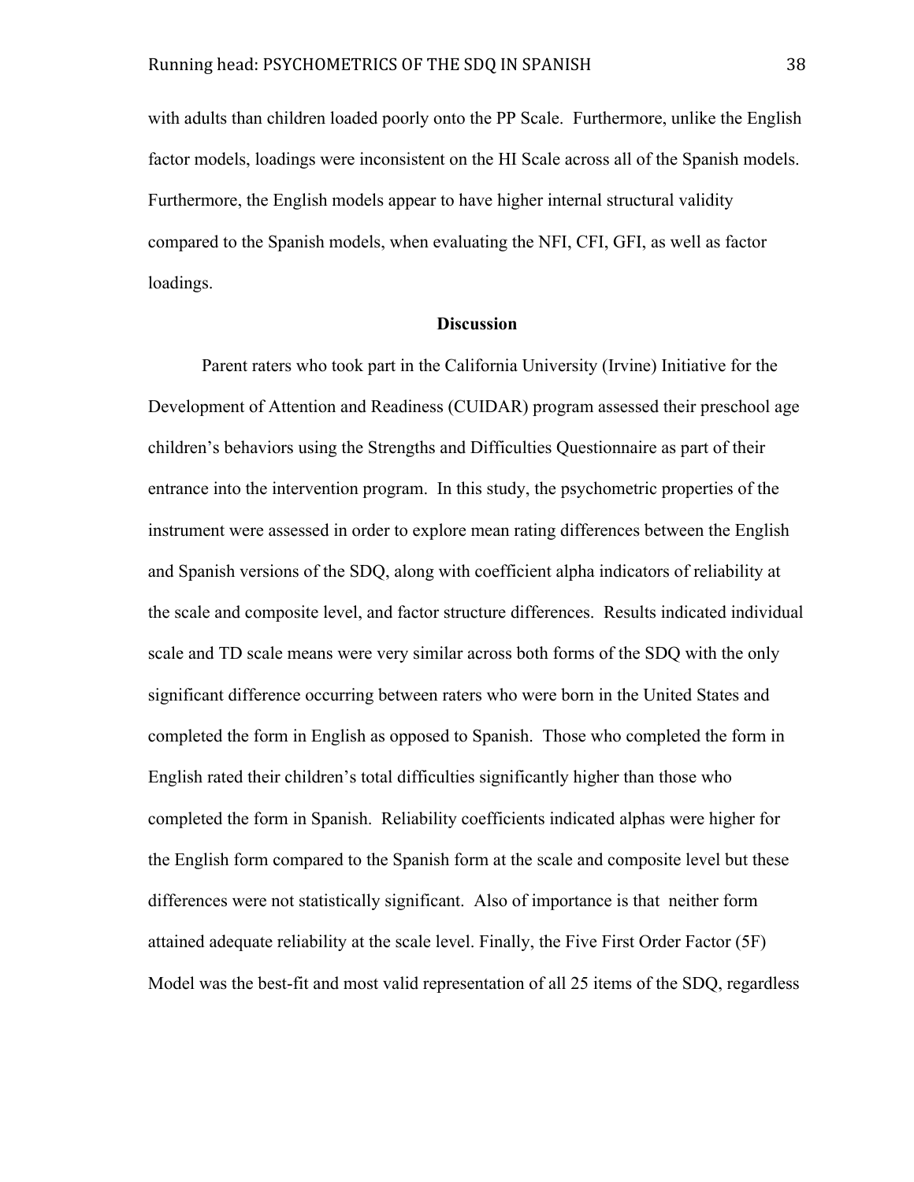with adults than children loaded poorly onto the PP Scale. Furthermore, unlike the English factor models, loadings were inconsistent on the HI Scale across all of the Spanish models. Furthermore, the English models appear to have higher internal structural validity compared to the Spanish models, when evaluating the NFI, CFI, GFI, as well as factor loadings.

## Discussion

Parent raters who took part in the California University (Irvine) Initiative for the Development of Attention and Readiness (CUIDAR) program assessed their preschool age children's behaviors using the Strengths and Difficulties Questionnaire as part of their entrance into the intervention program. In this study, the psychometric properties of the instrument were assessed in order to explore mean rating differences between the English and Spanish versions of the SDQ, along with coefficient alpha indicators of reliability at the scale and composite level, and factor structure differences. Results indicated individual scale and TD scale means were very similar across both forms of the SDQ with the only significant difference occurring between raters who were born in the United States and completed the form in English as opposed to Spanish. Those who completed the form in English rated their children's total difficulties significantly higher than those who completed the form in Spanish. Reliability coefficients indicated alphas were higher for the English form compared to the Spanish form at the scale and composite level but these differences were not statistically significant. Also of importance is that neither form attained adequate reliability at the scale level. Finally, the Five First Order Factor (5F) Model was the best-fit and most valid representation of all 25 items of the SDQ, regardless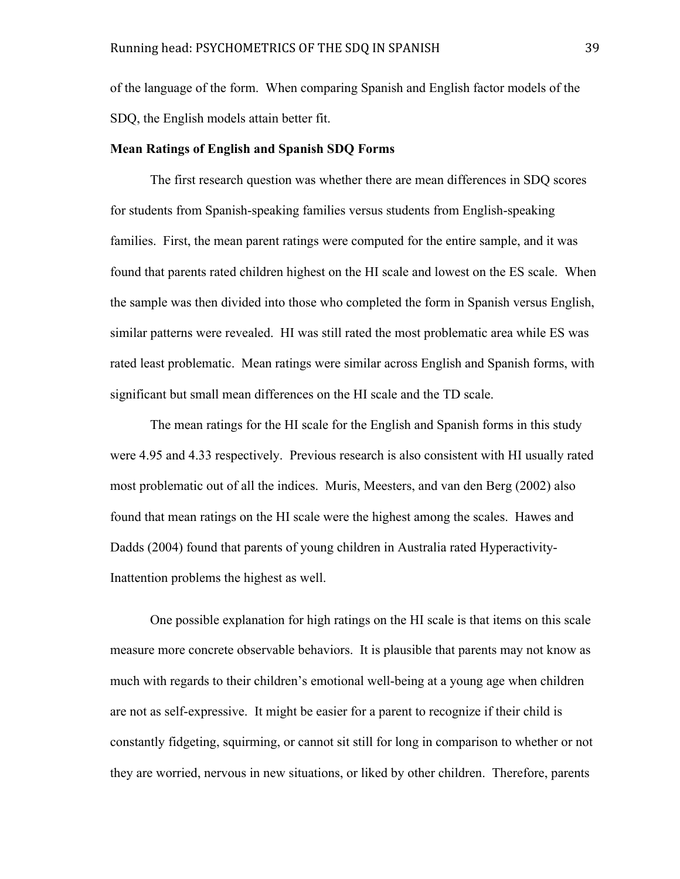of the language of the form. When comparing Spanish and English factor models of the SDQ, the English models attain better fit.

**Mean Ratings of English and Spanish SDQ Forms**

The first research question was whether there are mean differences in SDQ scores for students from Spanish-speaking families versus students from English-speaking families. First, the mean parent ratings were computed for the entire sample, and it was found that parents rated children highest on the HI scale and lowest on the ES scale. When the sample was then divided into those who completed the form in Spanish versus English, similar patterns were revealed. HI was still rated the most problematic area while ES was rated least problematic. Mean ratings were similar across English and Spanish forms, with significant but small mean differences on the HI scale and the TD scale.

The mean ratings for the HI scale for the English and Spanish forms in this study were 4.95 and 4.33 respectively. Previous research is also consistent with HI usually rated most problematic out of all the indices. Muris, Meesters, and van den Berg (2002) also found that mean ratings on the HI scale were the highest among the scales. Hawes and Dadds (2004) found that parents of young children in Australia rated Hyperactivity-Inattention problems the highest as well.

One possible explanation for high ratings on the HI scale is that items on this scale measure more concrete observable behaviors. It is plausible that parents may not know as much with regards to their children's emotional well-being at a young age when children are not as self-expressive. It might be easier for a parent to recognize if their child is constantly fidgeting, squirming, or cannot sit still for long in comparison to whether or not they are worried, nervous in new situations, or liked by other children. Therefore, parents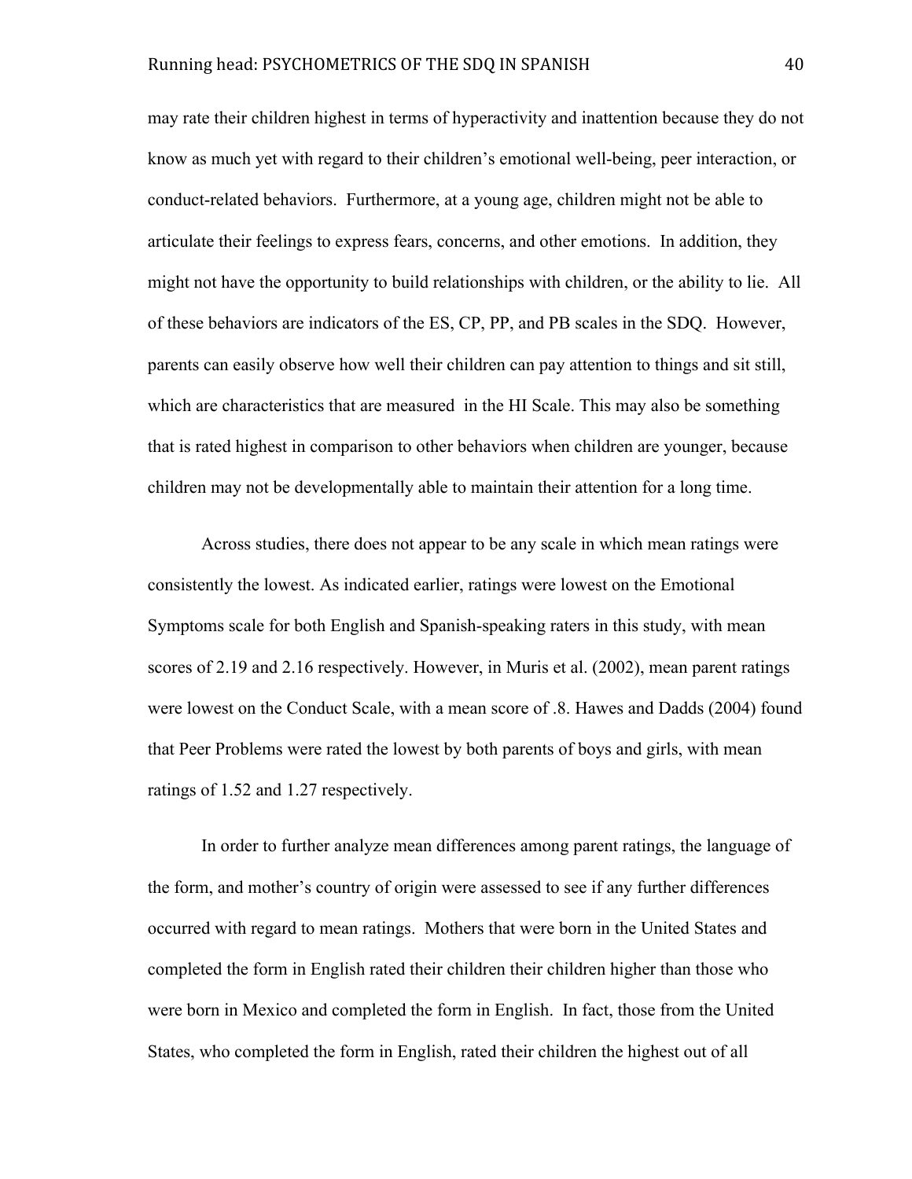may rate their children highest in terms of hyperactivity and inattention because they do not know as much yet with regard to their children's emotional well-being, peer interaction, or conduct-related behaviors. Furthermore, at a young age, children might not be able to articulate their feelings to express fears, concerns, and other emotions. In addition, they might not have the opportunity to build relationships with children, or the ability to lie. All of these behaviors are indicators of the ES, CP, PP, and PB scales in the SDQ. However, parents can easily observe how well their children can pay attention to things and sit still, which are characteristics that are measured in the HI Scale. This may also be something that is rated highest in comparison to other behaviors when children are younger, because children may not be developmentally able to maintain their attention for a long time.

Across studies, there does not appear to be any scale in which mean ratings were consistently the lowest. As indicated earlier, ratings were lowest on the Emotional Symptoms scale for both English and Spanish-speaking raters in this study, with mean scores of 2.19 and 2.16 respectively. However, in Muris et al. (2002), mean parent ratings were lowest on the Conduct Scale, with a mean score of .8. Hawes and Dadds (2004) found that Peer Problems were rated the lowest by both parents of boys and girls, with mean ratings of 1.52 and 1.27 respectively.

In order to further analyze mean differences among parent ratings, the language of the form, and mother's country of origin were assessed to see if any further differences occurred with regard to mean ratings. Mothers that were born in the United States and completed the form in English rated their children their children higher than those who were born in Mexico and completed the form in English. In fact, those from the United States, who completed the form in English, rated their children the highest out of all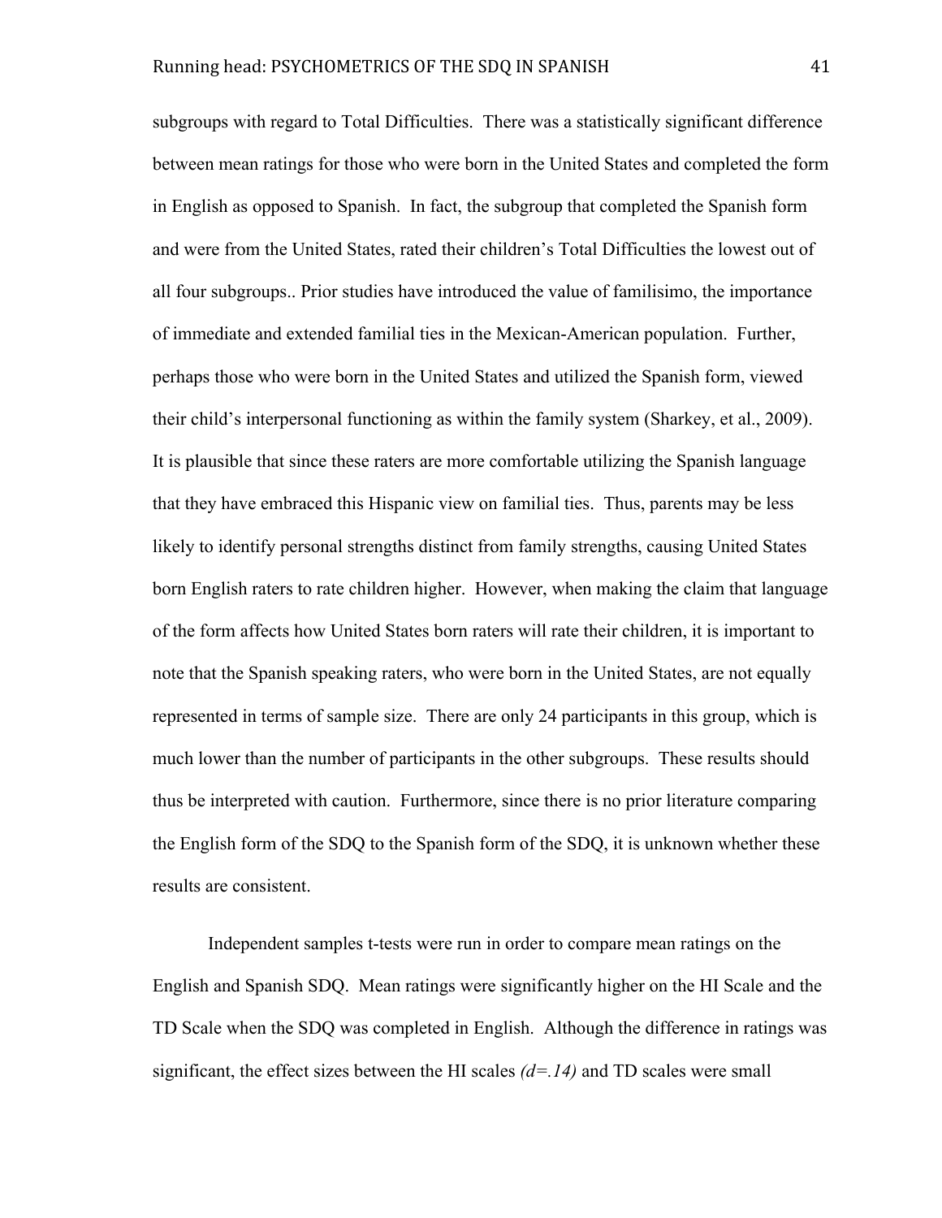subgroups with regard to Total Difficulties. There was a statistically significant difference between mean ratings for those who were born in the United States and completed the form in English as opposed to Spanish. In fact, the subgroup that completed the Spanish form and were from the United States, rated their children's Total Difficulties the lowest out of all four subgroups.. Prior studies have introduced the value of familisimo, the importance of immediate and extended familial ties in the Mexican-American population. Further, perhaps those who were born in the United States and utilized the Spanish form, viewed their child's interpersonal functioning as within the family system (Sharkey, et al., 2009). It is plausible that since these raters are more comfortable utilizing the Spanish language that they have embraced this Hispanic view on familial ties. Thus, parents may be less likely to identify personal strengths distinct from family strengths, causing United States born English raters to rate children higher. However, when making the claim that language of the form affects how United States born raters will rate their children, it is important to note that the Spanish speaking raters, who were born in the United States, are not equally represented in terms of sample size. There are only 24 participants in this group, which is much lower than the number of participants in the other subgroups. These results should thus be interpreted with caution. Furthermore, since there is no prior literature comparing the English form of the SDQ to the Spanish form of the SDQ, it is unknown whether these results are consistent.

Independent samples t-tests were run in order to compare mean ratings on the English and Spanish SDQ. Mean ratings were significantly higher on the HI Scale and the TD Scale when the SDQ was completed in English. Although the difference in ratings was significant, the effect sizes between the HI scales *(d=.14)* and TD scales were small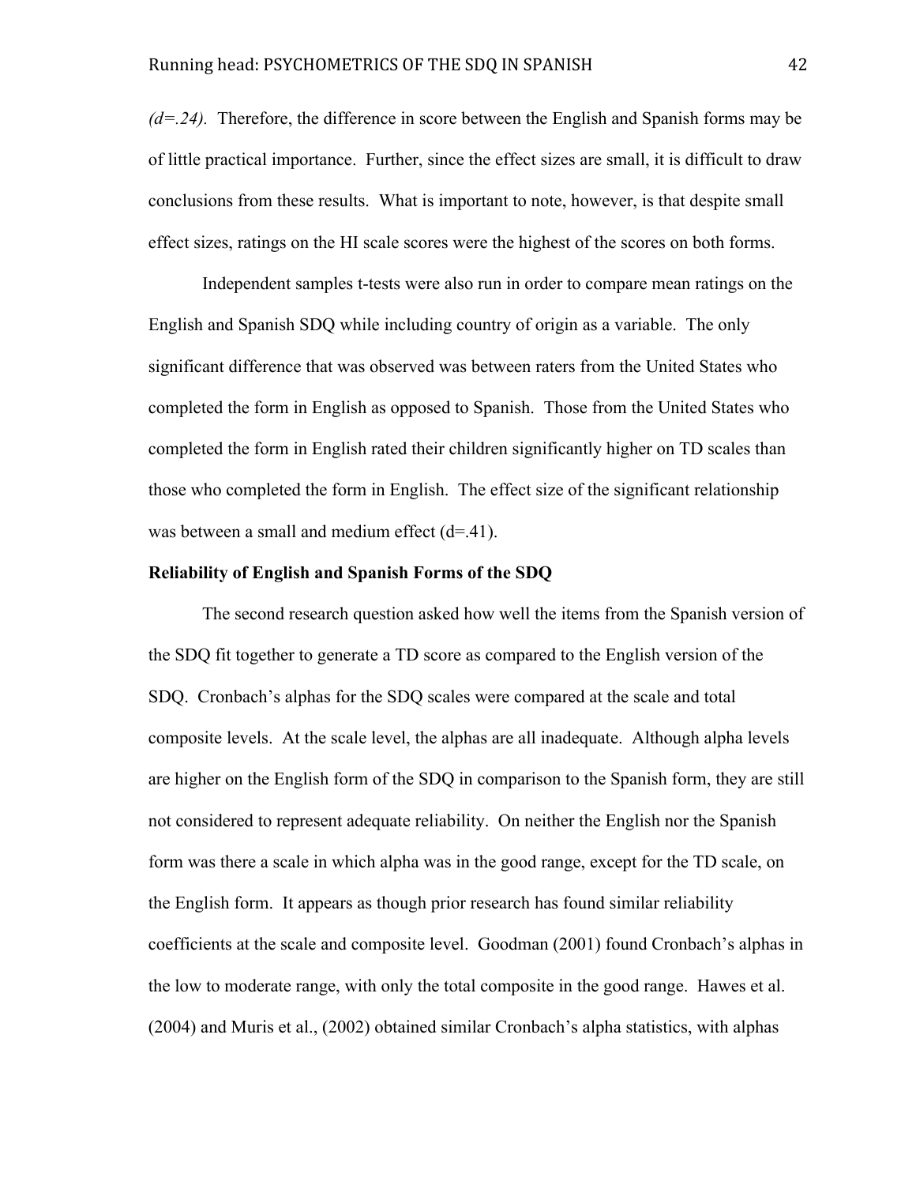*(d=.24).* Therefore, the difference in score between the English and Spanish forms may be of little practical importance. Further, since the effect sizes are small, it is difficult to draw conclusions from these results. What is important to note, however, is that despite small effect sizes, ratings on the HI scale scores were the highest of the scores on both forms.

Independent samples t-tests were also run in order to compare mean ratings on the English and Spanish SDQ while including country of origin as a variable. The only significant difference that was observed was between raters from the United States who completed the form in English as opposed to Spanish. Those from the United States who completed the form in English rated their children significantly higher on TD scales than those who completed the form in English. The effect size of the significant relationship was between a small and medium effect (d=.41).

**Reliability of English and Spanish Forms of the SDQ**

The second research question asked how well the items from the Spanish version of the SDQ fit together to generate a TD score as compared to the English version of the SDQ. Cronbach's alphas for the SDQ scales were compared at the scale and total composite levels. At the scale level, the alphas are all inadequate. Although alpha levels are higher on the English form of the SDQ in comparison to the Spanish form, they are still not considered to represent adequate reliability. On neither the English nor the Spanish form was there a scale in which alpha was in the good range, except for the TD scale, on the English form. It appears as though prior research has found similar reliability coefficients at the scale and composite level. Goodman (2001) found Cronbach's alphas in the low to moderate range, with only the total composite in the good range. Hawes et al. (2004) and Muris et al., (2002) obtained similar Cronbach's alpha statistics, with alphas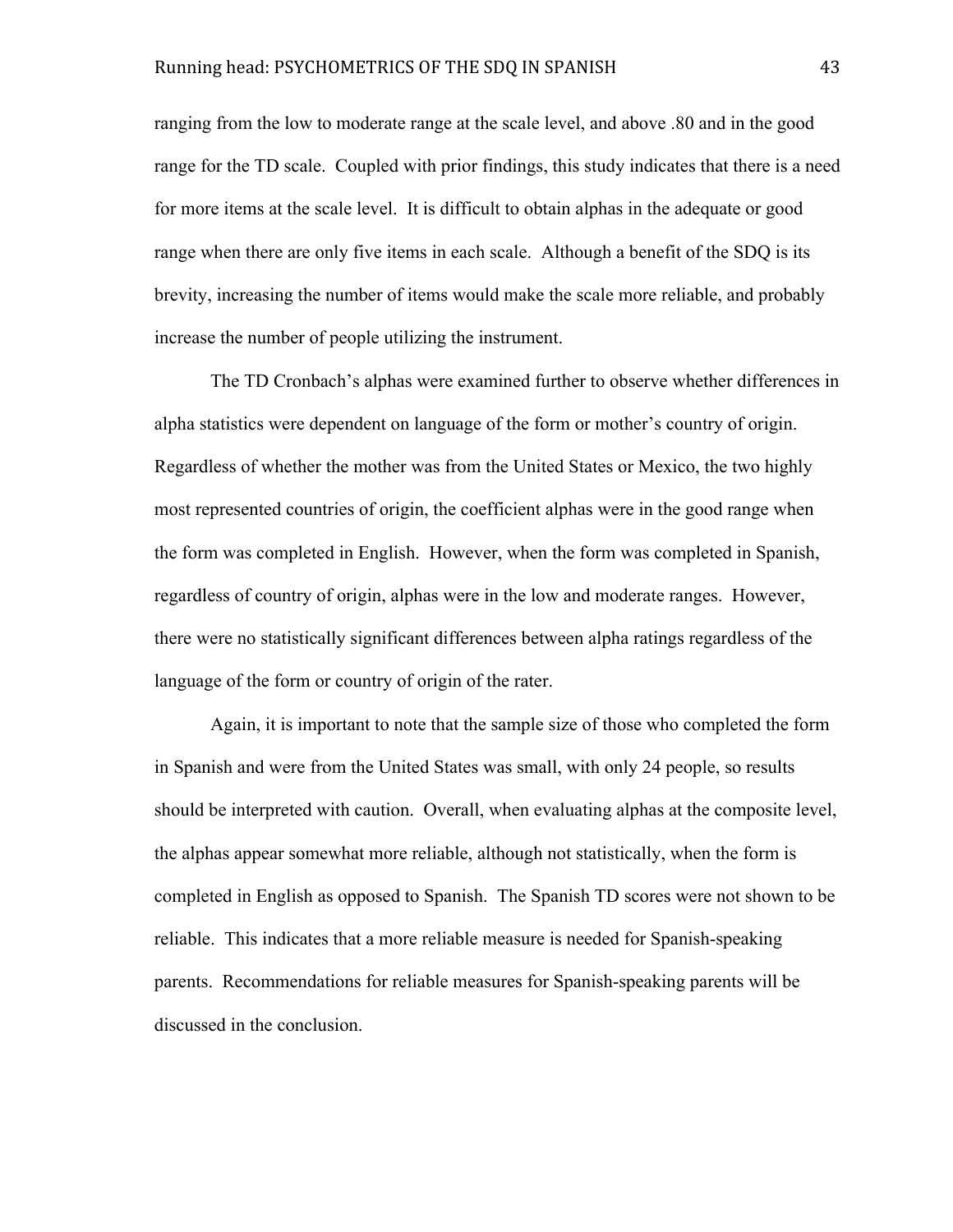ranging from the low to moderate range at the scale level, and above .80 and in the good range for the TD scale. Coupled with prior findings, this study indicates that there is a need for more items at the scale level. It is difficult to obtain alphas in the adequate or good range when there are only five items in each scale. Although a benefit of the SDQ is its brevity, increasing the number of items would make the scale more reliable, and probably increase the number of people utilizing the instrument.

The TD Cronbach's alphas were examined further to observe whether differences in alpha statistics were dependent on language of the form or mother's country of origin. Regardless of whether the mother was from the United States or Mexico, the two highly most represented countries of origin, the coefficient alphas were in the good range when the form was completed in English. However, when the form was completed in Spanish, regardless of country of origin, alphas were in the low and moderate ranges. However, there were no statistically significant differences between alpha ratings regardless of the language of the form or country of origin of the rater.

Again, it is important to note that the sample size of those who completed the form in Spanish and were from the United States was small, with only 24 people, so results should be interpreted with caution. Overall, when evaluating alphas at the composite level, the alphas appear somewhat more reliable, although not statistically, when the form is completed in English as opposed to Spanish. The Spanish TD scores were not shown to be reliable. This indicates that a more reliable measure is needed for Spanish-speaking parents. Recommendations for reliable measures for Spanish-speaking parents will be discussed in the conclusion.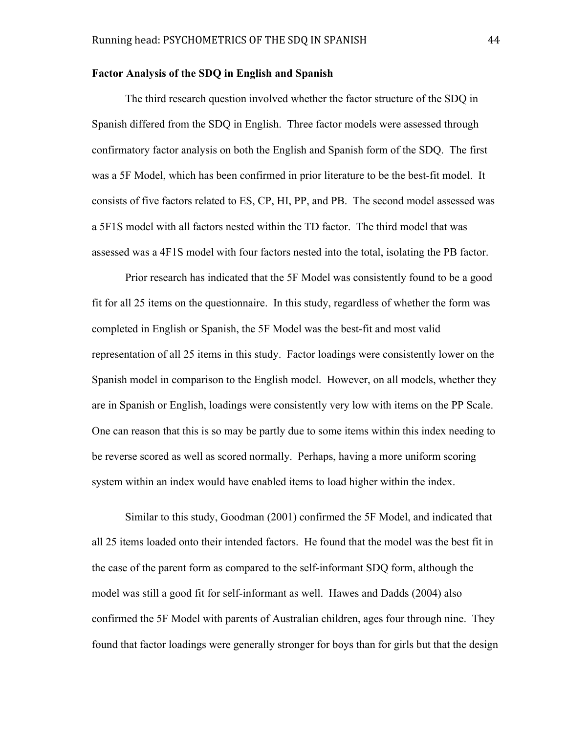**Factor Analysis of the SDQ in English and Spanish**

The third research question involved whether the factor structure of the SDQ in Spanish differed from the SDQ in English. Three factor models were assessed through confirmatory factor analysis on both the English and Spanish form of the SDQ. The first was a 5F Model, which has been confirmed in prior literature to be the best-fit model. It consists of five factors related to ES, CP, HI, PP, and PB. The second model assessed was a 5F1S model with all factors nested within the TD factor. The third model that was assessed was a 4F1S model with four factors nested into the total, isolating the PB factor.

Prior research has indicated that the 5F Model was consistently found to be a good fit for all 25 items on the questionnaire. In this study, regardless of whether the form was completed in English or Spanish, the 5F Model was the best-fit and most valid representation of all 25 items in this study. Factor loadings were consistently lower on the Spanish model in comparison to the English model. However, on all models, whether they are in Spanish or English, loadings were consistently very low with items on the PP Scale. One can reason that this is so may be partly due to some items within this index needing to be reverse scored as well as scored normally. Perhaps, having a more uniform scoring system within an index would have enabled items to load higher within the index.

Similar to this study, Goodman (2001) confirmed the 5F Model, and indicated that all 25 items loaded onto their intended factors. He found that the model was the best fit in the case of the parent form as compared to the self-informant SDQ form, although the model was still a good fit for self-informant as well. Hawes and Dadds (2004) also confirmed the 5F Model with parents of Australian children, ages four through nine. They found that factor loadings were generally stronger for boys than for girls but that the design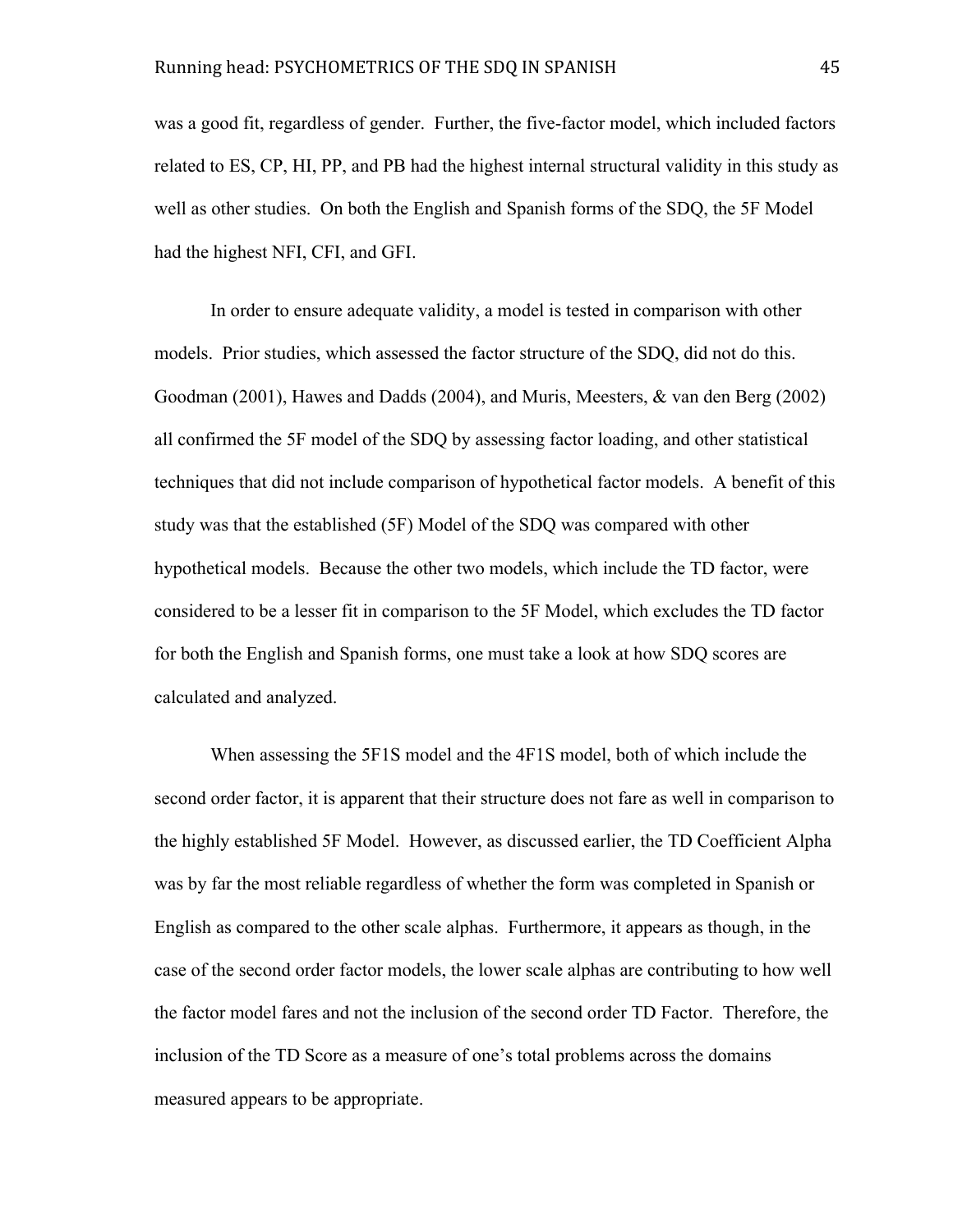was a good fit, regardless of gender. Further, the five-factor model, which included factors related to ES, CP, HI, PP, and PB had the highest internal structural validity in this study as well as other studies. On both the English and Spanish forms of the SDQ, the 5F Model had the highest NFI, CFI, and GFI.

In order to ensure adequate validity, a model is tested in comparison with other models. Prior studies, which assessed the factor structure of the SDQ, did not do this. Goodman (2001), Hawes and Dadds (2004), and Muris, Meesters, & van den Berg (2002) all confirmed the 5F model of the SDQ by assessing factor loading, and other statistical techniques that did not include comparison of hypothetical factor models. A benefit of this study was that the established (5F) Model of the SDQ was compared with other hypothetical models. Because the other two models, which include the TD factor, were considered to be a lesser fit in comparison to the 5F Model, which excludes the TD factor for both the English and Spanish forms, one must take a look at how SDQ scores are calculated and analyzed.

When assessing the 5F1S model and the 4F1S model, both of which include the second order factor, it is apparent that their structure does not fare as well in comparison to the highly established 5F Model. However, as discussed earlier, the TD Coefficient Alpha was by far the most reliable regardless of whether the form was completed in Spanish or English as compared to the other scale alphas. Furthermore, it appears as though, in the case of the second order factor models, the lower scale alphas are contributing to how well the factor model fares and not the inclusion of the second order TD Factor. Therefore, the inclusion of the TD Score as a measure of one's total problems across the domains measured appears to be appropriate.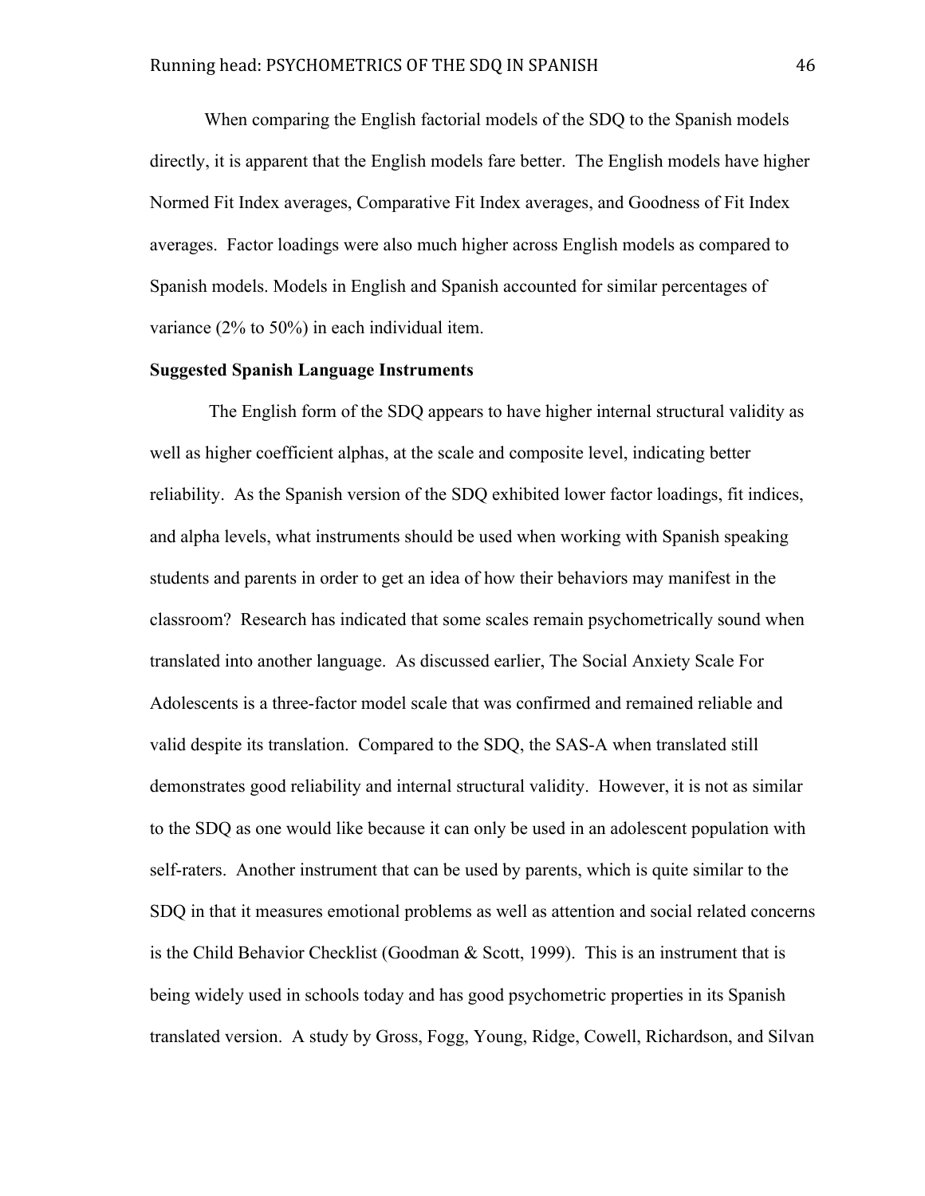When comparing the English factorial models of the SDQ to the Spanish models directly, it is apparent that the English models fare better. The English models have higher Normed Fit Index averages, Comparative Fit Index averages, and Goodness of Fit Index averages. Factor loadings were also much higher across English models as compared to Spanish models. Models in English and Spanish accounted for similar percentages of variance (2% to 50%) in each individual item.

**Suggested Spanish Language Instruments**

The English form of the SDQ appears to have higher internal structural validity as well as higher coefficient alphas, at the scale and composite level, indicating better reliability. As the Spanish version of the SDQ exhibited lower factor loadings, fit indices, and alpha levels, what instruments should be used when working with Spanish speaking students and parents in order to get an idea of how their behaviors may manifest in the classroom? Research has indicated that some scales remain psychometrically sound when translated into another language. As discussed earlier, The Social Anxiety Scale For Adolescents is a three-factor model scale that was confirmed and remained reliable and valid despite its translation. Compared to the SDQ, the SAS-A when translated still demonstrates good reliability and internal structural validity. However, it is not as similar to the SDQ as one would like because it can only be used in an adolescent population with self-raters. Another instrument that can be used by parents, which is quite similar to the SDQ in that it measures emotional problems as well as attention and social related concerns is the Child Behavior Checklist (Goodman & Scott, 1999). This is an instrument that is being widely used in schools today and has good psychometric properties in its Spanish translated version. A study by Gross, Fogg, Young, Ridge, Cowell, Richardson, and Silvan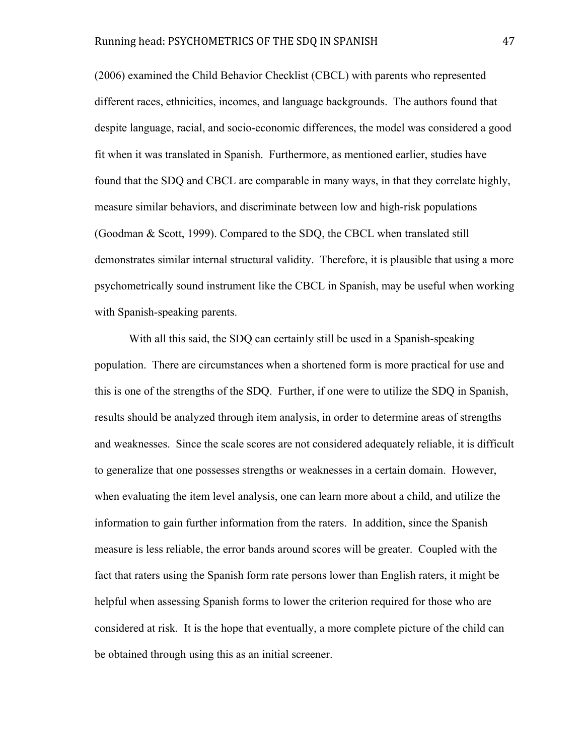(2006) examined the Child Behavior Checklist (CBCL) with parents who represented different races, ethnicities, incomes, and language backgrounds. The authors found that despite language, racial, and socio-economic differences, the model was considered a good fit when it was translated in Spanish. Furthermore, as mentioned earlier, studies have found that the SDQ and CBCL are comparable in many ways, in that they correlate highly, measure similar behaviors, and discriminate between low and high-risk populations (Goodman & Scott, 1999). Compared to the SDQ, the CBCL when translated still demonstrates similar internal structural validity. Therefore, it is plausible that using a more psychometrically sound instrument like the CBCL in Spanish, may be useful when working with Spanish-speaking parents.

With all this said, the SDQ can certainly still be used in a Spanish-speaking population. There are circumstances when a shortened form is more practical for use and this is one of the strengths of the SDQ. Further, if one were to utilize the SDQ in Spanish, results should be analyzed through item analysis, in order to determine areas of strengths and weaknesses. Since the scale scores are not considered adequately reliable, it is difficult to generalize that one possesses strengths or weaknesses in a certain domain. However, when evaluating the item level analysis, one can learn more about a child, and utilize the information to gain further information from the raters. In addition, since the Spanish measure is less reliable, the error bands around scores will be greater. Coupled with the fact that raters using the Spanish form rate persons lower than English raters, it might be helpful when assessing Spanish forms to lower the criterion required for those who are considered at risk. It is the hope that eventually, a more complete picture of the child can be obtained through using this as an initial screener.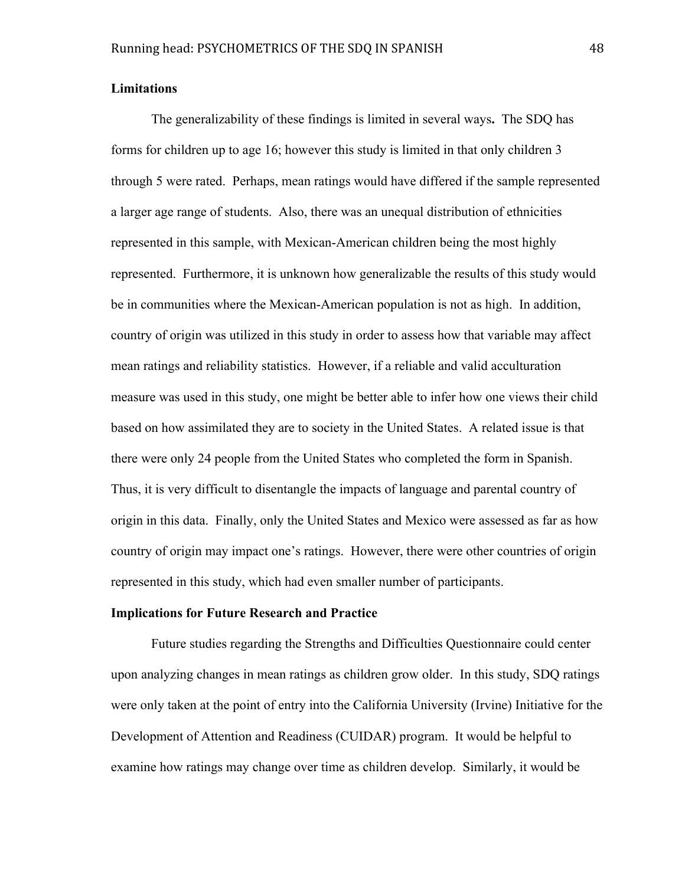## Limitations

The generalizability of these findings is limited in several ways**.** The SDQ has forms for children up to age 16; however this study is limited in that only children 3 through 5 were rated. Perhaps, mean ratings would have differed if the sample represented a larger age range of students. Also, there was an unequal distribution of ethnicities represented in this sample, with Mexican-American children being the most highly represented. Furthermore, it is unknown how generalizable the results of this study would be in communities where the Mexican-American population is not as high. In addition, country of origin was utilized in this study in order to assess how that variable may affect mean ratings and reliability statistics. However, if a reliable and valid acculturation measure was used in this study, one might be better able to infer how one views their child based on how assimilated they are to society in the United States. A related issue is that there were only 24 people from the United States who completed the form in Spanish. Thus, it is very difficult to disentangle the impacts of language and parental country of origin in this data. Finally, only the United States and Mexico were assessed as far as how country of origin may impact one's ratings. However, there were other countries of origin represented in this study, which had even smaller number of participants.

## Implications for Future Research and Practice

Future studies regarding the Strengths and Difficulties Questionnaire could center upon analyzing changes in mean ratings as children grow older. In this study, SDQ ratings were only taken at the point of entry into the California University (Irvine) Initiative for the Development of Attention and Readiness (CUIDAR) program. It would be helpful to examine how ratings may change over time as children develop. Similarly, it would be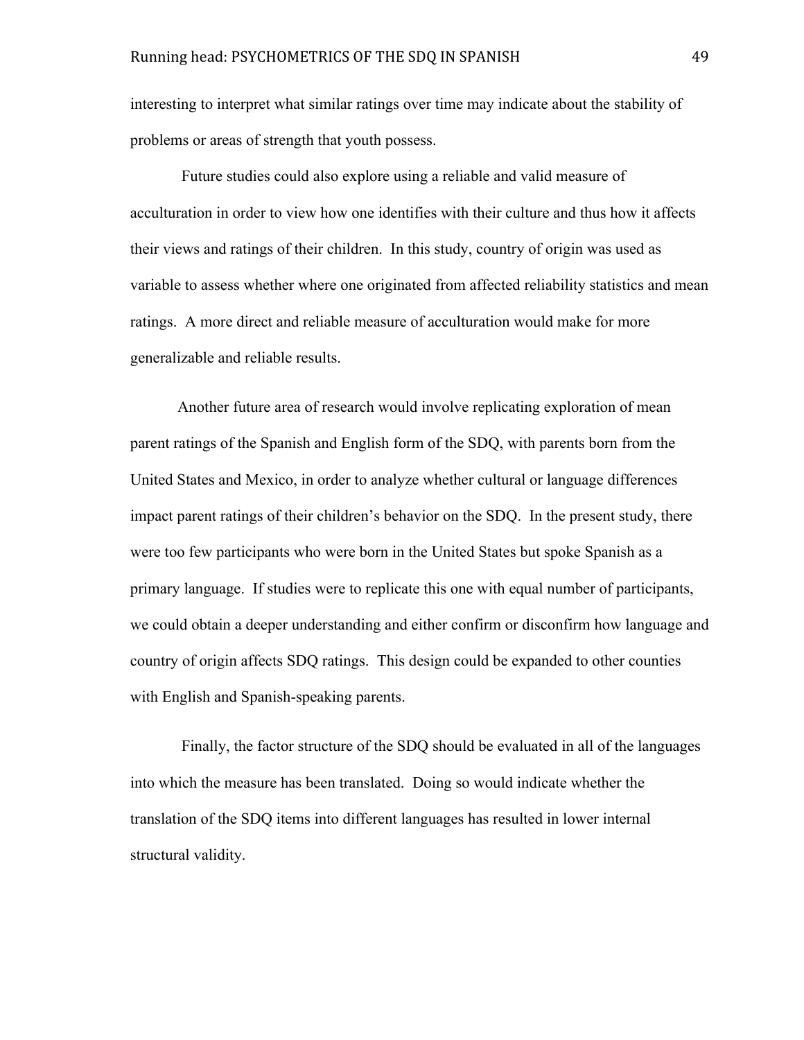interesting to interpret what similar ratings over time may indicate about the stability of problems or areas of strength that youth possess.

Future studies could also explore using a reliable and valid measure of acculturation in order to view how one identifies with their culture and thus how it affects their views and ratings of their children. In this study, country of origin was used as variable to assess whether where one originated from affected reliability statistics and mean ratings. A more direct and reliable measure of acculturation would make for more generalizable and reliable results.

Another future area of research would involve replicating exploration of mean parent ratings of the Spanish and English form of the SDQ, with parents born from the United States and Mexico, in order to analyze whether cultural or language differences impact parent ratings of their children's behavior on the SDQ. In the present study, there were too few participants who were born in the United States but spoke Spanish as a primary language. If studies were to replicate this one with equal number of participants, we could obtain a deeper understanding and either confirm or disconfirm how language and country of origin affects SDQ ratings. This design could be expanded to other counties with English and Spanish-speaking parents.

Finally, the factor structure of the SDQ should be evaluated in all of the languages into which the measure has been translated. Doing so would indicate whether the translation of the SDQ items into different languages has resulted in lower internal structural validity.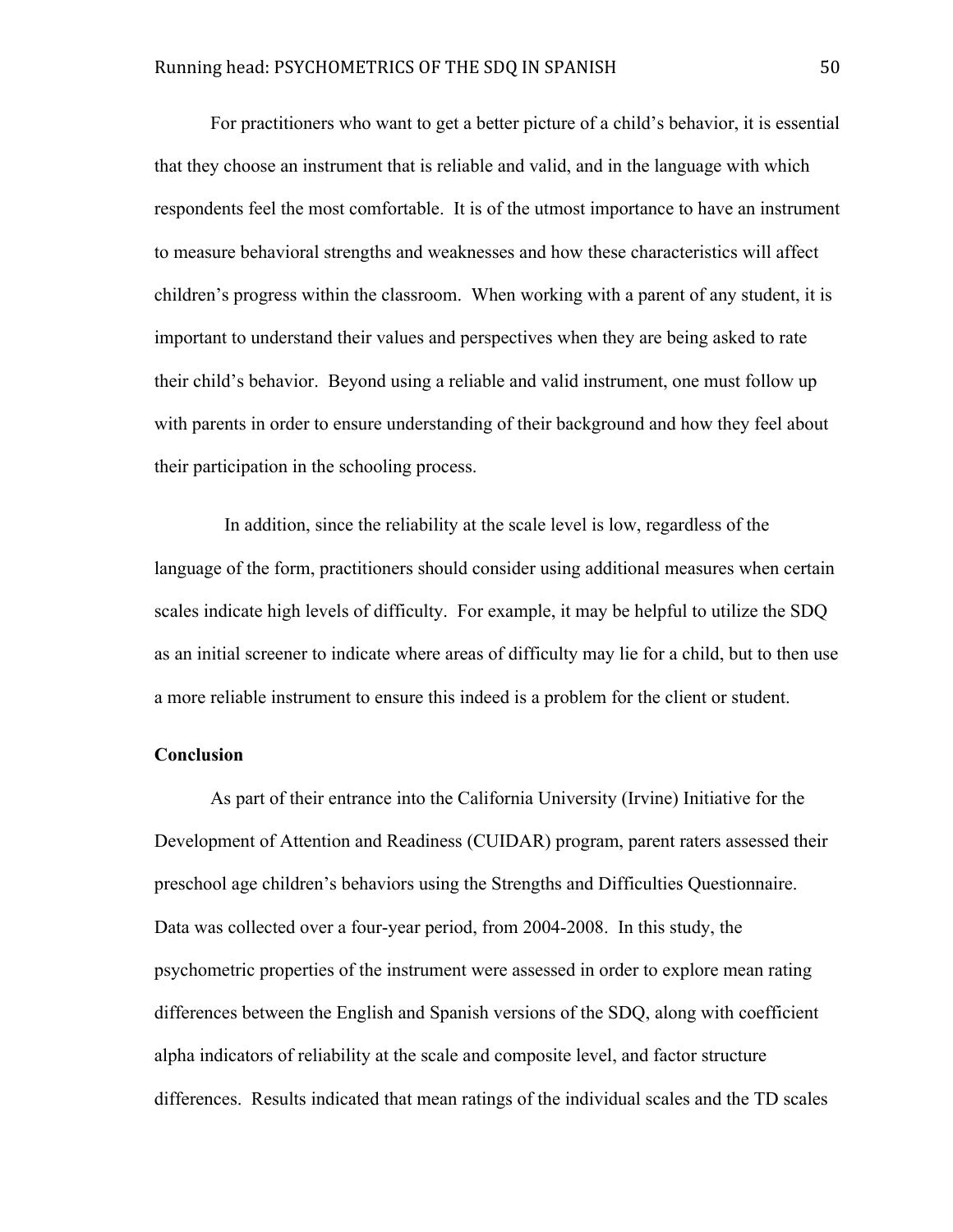For practitioners who want to get a better picture of a child's behavior, it is essential that they choose an instrument that is reliable and valid, and in the language with which respondents feel the most comfortable. It is of the utmost importance to have an instrument to measure behavioral strengths and weaknesses and how these characteristics will affect children's progress within the classroom. When working with a parent of any student, it is important to understand their values and perspectives when they are being asked to rate their child's behavior. Beyond using a reliable and valid instrument, one must follow up with parents in order to ensure understanding of their background and how they feel about their participation in the schooling process.

In addition, since the reliability at the scale level is low, regardless of the language of the form, practitioners should consider using additional measures when certain scales indicate high levels of difficulty. For example, it may be helpful to utilize the SDQ as an initial screener to indicate where areas of difficulty may lie for a child, but to then use a more reliable instrument to ensure this indeed is a problem for the client or student.

**Conclusion**

As part of their entrance into the California University (Irvine) Initiative for the Development of Attention and Readiness (CUIDAR) program, parent raters assessed their preschool age children's behaviors using the Strengths and Difficulties Questionnaire. Data was collected over a four-year period, from 2004-2008. In this study, the psychometric properties of the instrument were assessed in order to explore mean rating differences between the English and Spanish versions of the SDQ, along with coefficient alpha indicators of reliability at the scale and composite level, and factor structure differences. Results indicated that mean ratings of the individual scales and the TD scales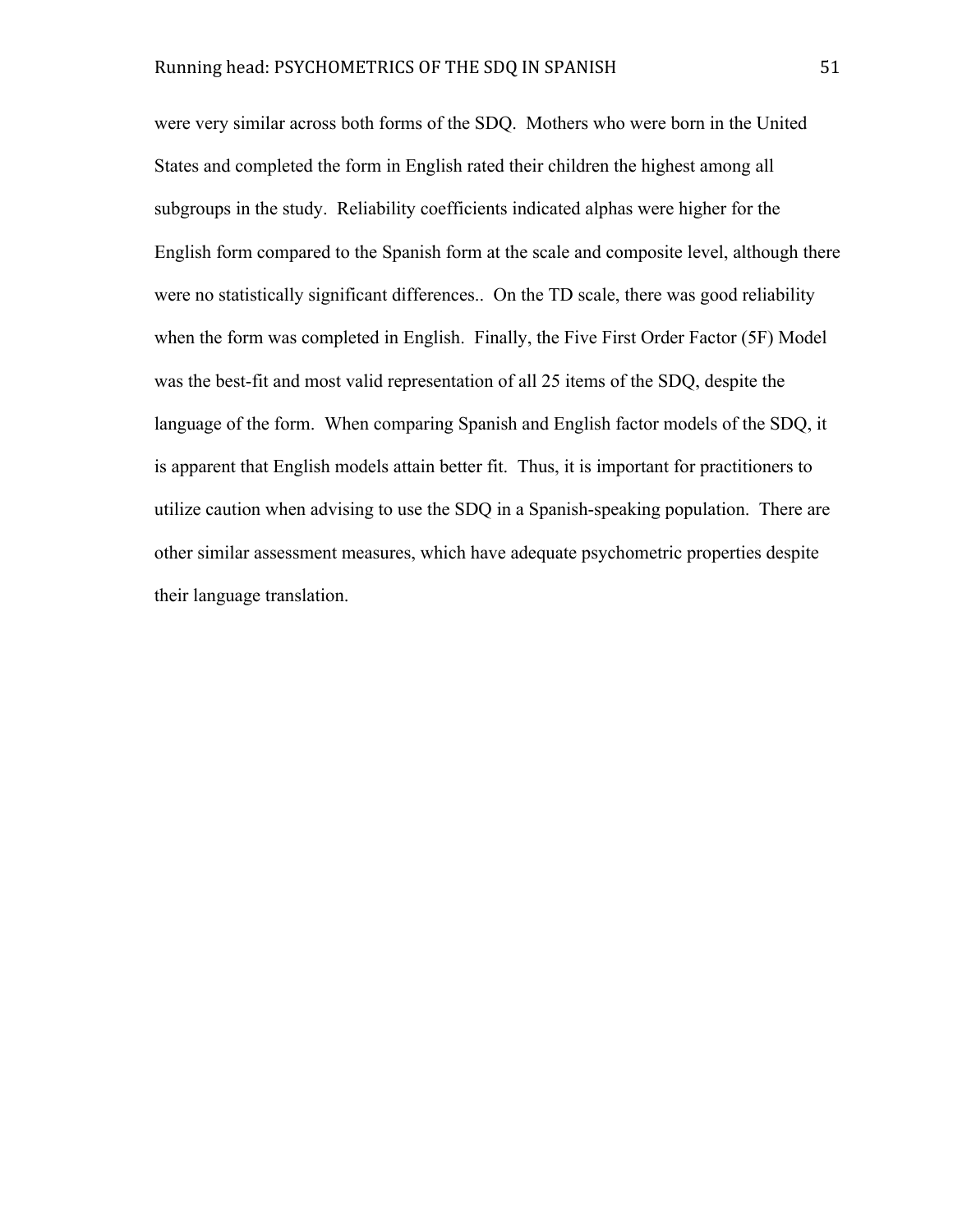were very similar across both forms of the SDQ. Mothers who were born in the United States and completed the form in English rated their children the highest among all subgroups in the study. Reliability coefficients indicated alphas were higher for the English form compared to the Spanish form at the scale and composite level, although there were no statistically significant differences.. On the TD scale, there was good reliability when the form was completed in English. Finally, the Five First Order Factor (5F) Model was the best-fit and most valid representation of all 25 items of the SDQ, despite the language of the form. When comparing Spanish and English factor models of the SDQ, it is apparent that English models attain better fit. Thus, it is important for practitioners to utilize caution when advising to use the SDQ in a Spanish-speaking population. There are other similar assessment measures, which have adequate psychometric properties despite their language translation.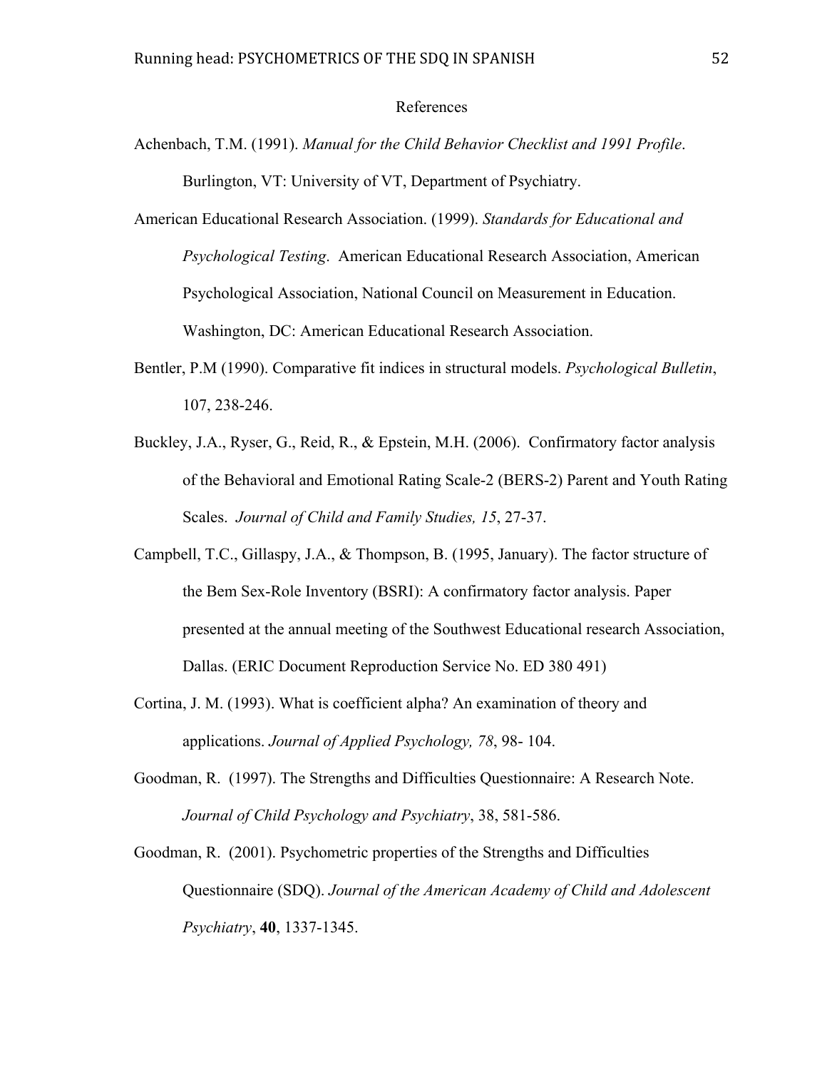# References

Achenbach, T.M. (1991). *Manual for the Child Behavior Checklist and 1991 Profile*. Burlington, VT: University of VT, Department of Psychiatry.

American Educational Research Association. (1999). *Standards for Educational and Psychological Testing*. American Educational Research Association, American Psychological Association, National Council on Measurement in Education. Washington, DC: American Educational Research Association.

Bentler, P.M (1990). Comparative fit indices in structural models. *Psychological Bulletin*, 107, 238-246.

Buckley, J.A., Ryser, G., Reid, R., & Epstein, M.H. (2006). Confirmatory factor analysis of the Behavioral and Emotional Rating Scale-2 (BERS-2) Parent and Youth Rating Scales. *Journal of Child and Family Studies, 15*, 27-37.

Campbell, T.C., Gillaspy, J.A., & Thompson, B. (1995, January). The factor structure of the Bem Sex-Role Inventory (BSRI): A confirmatory factor analysis. Paper presented at the annual meeting of the Southwest Educational research Association, Dallas. (ERIC Document Reproduction Service No. ED 380 491)

Cortina, J. M. (1993). What is coefficient alpha? An examination of theory and applications. *Journal of Applied Psychology, 78*, 98- 104.

Goodman, R. (1997). The Strengths and Difficulties Questionnaire: A Research Note. *Journal of Child Psychology and Psychiatry*, 38, 581-586.

Goodman, R. (2001). Psychometric properties of the Strengths and Difficulties Questionnaire (SDQ). *Journal of the American Academy of Child and Adolescent Psychiatry*, **40**, 1337-1345.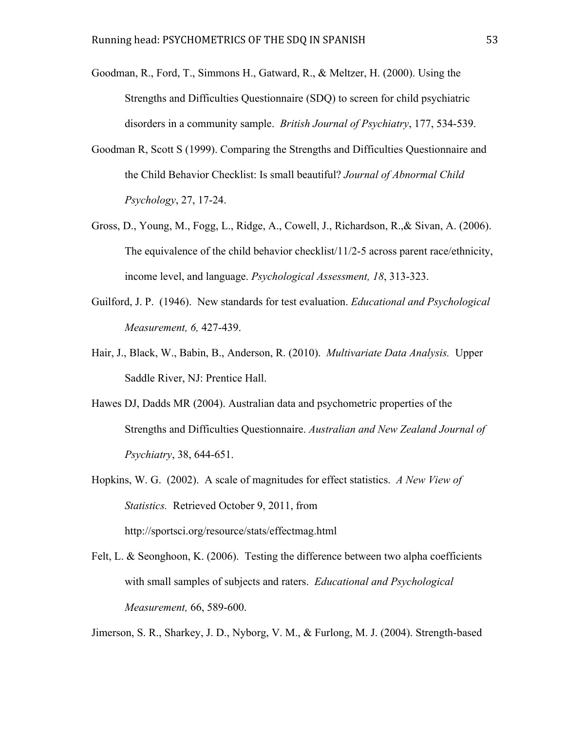Goodman, R., Ford, T., Simmons H., Gatward, R., & Meltzer, H. (2000). Using the Strengths and Difficulties Questionnaire (SDQ) to screen for child psychiatric disorders in a community sample. *British Journal of Psychiatry*, 177, 534-539.

Goodman R, Scott S (1999). Comparing the Strengths and Difficulties Questionnaire and the Child Behavior Checklist: Is small beautiful? *Journal of Abnormal Child Psychology*, 27, 17-24.

Gross, D., Young, M., Fogg, L., Ridge, A., Cowell, J., Richardson, R.,& Sivan, A. (2006). The equivalence of the child behavior checklist/11/2-5 across parent race/ethnicity, income level, and language. *Psychological Assessment, 18*, 313-323.

Guilford, J. P. (1946). New standards for test evaluation. *Educational and Psychological Measurement, 6,* 427-439.

Hair, J., Black, W., Babin, B., Anderson, R. (2010). *Multivariate Data Analysis.* Upper Saddle River, NJ: Prentice Hall.

Hawes DJ, Dadds MR (2004). Australian data and psychometric properties of the Strengths and Difficulties Questionnaire. *Australian and New Zealand Journal of Psychiatry*, 38, 644-651.

Hopkins, W. G. (2002). A scale of magnitudes for effect statistics. *A New View of Statistics.* Retrieved October 9, 2011, from http://sportsci.org/resource/stats/effectmag.html

Felt, L. & Seonghoon, K. (2006). Testing the difference between two alpha coefficients with small samples of subjects and raters. *Educational and Psychological Measurement,* 66, 589-600.

Jimerson, S. R., Sharkey, J. D., Nyborg, V. M., & Furlong, M. J. (2004). Strength-based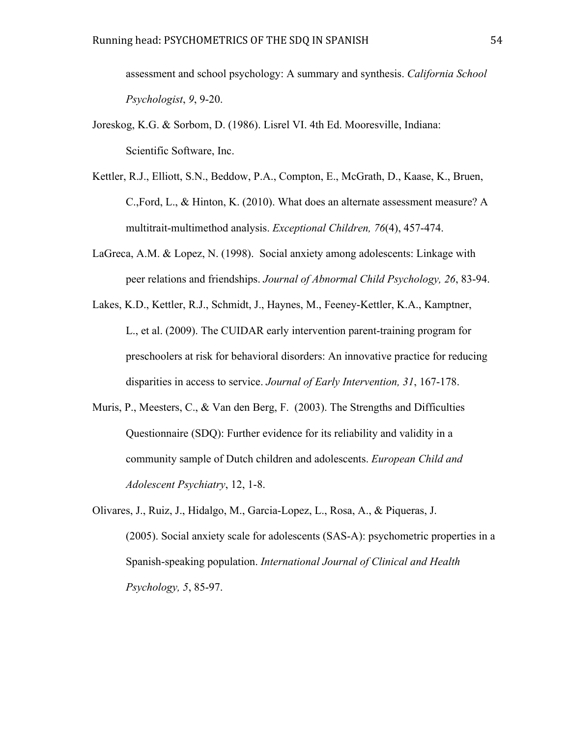assessment and school psychology: A summary and synthesis. *California School Psychologist*, *9*, 9-20.

Joreskog, K.G. & Sorbom, D. (1986). Lisrel VI. 4th Ed. Mooresville, Indiana: Scientific Software, Inc.

Kettler, R.J., Elliott, S.N., Beddow, P.A., Compton, E., McGrath, D., Kaase, K., Bruen, C.,Ford, L., & Hinton, K. (2010). What does an alternate assessment measure? A multitrait-multimethod analysis. *Exceptional Children, 76*(4), 457-474.

LaGreca, A.M. & Lopez, N. (1998). Social anxiety among adolescents: Linkage with peer relations and friendships. *Journal of Abnormal Child Psychology, 26*, 83-94.

Lakes, K.D., Kettler, R.J., Schmidt, J., Haynes, M., Feeney-Kettler, K.A., Kamptner, L., et al. (2009). The CUIDAR early intervention parent-training program for preschoolers at risk for behavioral disorders: An innovative practice for reducing disparities in access to service. *Journal of Early Intervention, 31*, 167-178.

Muris, P., Meesters, C., & Van den Berg, F. (2003). The Strengths and Difficulties Questionnaire (SDQ): Further evidence for its reliability and validity in a community sample of Dutch children and adolescents. *European Child and Adolescent Psychiatry*, 12, 1-8.

Olivares, J., Ruiz, J., Hidalgo, M., Garcia-Lopez, L., Rosa, A., & Piqueras, J. (2005). Social anxiety scale for adolescents (SAS-A): psychometric properties in a Spanish-speaking population. *International Journal of Clinical and Health Psychology, 5*, 85-97.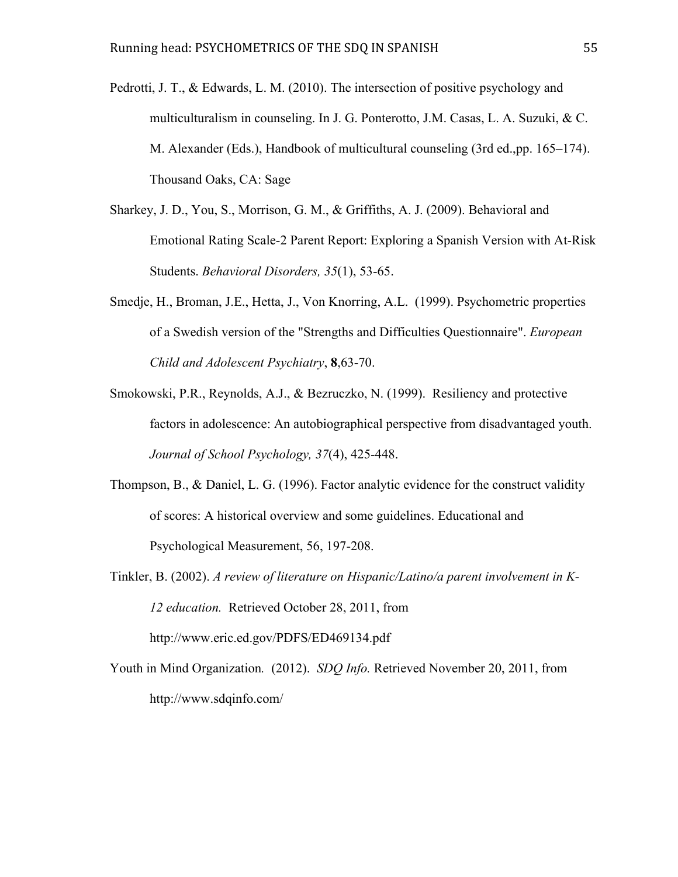Pedrotti, J. T., & Edwards, L. M. (2010). The intersection of positive psychology and multiculturalism in counseling. In J. G. Ponterotto, J.M. Casas, L. A. Suzuki, & C. M. Alexander (Eds.), Handbook of multicultural counseling (3rd ed.,pp. 165–174). Thousand Oaks, CA: Sage

Sharkey, J. D., You, S., Morrison, G. M., & Griffiths, A. J. (2009). Behavioral and Emotional Rating Scale-2 Parent Report: Exploring a Spanish Version with At-Risk Students. *Behavioral Disorders, 35*(1), 53-65.

Smedje, H., Broman, J.E., Hetta, J., Von Knorring, A.L. (1999). Psychometric properties of a Swedish version of the "Strengths and Difficulties Questionnaire". *European Child and Adolescent Psychiatry*, **8**,63-70.

Smokowski, P.R., Reynolds, A.J., & Bezruczko, N. (1999). Resiliency and protective factors in adolescence: An autobiographical perspective from disadvantaged youth. *Journal of School Psychology, 37*(4), 425-448.

Thompson, B., & Daniel, L. G. (1996). Factor analytic evidence for the construct validity of scores: A historical overview and some guidelines. Educational and Psychological Measurement, 56, 197-208.

Tinkler, B. (2002). *A review of literature on Hispanic/Latino/a parent involvement in K-12 education.* Retrieved October 28, 2011, from http://www.eric.ed.gov/PDFS/ED469134.pdf

Youth in Mind Organization. (2012). *SDQ Info.* Retrieved November 20, 2011, from http://www.sdqinfo.com/